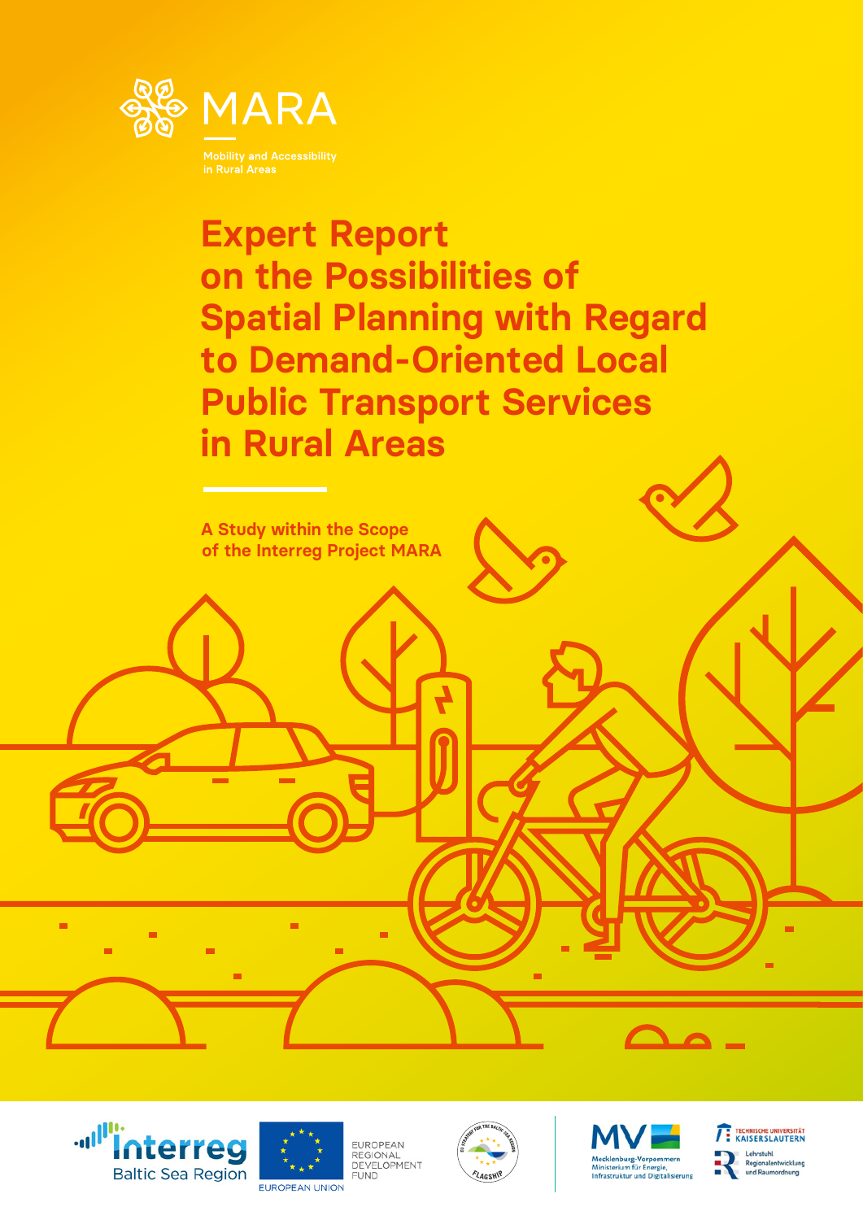MARA

Mobility and Accessibility in Rural Areas

# Expert Report on the Possibilities of Spatial Planning with Regard to Demand-Oriented Local Public Transport Services in Rural Areas

**A Study within the Scope of the Interreg Project MARA**

Interreg Baltic Sea Region

EUROPEAN UNION

EUROPEAN REGIONAL DEVELOPMENT FUND

EU STRATEGY FOR THE BALTIC SEA REGION FLAGSHIP

MV Mecklenburg-Vorpommern Ministerium für Energie, Infrastruktur und Digitalisierung

TECHNISCHE UNIVERSITÄT KAISERSLAUTERN Lehrstuhl Regionalentwicklung und Raumordnung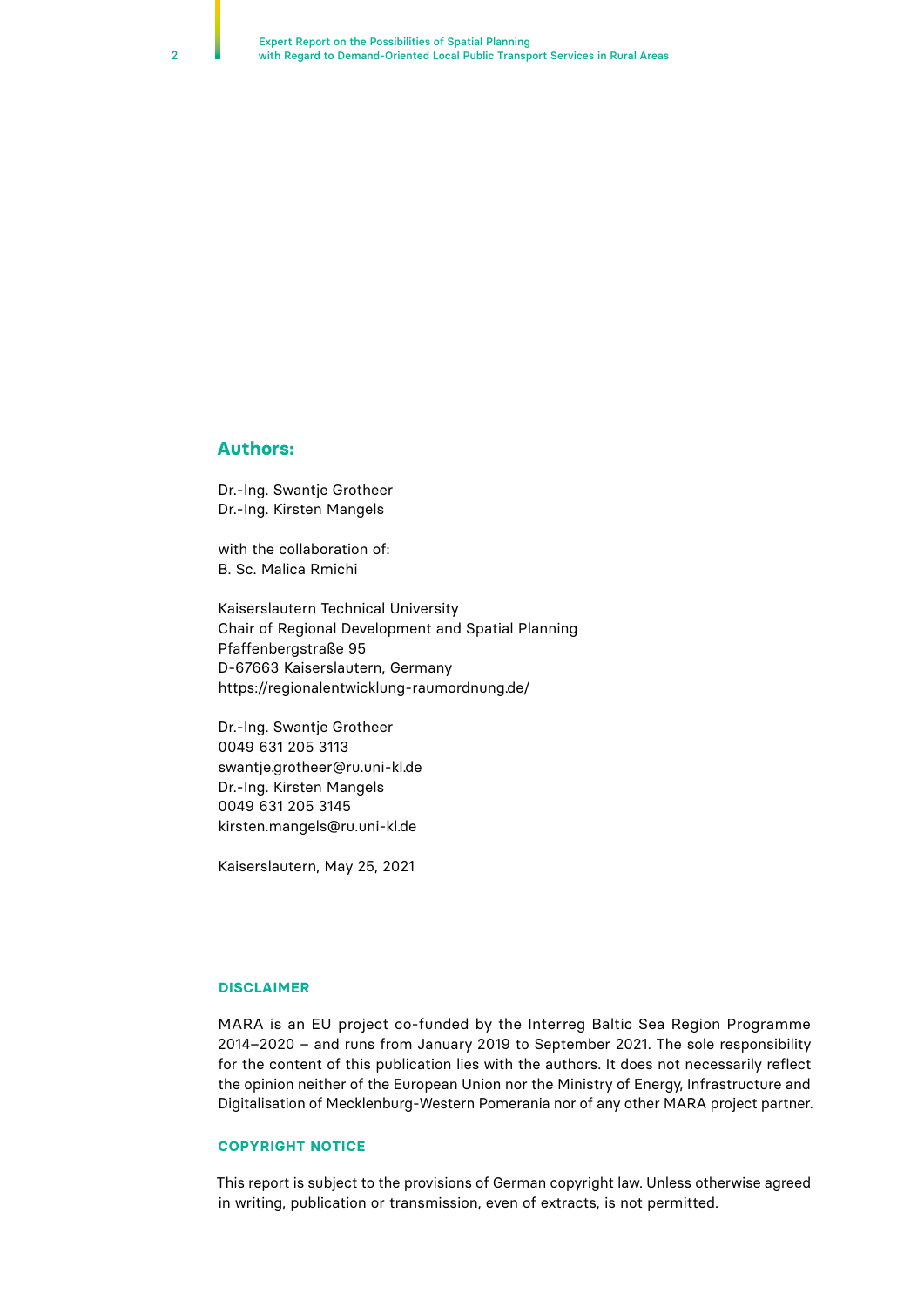## Authors:

Dr.-Ing. Swantje Grotheer
Dr.-Ing. Kirsten Mangels

with the collaboration of:
B. Sc. Malica Rmichi

Kaiserslautern Technical University
Chair of Regional Development and Spatial Planning
Pfaffenbergstraße 95
D-67663 Kaiserslautern, Germany
https://regionalentwicklung-raumordnung.de/

Dr.-Ing. Swantje Grotheer
0049 631 205 3113
swantje.grotheer@ru.uni-kl.de
Dr.-Ing. Kirsten Mangels
0049 631 205 3145
kirsten.mangels@ru.uni-kl.de

Kaiserslautern, May 25, 2021

### DISCLAIMER

MARA is an EU project co-funded by the Interreg Baltic Sea Region Programme 2014–2020 – and runs from January 2019 to September 2021. The sole responsibility for the content of this publication lies with the authors. It does not necessarily reflect the opinion neither of the European Union nor the Ministry of Energy, Infrastructure and Digitalisation of Mecklenburg-Western Pomerania nor of any other MARA project partner.

### COPYRIGHT NOTICE

This report is subject to the provisions of German copyright law. Unless otherwise agreed in writing, publication or transmission, even of extracts, is not permitted.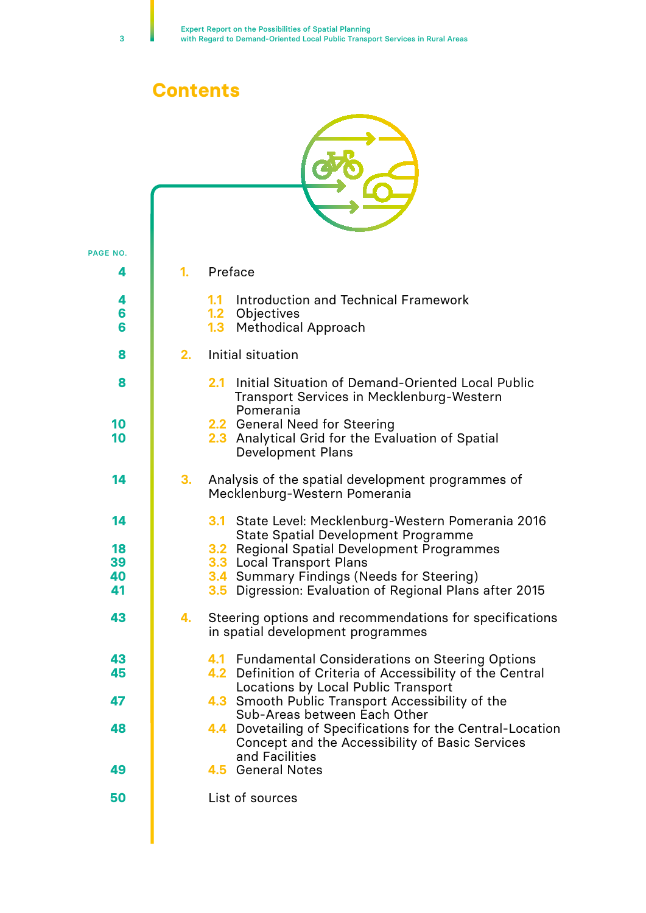# Contents

| PAGE NO. | | |
|---|---|---|
| 4 | 1. | Preface |
| 4 | 1.1 | Introduction and Technical Framework |
| 6 | 1.2 | Objectives |
| 6 | 1.3 | Methodical Approach |
| 8 | 2. | Initial situation |
| 8 | 2.1 | Initial Situation of Demand-Oriented Local Public Transport Services in Mecklenburg-Western Pomerania |
| 10 | 2.2 | General Need for Steering |
| 10 | 2.3 | Analytical Grid for the Evaluation of Spatial Development Plans |
| 14 | 3. | Analysis of the spatial development programmes of Mecklenburg-Western Pomerania |
| 14 | 3.1 | State Level: Mecklenburg-Western Pomerania 2016 State Spatial Development Programme |
| 18 | 3.2 | Regional Spatial Development Programmes |
| 39 | 3.3 | Local Transport Plans |
| 40 | 3.4 | Summary Findings (Needs for Steering) |
| 41 | 3.5 | Digression: Evaluation of Regional Plans after 2015 |
| 43 | 4. | Steering options and recommendations for specifications in spatial development programmes |
| 43 | 4.1 | Fundamental Considerations on Steering Options |
| 45 | 4.2 | Definition of Criteria of Accessibility of the Central Locations by Local Public Transport |
| 47 | 4.3 | Smooth Public Transport Accessibility of the Sub-Areas between Each Other |
| 48 | 4.4 | Dovetailing of Specifications for the Central-Location Concept and the Accessibility of Basic Services and Facilities |
| 49 | 4.5 | General Notes |
| 50 | | List of sources |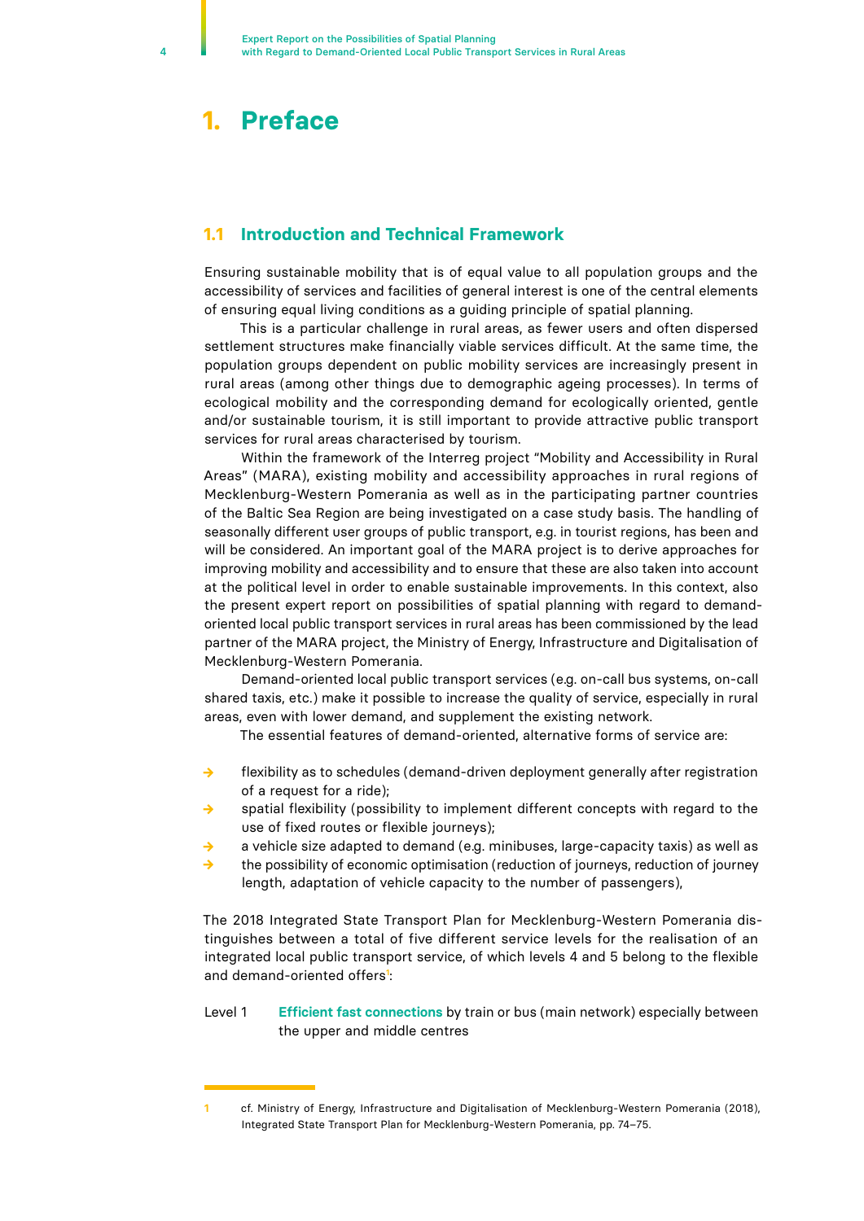# 1. Preface

## 1.1 Introduction and Technical Framework

Ensuring sustainable mobility that is of equal value to all population groups and the accessibility of services and facilities of general interest is one of the central elements of ensuring equal living conditions as a guiding principle of spatial planning.

This is a particular challenge in rural areas, as fewer users and often dispersed settlement structures make financially viable services difficult. At the same time, the population groups dependent on public mobility services are increasingly present in rural areas (among other things due to demographic ageing processes). In terms of ecological mobility and the corresponding demand for ecologically oriented, gentle and/or sustainable tourism, it is still important to provide attractive public transport services for rural areas characterised by tourism.

Within the framework of the Interreg project "Mobility and Accessibility in Rural Areas" (MARA), existing mobility and accessibility approaches in rural regions of Mecklenburg-Western Pomerania as well as in the participating partner countries of the Baltic Sea Region are being investigated on a case study basis. The handling of seasonally different user groups of public transport, e.g. in tourist regions, has been and will be considered. An important goal of the MARA project is to derive approaches for improving mobility and accessibility and to ensure that these are also taken into account at the political level in order to enable sustainable improvements. In this context, also the present expert report on possibilities of spatial planning with regard to demand-oriented local public transport services in rural areas has been commissioned by the lead partner of the MARA project, the Ministry of Energy, Infrastructure and Digitalisation of Mecklenburg-Western Pomerania.

Demand-oriented local public transport services (e.g. on-call bus systems, on-call shared taxis, etc.) make it possible to increase the quality of service, especially in rural areas, even with lower demand, and supplement the existing network.

The essential features of demand-oriented, alternative forms of service are:

- flexibility as to schedules (demand-driven deployment generally after registration of a request for a ride);
- spatial flexibility (possibility to implement different concepts with regard to the use of fixed routes or flexible journeys);
- a vehicle size adapted to demand (e.g. minibuses, large-capacity taxis) as well as
- the possibility of economic optimisation (reduction of journeys, reduction of journey length, adaptation of vehicle capacity to the number of passengers),

The 2018 Integrated State Transport Plan for Mecklenburg-Western Pomerania distinguishes between a total of five different service levels for the realisation of an integrated local public transport service, of which levels 4 and 5 belong to the flexible and demand-oriented offers[1]:

Level 1 **Efficient fast connections** by train or bus (main network) especially between the upper and middle centres

---

[1] cf. Ministry of Energy, Infrastructure and Digitalisation of Mecklenburg-Western Pomerania (2018), Integrated State Transport Plan for Mecklenburg-Western Pomerania, pp. 74–75.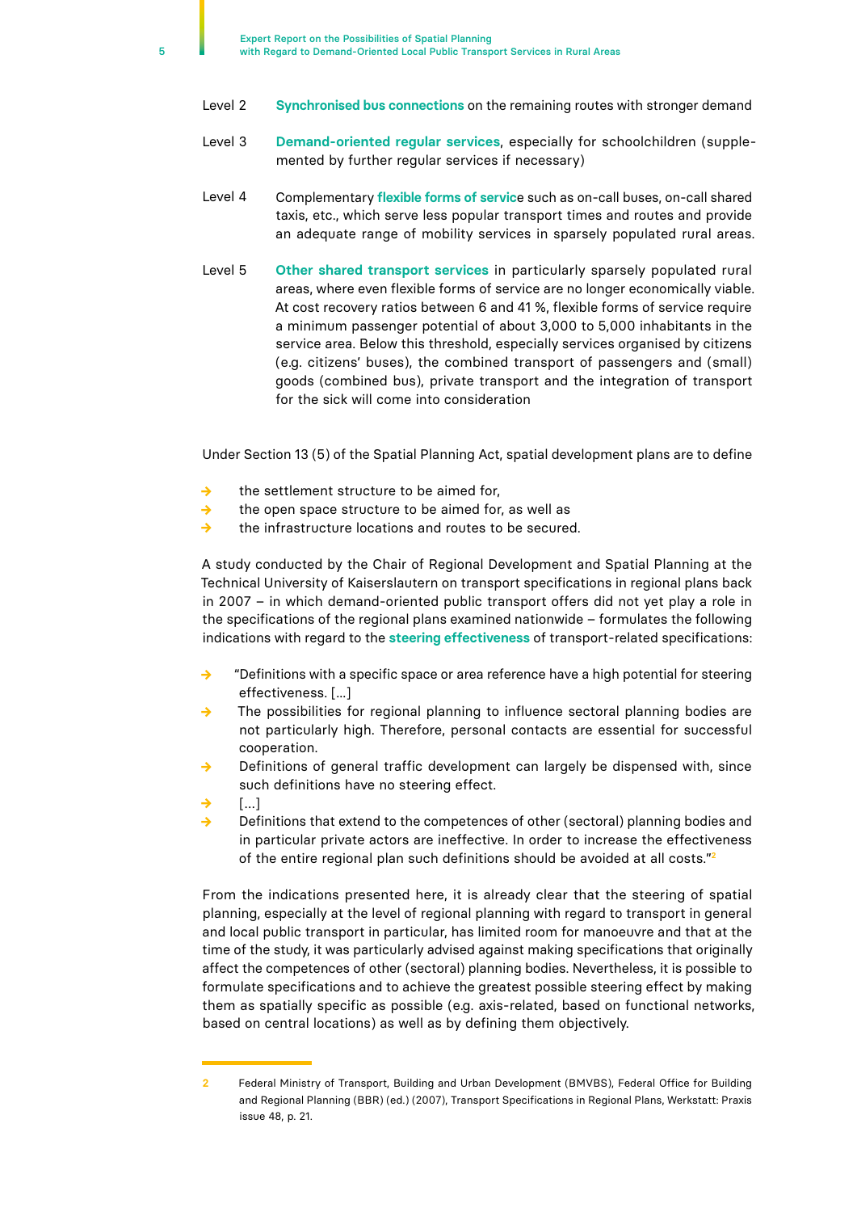Level 2 **Synchronised bus connections** on the remaining routes with stronger demand

Level 3 **Demand-oriented regular services**, especially for schoolchildren (supplemented by further regular services if necessary)

Level 4 Complementary **flexible forms of servic**e such as on-call buses, on-call shared taxis, etc., which serve less popular transport times and routes and provide an adequate range of mobility services in sparsely populated rural areas.

Level 5 **Other shared transport services** in particularly sparsely populated rural areas, where even flexible forms of service are no longer economically viable. At cost recovery ratios between 6 and 41 %, flexible forms of service require a minimum passenger potential of about 3,000 to 5,000 inhabitants in the service area. Below this threshold, especially services organised by citizens (e.g. citizens' buses), the combined transport of passengers and (small) goods (combined bus), private transport and the integration of transport for the sick will come into consideration

Under Section 13 (5) of the Spatial Planning Act, spatial development plans are to define

- the settlement structure to be aimed for,
- the open space structure to be aimed for, as well as
- the infrastructure locations and routes to be secured.

A study conducted by the Chair of Regional Development and Spatial Planning at the Technical University of Kaiserslautern on transport specifications in regional plans back in 2007 – in which demand-oriented public transport offers did not yet play a role in the specifications of the regional plans examined nationwide – formulates the following indications with regard to the **steering effectiveness** of transport-related specifications:

- "Definitions with a specific space or area reference have a high potential for steering effectiveness. [...]
- The possibilities for regional planning to influence sectoral planning bodies are not particularly high. Therefore, personal contacts are essential for successful cooperation.
- Definitions of general traffic development can largely be dispensed with, since such definitions have no steering effect.
- [...]
- Definitions that extend to the competences of other (sectoral) planning bodies and in particular private actors are ineffective. In order to increase the effectiveness of the entire regional plan such definitions should be avoided at all costs."[2]

From the indications presented here, it is already clear that the steering of spatial planning, especially at the level of regional planning with regard to transport in general and local public transport in particular, has limited room for manoeuvre and that at the time of the study, it was particularly advised against making specifications that originally affect the competences of other (sectoral) planning bodies. Nevertheless, it is possible to formulate specifications and to achieve the greatest possible steering effect by making them as spatially specific as possible (e.g. axis-related, based on functional networks, based on central locations) as well as by defining them objectively.

---

2 Federal Ministry of Transport, Building and Urban Development (BMVBS), Federal Office for Building and Regional Planning (BBR) (ed.) (2007), Transport Specifications in Regional Plans, Werkstatt: Praxis issue 48, p. 21.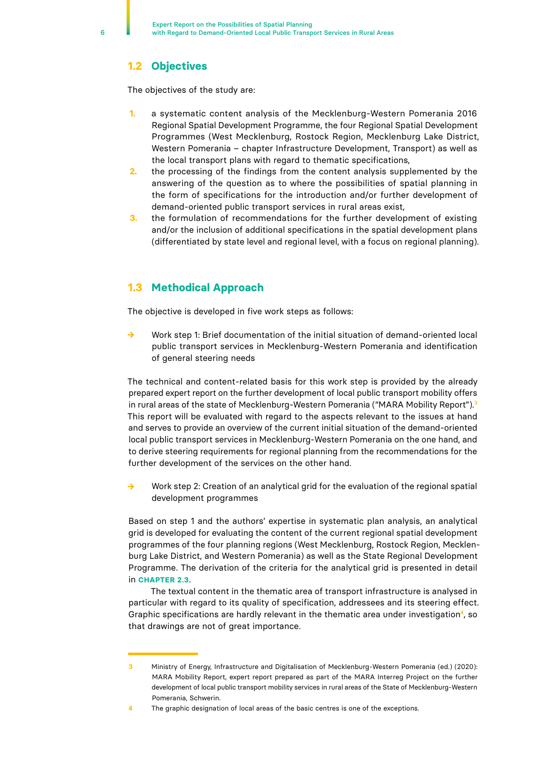## 1.2 Objectives

The objectives of the study are:

1. a systematic content analysis of the Mecklenburg-Western Pomerania 2016 Regional Spatial Development Programme, the four Regional Spatial Development Programmes (West Mecklenburg, Rostock Region, Mecklenburg Lake District, Western Pomerania – chapter Infrastructure Development, Transport) as well as the local transport plans with regard to thematic specifications,
2. the processing of the findings from the content analysis supplemented by the answering of the question as to where the possibilities of spatial planning in the form of specifications for the introduction and/or further development of demand-oriented public transport services in rural areas exist,
3. the formulation of recommendations for the further development of existing and/or the inclusion of additional specifications in the spatial development plans (differentiated by state level and regional level, with a focus on regional planning).

## 1.3 Methodical Approach

The objective is developed in five work steps as follows:

→ Work step 1: Brief documentation of the initial situation of demand-oriented local public transport services in Mecklenburg-Western Pomerania and identification of general steering needs

The technical and content-related basis for this work step is provided by the already prepared expert report on the further development of local public transport mobility offers in rural areas of the state of Mecklenburg-Western Pomerania ("MARA Mobility Report").[3] This report will be evaluated with regard to the aspects relevant to the issues at hand and serves to provide an overview of the current initial situation of the demand-oriented local public transport services in Mecklenburg-Western Pomerania on the one hand, and to derive steering requirements for regional planning from the recommendations for the further development of the services on the other hand.

→ Work step 2: Creation of an analytical grid for the evaluation of the regional spatial development programmes

Based on step 1 and the authors' expertise in systematic plan analysis, an analytical grid is developed for evaluating the content of the current regional spatial development programmes of the four planning regions (West Mecklenburg, Rostock Region, Mecklenburg Lake District, and Western Pomerania) as well as the State Regional Development Programme. The derivation of the criteria for the analytical grid is presented in detail in **CHAPTER 2.3**.

The textual content in the thematic area of transport infrastructure is analysed in particular with regard to its quality of specification, addressees and its steering effect. Graphic specifications are hardly relevant in the thematic area under investigation[4], so that drawings are not of great importance.

---

[3] Ministry of Energy, Infrastructure and Digitalisation of Mecklenburg-Western Pomerania (ed.) (2020): MARA Mobility Report, expert report prepared as part of the MARA Interreg Project on the further development of local public transport mobility services in rural areas of the State of Mecklenburg-Western Pomerania, Schwerin.

[4] The graphic designation of local areas of the basic centres is one of the exceptions.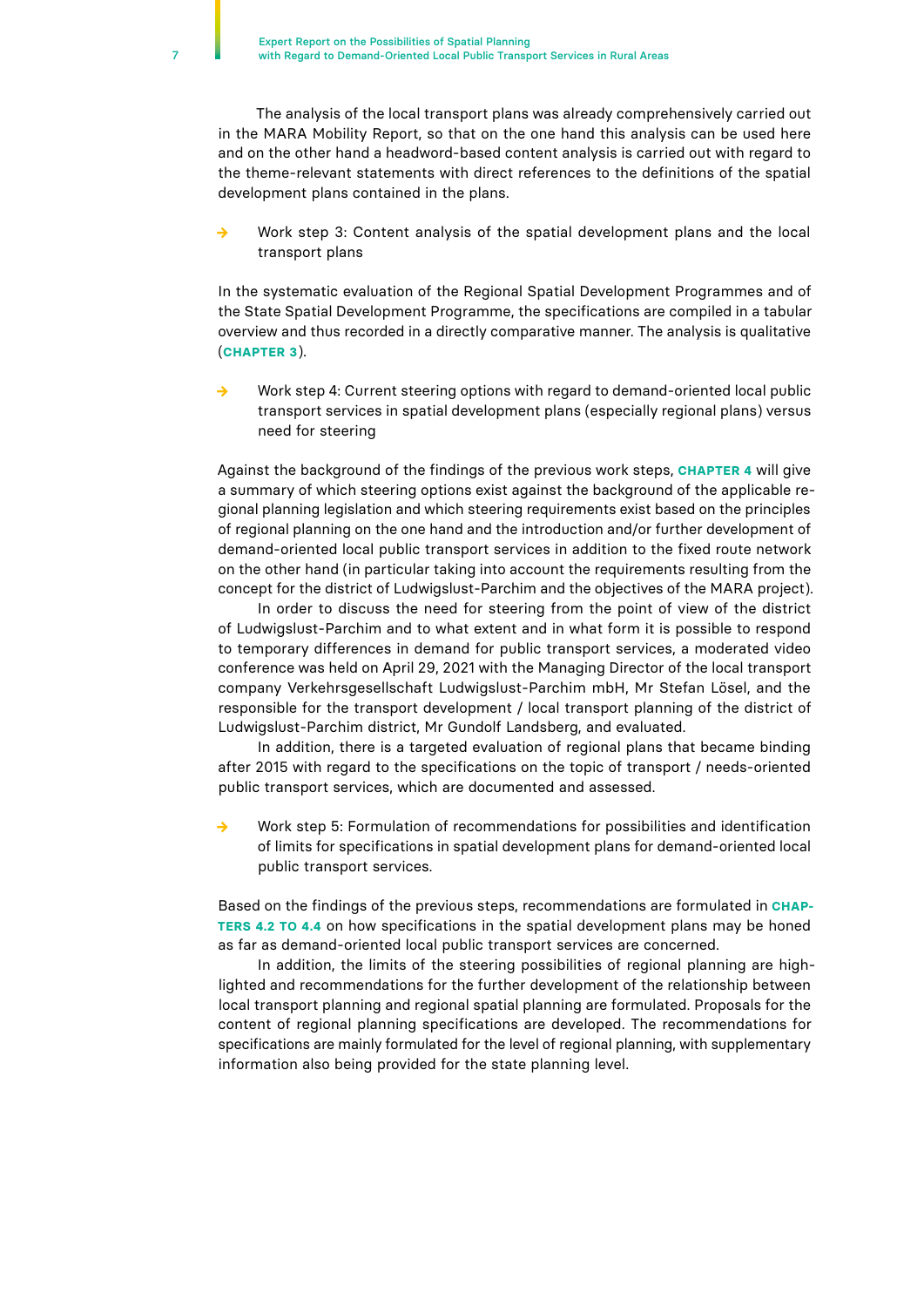The analysis of the local transport plans was already comprehensively carried out in the MARA Mobility Report, so that on the one hand this analysis can be used here and on the other hand a headword-based content analysis is carried out with regard to the theme-relevant statements with direct references to the definitions of the spatial development plans contained in the plans.

→ Work step 3: Content analysis of the spatial development plans and the local transport plans

In the systematic evaluation of the Regional Spatial Development Programmes and of the State Spatial Development Programme, the specifications are compiled in a tabular overview and thus recorded in a directly comparative manner. The analysis is qualitative (**CHAPTER 3**).

→ Work step 4: Current steering options with regard to demand-oriented local public transport services in spatial development plans (especially regional plans) versus need for steering

Against the background of the findings of the previous work steps, **CHAPTER 4** will give a summary of which steering options exist against the background of the applicable regional planning legislation and which steering requirements exist based on the principles of regional planning on the one hand and the introduction and/or further development of demand-oriented local public transport services in addition to the fixed route network on the other hand (in particular taking into account the requirements resulting from the concept for the district of Ludwigslust-Parchim and the objectives of the MARA project).

In order to discuss the need for steering from the point of view of the district of Ludwigslust-Parchim and to what extent and in what form it is possible to respond to temporary differences in demand for public transport services, a moderated video conference was held on April 29, 2021 with the Managing Director of the local transport company Verkehrsgesellschaft Ludwigslust-Parchim mbH, Mr Stefan Lösel, and the responsible for the transport development / local transport planning of the district of Ludwigslust-Parchim district, Mr Gundolf Landsberg, and evaluated.

In addition, there is a targeted evaluation of regional plans that became binding after 2015 with regard to the specifications on the topic of transport / needs-oriented public transport services, which are documented and assessed.

→ Work step 5: Formulation of recommendations for possibilities and identification of limits for specifications in spatial development plans for demand-oriented local public transport services.

Based on the findings of the previous steps, recommendations are formulated in **CHAPTERS 4.2 TO 4.4** on how specifications in the spatial development plans may be honed as far as demand-oriented local public transport services are concerned.

In addition, the limits of the steering possibilities of regional planning are highlighted and recommendations for the further development of the relationship between local transport planning and regional spatial planning are formulated. Proposals for the content of regional planning specifications are developed. The recommendations for specifications are mainly formulated for the level of regional planning, with supplementary information also being provided for the state planning level.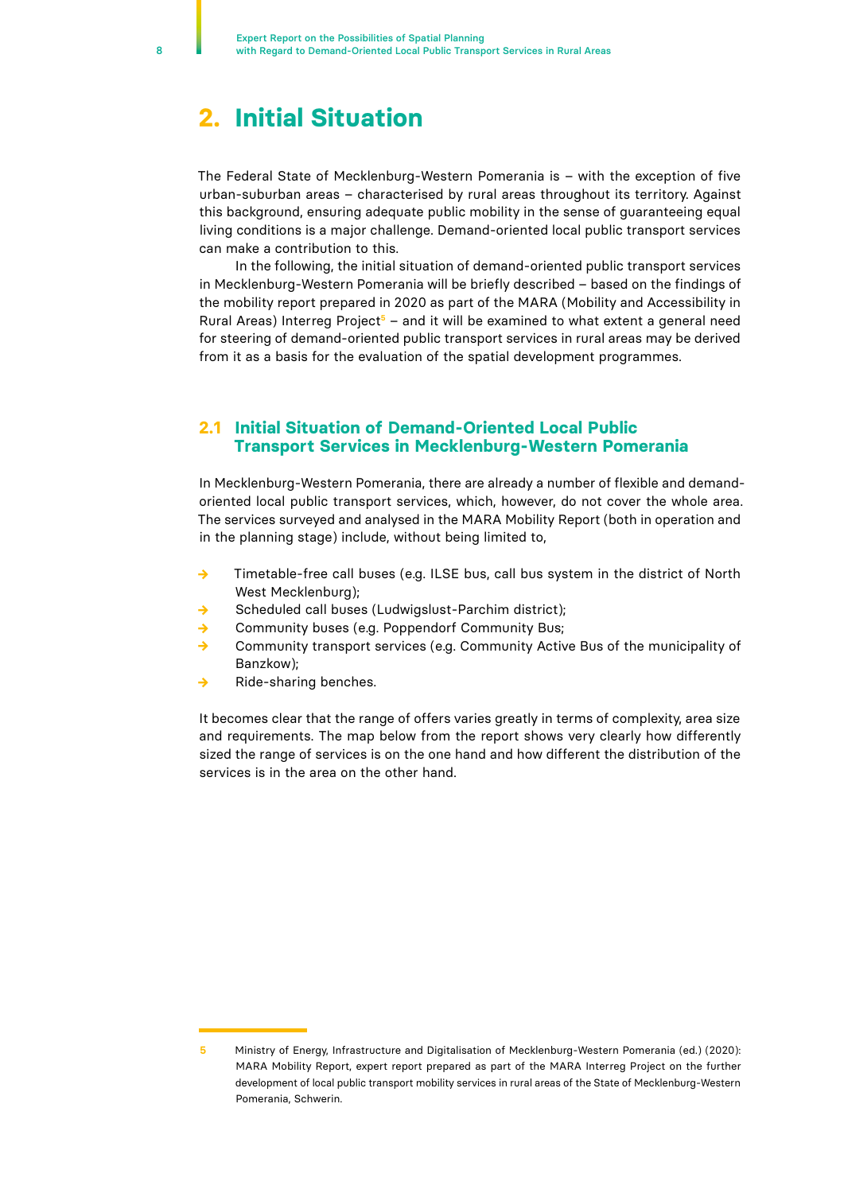# 2. Initial Situation

The Federal State of Mecklenburg-Western Pomerania is – with the exception of five urban-suburban areas – characterised by rural areas throughout its territory. Against this background, ensuring adequate public mobility in the sense of guaranteeing equal living conditions is a major challenge. Demand-oriented local public transport services can make a contribution to this.

In the following, the initial situation of demand-oriented public transport services in Mecklenburg-Western Pomerania will be briefly described – based on the findings of the mobility report prepared in 2020 as part of the MARA (Mobility and Accessibility in Rural Areas) Interreg Project[5] – and it will be examined to what extent a general need for steering of demand-oriented public transport services in rural areas may be derived from it as a basis for the evaluation of the spatial development programmes.

## 2.1 Initial Situation of Demand-Oriented Local Public Transport Services in Mecklenburg-Western Pomerania

In Mecklenburg-Western Pomerania, there are already a number of flexible and demand-oriented local public transport services, which, however, do not cover the whole area. The services surveyed and analysed in the MARA Mobility Report (both in operation and in the planning stage) include, without being limited to,

- Timetable-free call buses (e.g. ILSE bus, call bus system in the district of North West Mecklenburg);
- Scheduled call buses (Ludwigslust-Parchim district);
- Community buses (e.g. Poppendorf Community Bus;
- Community transport services (e.g. Community Active Bus of the municipality of Banzkow);
- Ride-sharing benches.

It becomes clear that the range of offers varies greatly in terms of complexity, area size and requirements. The map below from the report shows very clearly how differently sized the range of services is on the one hand and how different the distribution of the services is in the area on the other hand.

---

[5] Ministry of Energy, Infrastructure and Digitalisation of Mecklenburg-Western Pomerania (ed.) (2020): MARA Mobility Report, expert report prepared as part of the MARA Interreg Project on the further development of local public transport mobility services in rural areas of the State of Mecklenburg-Western Pomerania, Schwerin.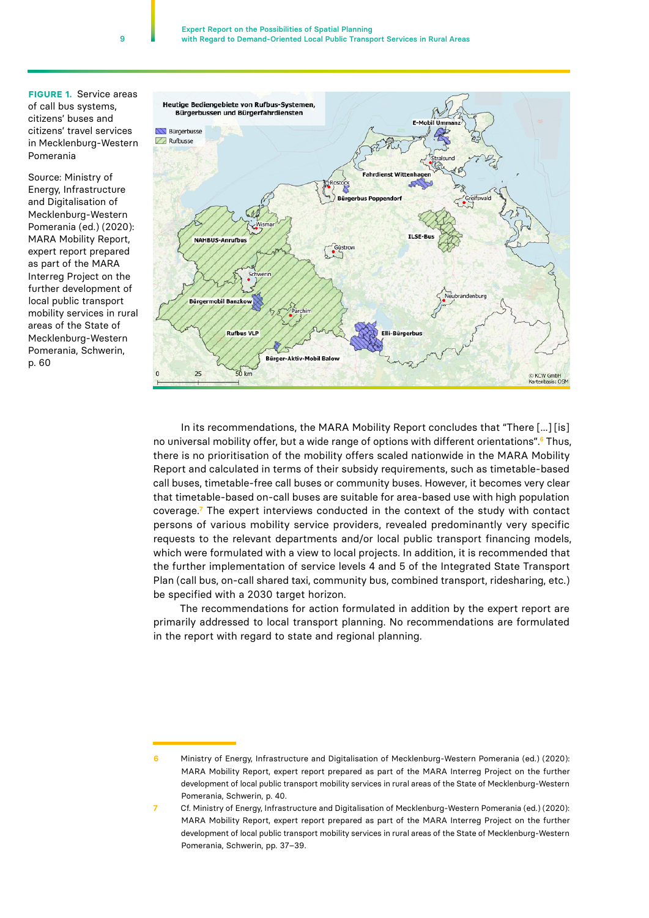**FIGURE 1.** Service areas of call bus systems, citizens' buses and citizens' travel services in Mecklenburg-Western Pomerania

Source: Ministry of Energy, Infrastructure and Digitalisation of Mecklenburg-Western Pomerania (ed.) (2020): MARA Mobility Report, expert report prepared as part of the MARA Interreg Project on the further development of local public transport mobility services in rural areas of the State of Mecklenburg-Western Pomerania, Schwerin, p. 60

In its recommendations, the MARA Mobility Report concludes that "There [...] [is] no universal mobility offer, but a wide range of options with different orientations".[6] Thus, there is no prioritisation of the mobility offers scaled nationwide in the MARA Mobility Report and calculated in terms of their subsidy requirements, such as timetable-based call buses, timetable-free call buses or community buses. However, it becomes very clear that timetable-based on-call buses are suitable for area-based use with high population coverage.[7] The expert interviews conducted in the context of the study with contact persons of various mobility service providers, revealed predominantly very specific requests to the relevant departments and/or local public transport financing models, which were formulated with a view to local projects. In addition, it is recommended that the further implementation of service levels 4 and 5 of the Integrated State Transport Plan (call bus, on-call shared taxi, community bus, combined transport, ridesharing, etc.) be specified with a 2030 target horizon.

The recommendations for action formulated in addition by the expert report are primarily addressed to local transport planning. No recommendations are formulated in the report with regard to state and regional planning.

---

6 Ministry of Energy, Infrastructure and Digitalisation of Mecklenburg-Western Pomerania (ed.) (2020): MARA Mobility Report, expert report prepared as part of the MARA Interreg Project on the further development of local public transport mobility services in rural areas of the State of Mecklenburg-Western Pomerania, Schwerin, p. 40.

7 Cf. Ministry of Energy, Infrastructure and Digitalisation of Mecklenburg-Western Pomerania (ed.) (2020): MARA Mobility Report, expert report prepared as part of the MARA Interreg Project on the further development of local public transport mobility services in rural areas of the State of Mecklenburg-Western Pomerania, Schwerin, pp. 37–39.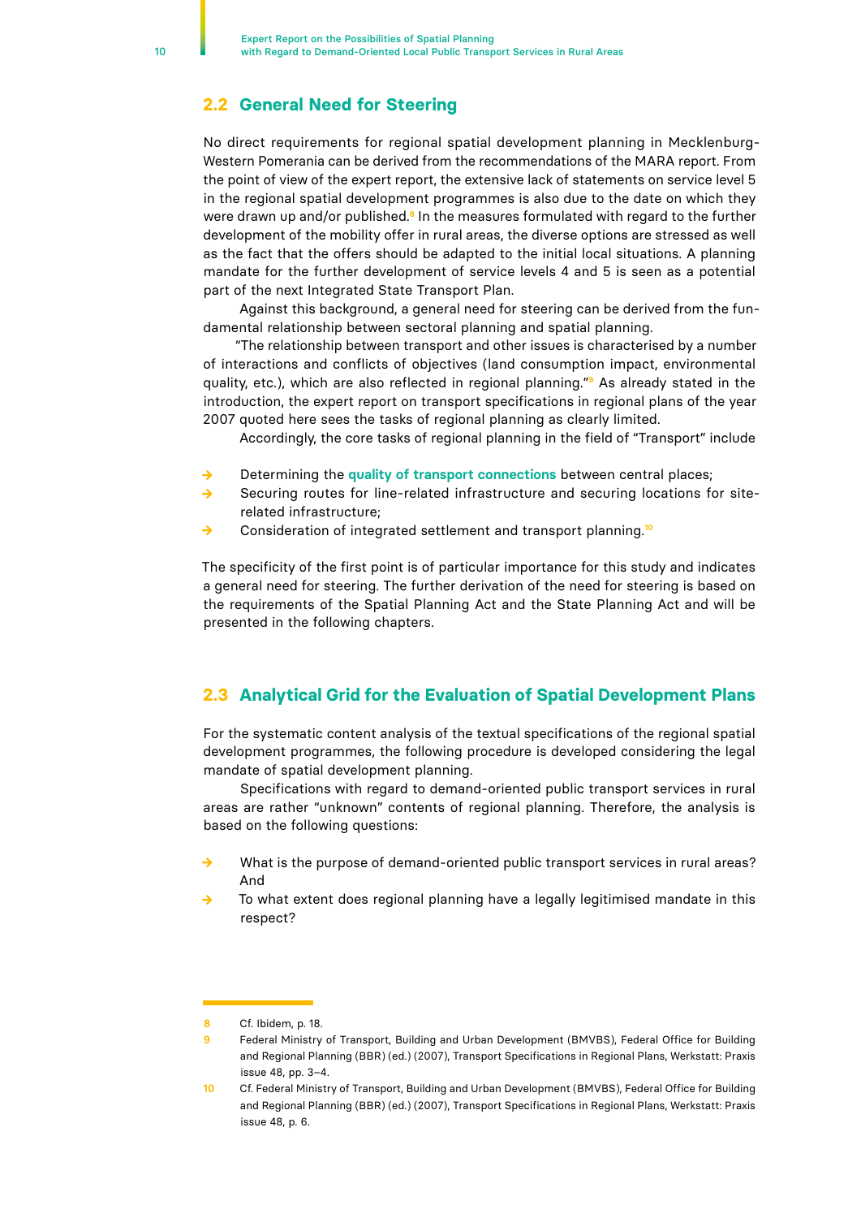## 2.2 General Need for Steering

No direct requirements for regional spatial development planning in Mecklenburg-Western Pomerania can be derived from the recommendations of the MARA report. From the point of view of the expert report, the extensive lack of statements on service level 5 in the regional spatial development programmes is also due to the date on which they were drawn up and/or published.[8] In the measures formulated with regard to the further development of the mobility offer in rural areas, the diverse options are stressed as well as the fact that the offers should be adapted to the initial local situations. A planning mandate for the further development of service levels 4 and 5 is seen as a potential part of the next Integrated State Transport Plan.

Against this background, a general need for steering can be derived from the fundamental relationship between sectoral planning and spatial planning.

"The relationship between transport and other issues is characterised by a number of interactions and conflicts of objectives (land consumption impact, environmental quality, etc.), which are also reflected in regional planning."[9] As already stated in the introduction, the expert report on transport specifications in regional plans of the year 2007 quoted here sees the tasks of regional planning as clearly limited.

Accordingly, the core tasks of regional planning in the field of "Transport" include

- Determining the **quality of transport connections** between central places;
- Securing routes for line-related infrastructure and securing locations for site-related infrastructure;
- Consideration of integrated settlement and transport planning.[10]

The specificity of the first point is of particular importance for this study and indicates a general need for steering. The further derivation of the need for steering is based on the requirements of the Spatial Planning Act and the State Planning Act and will be presented in the following chapters.

## 2.3 Analytical Grid for the Evaluation of Spatial Development Plans

For the systematic content analysis of the textual specifications of the regional spatial development programmes, the following procedure is developed considering the legal mandate of spatial development planning.

Specifications with regard to demand-oriented public transport services in rural areas are rather "unknown" contents of regional planning. Therefore, the analysis is based on the following questions:

- What is the purpose of demand-oriented public transport services in rural areas? And
- To what extent does regional planning have a legally legitimised mandate in this respect?

---

[8] Cf. Ibidem, p. 18.

[9] Federal Ministry of Transport, Building and Urban Development (BMVBS), Federal Office for Building and Regional Planning (BBR) (ed.) (2007), Transport Specifications in Regional Plans, Werkstatt: Praxis issue 48, pp. 3–4.

[10] Cf. Federal Ministry of Transport, Building and Urban Development (BMVBS), Federal Office for Building and Regional Planning (BBR) (ed.) (2007), Transport Specifications in Regional Plans, Werkstatt: Praxis issue 48, p. 6.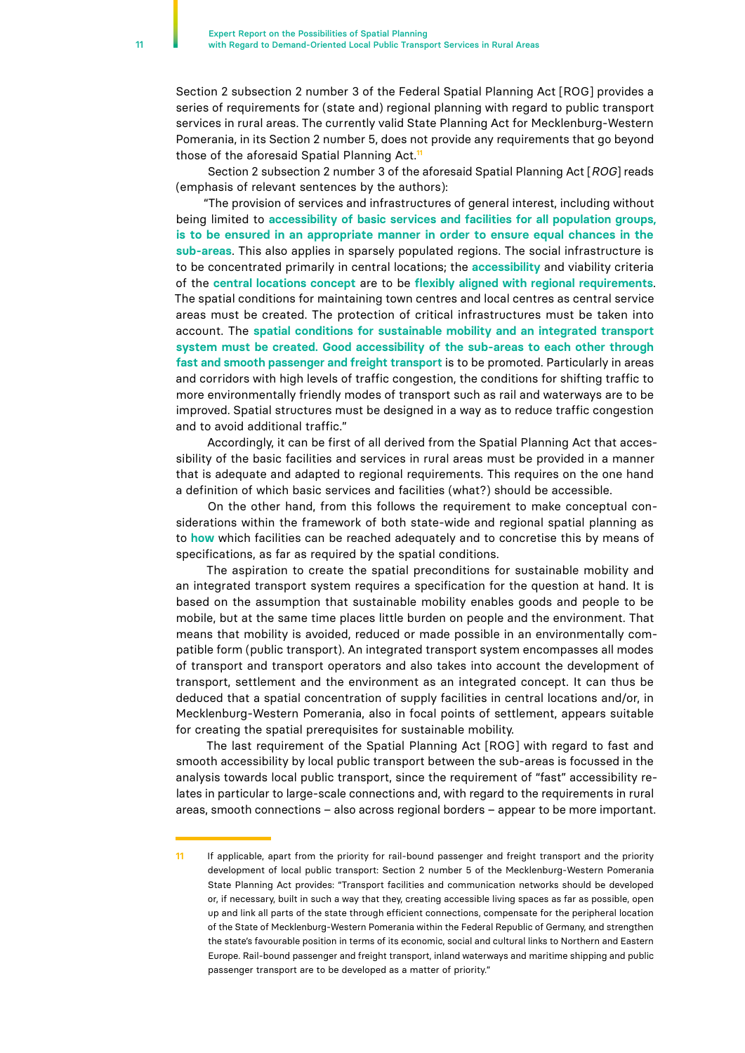Section 2 subsection 2 number 3 of the Federal Spatial Planning Act [ROG] provides a series of requirements for (state and) regional planning with regard to public transport services in rural areas. The currently valid State Planning Act for Mecklenburg-Western Pomerania, in its Section 2 number 5, does not provide any requirements that go beyond those of the aforesaid Spatial Planning Act.[11]

Section 2 subsection 2 number 3 of the aforesaid Spatial Planning Act [*ROG*] reads (emphasis of relevant sentences by the authors):

"The provision of services and infrastructures of general interest, including without being limited to **accessibility of basic services and facilities for all population groups, is to be ensured in an appropriate manner in order to ensure equal chances in the sub-areas**. This also applies in sparsely populated regions. The social infrastructure is to be concentrated primarily in central locations; the **accessibility** and viability criteria of the **central locations concept** are to be **flexibly aligned with regional requirements**. The spatial conditions for maintaining town centres and local centres as central service areas must be created. The protection of critical infrastructures must be taken into account. The **spatial conditions for sustainable mobility and an integrated transport system must be created. Good accessibility of the sub-areas to each other through fast and smooth passenger and freight transport** is to be promoted. Particularly in areas and corridors with high levels of traffic congestion, the conditions for shifting traffic to more environmentally friendly modes of transport such as rail and waterways are to be improved. Spatial structures must be designed in a way as to reduce traffic congestion and to avoid additional traffic."

Accordingly, it can be first of all derived from the Spatial Planning Act that accessibility of the basic facilities and services in rural areas must be provided in a manner that is adequate and adapted to regional requirements. This requires on the one hand a definition of which basic services and facilities (what?) should be accessible.

On the other hand, from this follows the requirement to make conceptual considerations within the framework of both state-wide and regional spatial planning as to **how** which facilities can be reached adequately and to concretise this by means of specifications, as far as required by the spatial conditions.

The aspiration to create the spatial preconditions for sustainable mobility and an integrated transport system requires a specification for the question at hand. It is based on the assumption that sustainable mobility enables goods and people to be mobile, but at the same time places little burden on people and the environment. That means that mobility is avoided, reduced or made possible in an environmentally compatible form (public transport). An integrated transport system encompasses all modes of transport and transport operators and also takes into account the development of transport, settlement and the environment as an integrated concept. It can thus be deduced that a spatial concentration of supply facilities in central locations and/or, in Mecklenburg-Western Pomerania, also in focal points of settlement, appears suitable for creating the spatial prerequisites for sustainable mobility.

The last requirement of the Spatial Planning Act [ROG] with regard to fast and smooth accessibility by local public transport between the sub-areas is focussed in the analysis towards local public transport, since the requirement of "fast" accessibility relates in particular to large-scale connections and, with regard to the requirements in rural areas, smooth connections – also across regional borders – appear to be more important.

---

[11] If applicable, apart from the priority for rail-bound passenger and freight transport and the priority development of local public transport: Section 2 number 5 of the Mecklenburg-Western Pomerania State Planning Act provides: "Transport facilities and communication networks should be developed or, if necessary, built in such a way that they, creating accessible living spaces as far as possible, open up and link all parts of the state through efficient connections, compensate for the peripheral location of the State of Mecklenburg-Western Pomerania within the Federal Republic of Germany, and strengthen the state's favourable position in terms of its economic, social and cultural links to Northern and Eastern Europe. Rail-bound passenger and freight transport, inland waterways and maritime shipping and public passenger transport are to be developed as a matter of priority."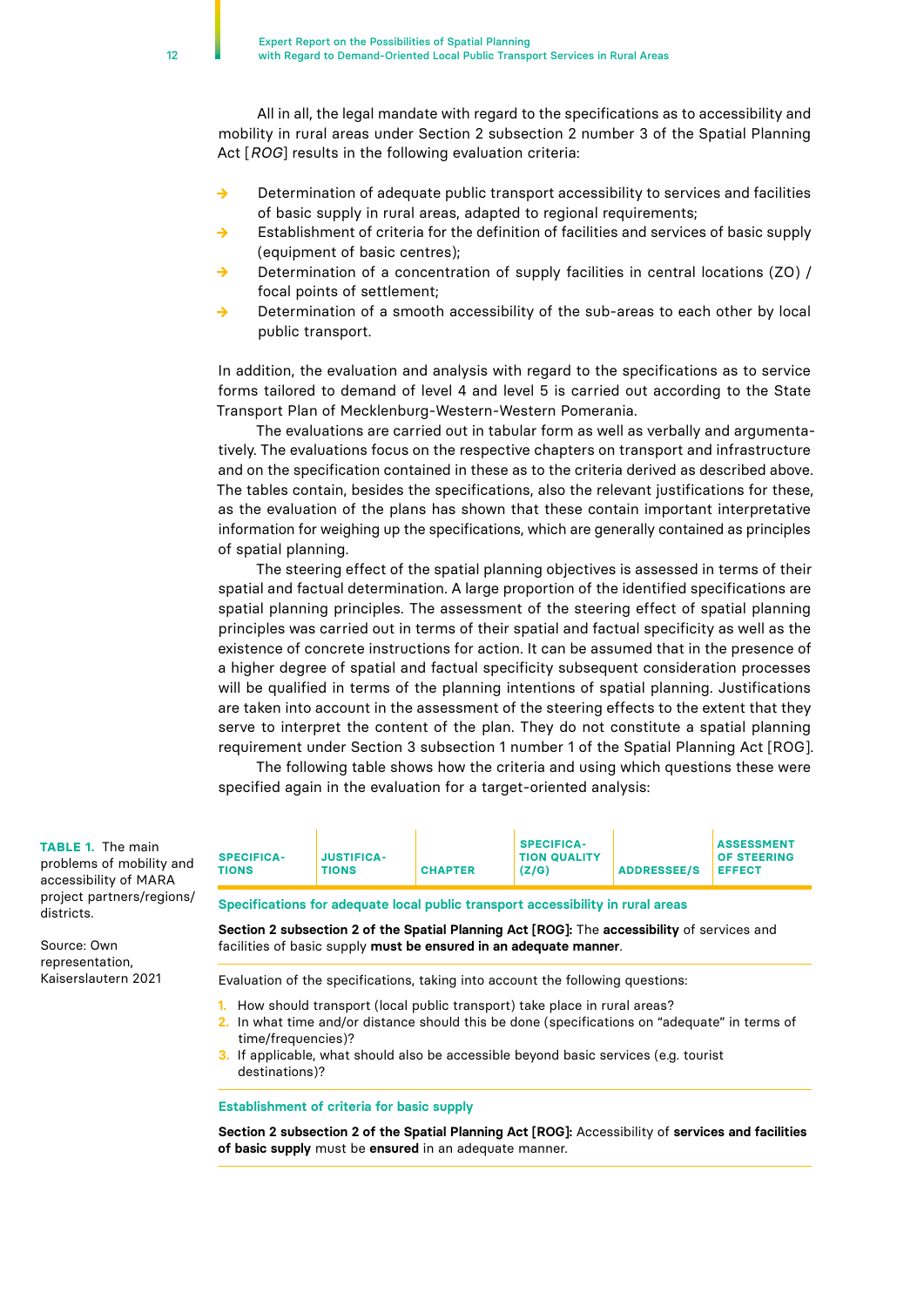All in all, the legal mandate with regard to the specifications as to accessibility and mobility in rural areas under Section 2 subsection 2 number 3 of the Spatial Planning Act [*ROG*] results in the following evaluation criteria:

- Determination of adequate public transport accessibility to services and facilities of basic supply in rural areas, adapted to regional requirements;
- Establishment of criteria for the definition of facilities and services of basic supply (equipment of basic centres);
- Determination of a concentration of supply facilities in central locations (ZO) / focal points of settlement;
- Determination of a smooth accessibility of the sub-areas to each other by local public transport.

In addition, the evaluation and analysis with regard to the specifications as to service forms tailored to demand of level 4 and level 5 is carried out according to the State Transport Plan of Mecklenburg-Western-Western Pomerania.

The evaluations are carried out in tabular form as well as verbally and argumentatively. The evaluations focus on the respective chapters on transport and infrastructure and on the specification contained in these as to the criteria derived as described above. The tables contain, besides the specifications, also the relevant justifications for these, as the evaluation of the plans has shown that these contain important interpretative information for weighing up the specifications, which are generally contained as principles of spatial planning.

The steering effect of the spatial planning objectives is assessed in terms of their spatial and factual determination. A large proportion of the identified specifications are spatial planning principles. The assessment of the steering effect of spatial planning principles was carried out in terms of their spatial and factual specificity as well as the existence of concrete instructions for action. It can be assumed that in the presence of a higher degree of spatial and factual specificity subsequent consideration processes will be qualified in terms of the planning intentions of spatial planning. Justifications are taken into account in the assessment of the steering effects to the extent that they serve to interpret the content of the plan. They do not constitute a spatial planning requirement under Section 3 subsection 1 number 1 of the Spatial Planning Act [ROG].

The following table shows how the criteria and using which questions these were specified again in the evaluation for a target-oriented analysis:

**TABLE 1.** The main problems of mobility and accessibility of MARA project partners/regions/districts.

Source: Own representation, Kaiserslautern 2021

| SPECIFICATIONS | JUSTIFICATIONS | CHAPTER | SPECIFICATION QUALITY (Z/G) | ADDRESSEE/S | ASSESSMENT OF STEERING EFFECT |
|---|---|---|---|---|---|
| **Specifications for adequate local public transport accessibility in rural areas** | | | | | |
| **Section 2 subsection 2 of the Spatial Planning Act [ROG]:** The **accessibility** of services and facilities of basic supply **must be ensured in an adequate manner**. | | | | | |
| Evaluation of the specifications, taking into account the following questions:<br>1. How should transport (local public transport) take place in rural areas?<br>2. In what time and/or distance should this be done (specifications on "adequate" in terms of time/frequencies)?<br>3. If applicable, what should also be accessible beyond basic services (e.g. tourist destinations)? | | | | | |
| **Establishment of criteria for basic supply** | | | | | |
| **Section 2 subsection 2 of the Spatial Planning Act [ROG]:** Accessibility of **services and facilities of basic supply** must be **ensured** in an adequate manner. | | | | | |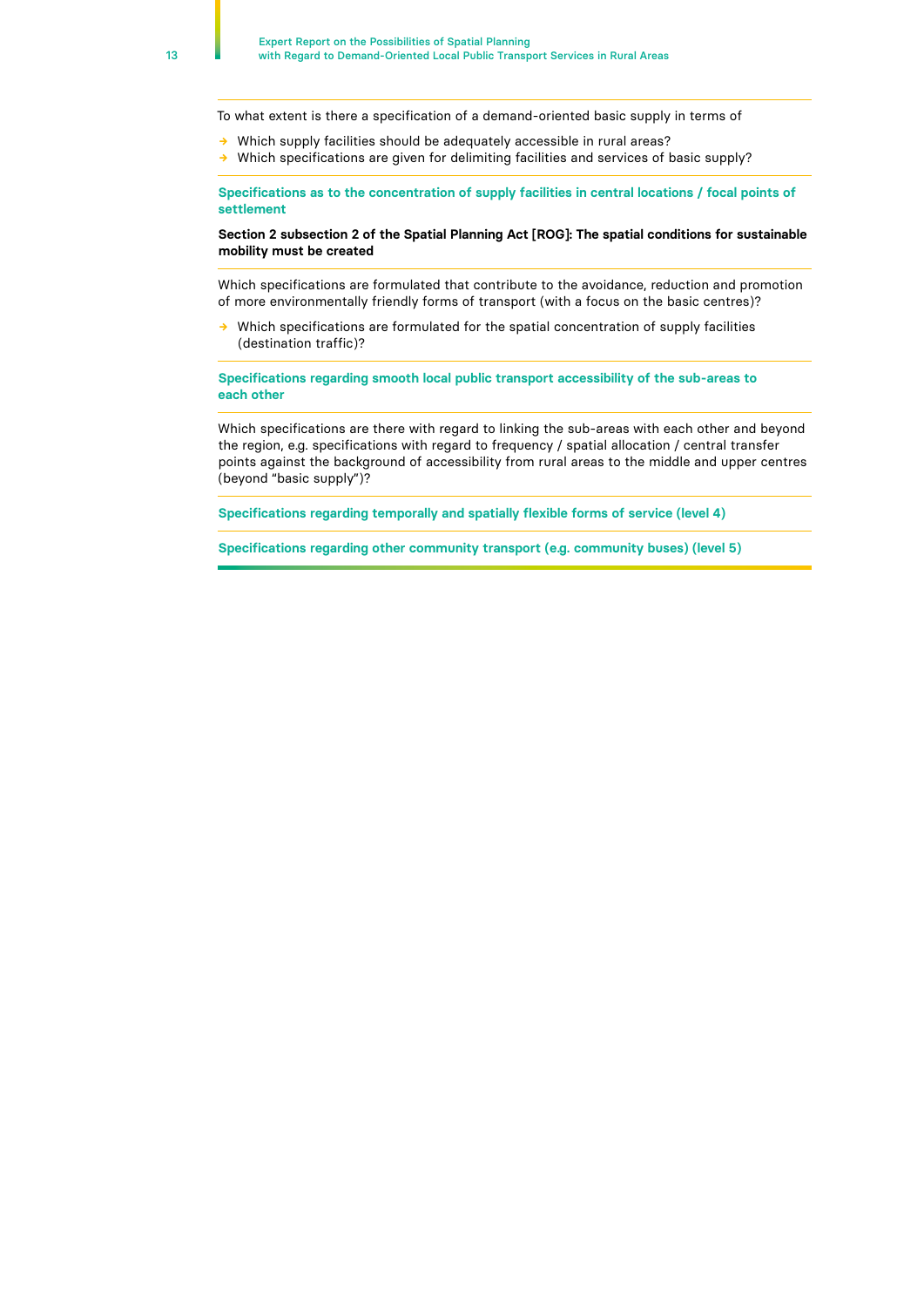To what extent is there a specification of a demand-oriented basic supply in terms of

- Which supply facilities should be adequately accessible in rural areas?
- Which specifications are given for delimiting facilities and services of basic supply?

**Specifications as to the concentration of supply facilities in central locations / focal points of settlement**

**Section 2 subsection 2 of the Spatial Planning Act [ROG]: The spatial conditions for sustainable mobility must be created**

Which specifications are formulated that contribute to the avoidance, reduction and promotion of more environmentally friendly forms of transport (with a focus on the basic centres)?

- Which specifications are formulated for the spatial concentration of supply facilities (destination traffic)?

**Specifications regarding smooth local public transport accessibility of the sub-areas to each other**

Which specifications are there with regard to linking the sub-areas with each other and beyond the region, e.g. specifications with regard to frequency / spatial allocation / central transfer points against the background of accessibility from rural areas to the middle and upper centres (beyond “basic supply”)?

**Specifications regarding temporally and spatially flexible forms of service (level 4)**

**Specifications regarding other community transport (e.g. community buses) (level 5)**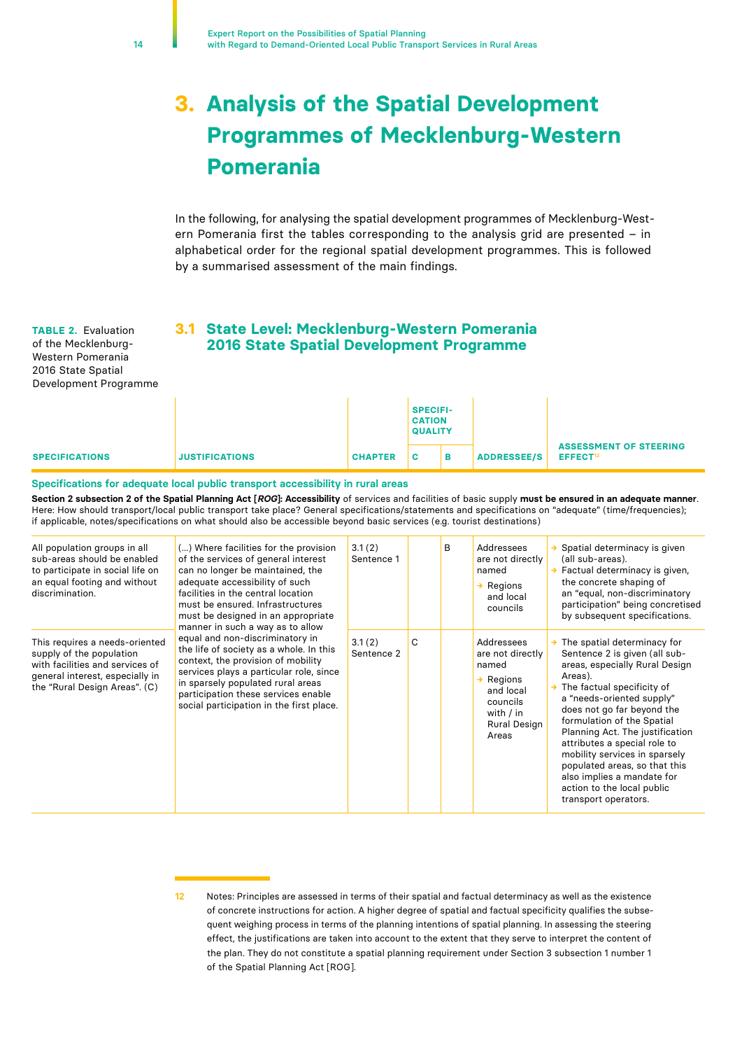# 3. Analysis of the Spatial Development Programmes of Mecklenburg-Western Pomerania

In the following, for analysing the spatial development programmes of Mecklenburg-Western Pomerania first the tables corresponding to the analysis grid are presented – in alphabetical order for the regional spatial development programmes. This is followed by a summarised assessment of the main findings.

## 3.1 State Level: Mecklenburg-Western Pomerania 2016 State Spatial Development Programme

**TABLE 2.** Evaluation of the Mecklenburg-Western Pomerania 2016 State Spatial Development Programme

| SPECIFICATIONS | JUSTIFICATIONS | CHAPTER | SPECIFICATION QUALITY | | ADDRESSEE/S | ASSESSMENT OF STEERING EFFECT[12] |
|---|---|---|---|---|---|---|
| | | | C | B | | |
| **Specifications for adequate local public transport accessibility in rural areas** | | | | | | |
| **Section 2 subsection 2 of the Spatial Planning Act [*ROG*]: Accessibility** of services and facilities of basic supply **must be ensured in an adequate manner**. Here: How should transport/local public transport take place? General specifications/statements and specifications on "adequate" (time/frequencies); if applicable, notes/specifications on what should also be accessible beyond basic services (e.g. tourist destinations) | | | | | | |
| All population groups in all sub-areas should be enabled to participate in social life on an equal footing and without discrimination. | (...) Where facilities for the provision of the services of general interest can no longer be maintained, the adequate accessibility of such facilities in the central location must be ensured. Infrastructures must be designed in an appropriate manner in such a way as to allow equal and non-discriminatory in the life of society as a whole. In this context, the provision of mobility services plays a particular role, since in sparsely populated rural areas participation these services enable social participation in the first place. | 3.1 (2) Sentence 1 | | B | Addressees are not directly named → Regions and local councils | → Spatial determinacy is given (all sub-areas). → Factual determinacy is given, the concrete shaping of an "equal, non-discriminatory participation" being concretised by subsequent specifications. |
| This requires a needs-oriented supply of the population with facilities and services of general interest, especially in the "Rural Design Areas". (C) | | 3.1 (2) Sentence 2 | C | | Addressees are not directly named → Regions and local councils with / in Rural Design Areas | → The spatial determinacy for Sentence 2 is given (all sub-areas, especially Rural Design Areas). → The factual specificity of a "needs-oriented supply" does not go far beyond the formulation of the Spatial Planning Act. The justification attributes a special role to mobility services in sparsely populated areas, so that this also implies a mandate for action to the local public transport operators. |

12 Notes: Principles are assessed in terms of their spatial and factual determinacy as well as the existence of concrete instructions for action. A higher degree of spatial and factual specificity qualifies the subsequent weighing process in terms of the planning intentions of spatial planning. In assessing the steering effect, the justifications are taken into account to the extent that they serve to interpret the content of the plan. They do not constitute a spatial planning requirement under Section 3 subsection 1 number 1 of the Spatial Planning Act [ROG].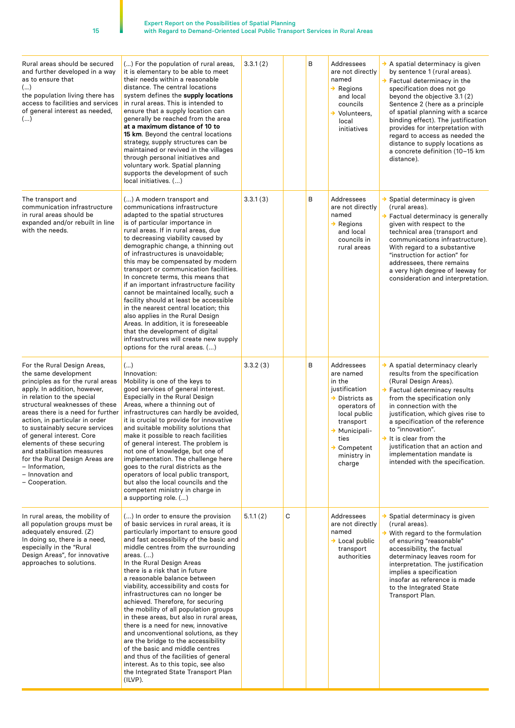| | | | | | | |
|---|---|---|---|---|---|---|
| Rural areas should be secured and further developed in a way as to ensure that (...) the population living there has access to facilities and services of general interest as needed, (...) | (...) For the population of rural areas, it is elementary to be able to meet their needs within a reasonable distance. The central locations system defines the **supply locations** in rural areas. This is intended to ensure that a supply location can generally be reached from the area **at a maximum distance of 10 to 15 km**. Beyond the central locations strategy, supply structures can be maintained or revived in the villages through personal initiatives and voluntary work. Spatial planning supports the development of such local initiatives. (...) | 3.3.1 (2) | | B | Addressees are not directly named<br>→ Regions and local councils<br>→ Volunteers, local initiatives | → A spatial determinacy is given by sentence 1 (rural areas).<br>→ Factual determinacy in the specification does not go beyond the objective 3.1 (2) Sentence 2 (here as a principle of spatial planning with a scarce binding effect). The justification provides for interpretation with regard to access as needed the distance to supply locations as a concrete definition (10–15 km distance). |
| The transport and communication infrastructure in rural areas should be expanded and/or rebuilt in line with the needs. | (...) A modern transport and communications infrastructure adapted to the spatial structures is of particular importance in rural areas. If in rural areas, due to decreasing viability caused by demographic change, a thinning out of infrastructures is unavoidable; this may be compensated by modern transport or communication facilities. In concrete terms, this means that if an important infrastructure facility cannot be maintained locally, such a facility should at least be accessible in the nearest central location; this also applies in the Rural Design Areas. In addition, it is foreseeable that the development of digital infrastructures will create new supply options for the rural areas. (...) | 3.3.1 (3) | | B | Addressees are not directly named<br>→ Regions and local councils in rural areas | → Spatial determinacy is given (rural areas).<br>→ Factual determinacy is generally given with respect to the technical area (transport and communications infrastructure). With regard to a substantive "instruction for action" for addressees, there remains a very high degree of leeway for consideration and interpretation. |
| For the Rural Design Areas, the same development principles as for the rural areas apply. In addition, however, in relation to the special structural weaknesses of these areas there is a need for further action, in particular in order to sustainably secure services of general interest. Core elements of these securing and stabilisation measures for the Rural Design Areas are<br>– Information,<br>– Innovation and<br>– Cooperation. | (...)<br>Innovation:<br>Mobility is one of the keys to good services of general interest. Especially in the Rural Design Areas, where a thinning out of infrastructures can hardly be avoided, it is crucial to provide for innovative and suitable mobility solutions that make it possible to reach facilities of general interest. The problem is not one of knowledge, but one of implementation. The challenge here goes to the rural districts as the operators of local public transport, but also the local councils and the competent ministry in charge in a supporting role. (...) | 3.3.2 (3) | | B | Addressees are named in the justification<br>→ Disrticts as operators of local public transport<br>→ Municipalities<br>→ Competent ministry in charge | → A spatial determinacy clearly results from the specification (Rural Design Areas).<br>→ Factual determinacy results from the specification only in connection with the justification, which gives rise to a specification of the reference to "innovation".<br>→ It is clear from the justification that an action and implementation mandate is intended with the specification. |
| In rural areas, the mobility of all population groups must be adequately ensured. (Z)<br>In doing so, there is a need, especially in the "Rural Design Areas", for innovative approaches to solutions. | (...) In order to ensure the provision of basic services in rural areas, it is particularly important to ensure good and fast accessibility of the basic and middle centres from the surrounding areas. (...)<br>In the Rural Design Areas there is a risk that in future a reasonable balance between viability, accessibility and costs for infrastructures can no longer be achieved. Therefore, for securing the mobility of all population groups in these areas, but also in rural areas, there is a need for new, innovative and unconventional solutions, as they are the bridge to the accessibility of the basic and middle centres and thus of the facilities of general interest. As to this topic, see also the Integrated State Transport Plan (ILVP). | 5.1.1 (2) | C | | Addressees are not directly named<br>→ Local public transport authorities | → Spatial determinacy is given (rural areas).<br>→ With regard to the formulation of ensuring "reasonable" accessibility, the factual determinacy leaves room for interpretation. The justification implies a specification insofar as reference is made to the Integrated State Transport Plan. |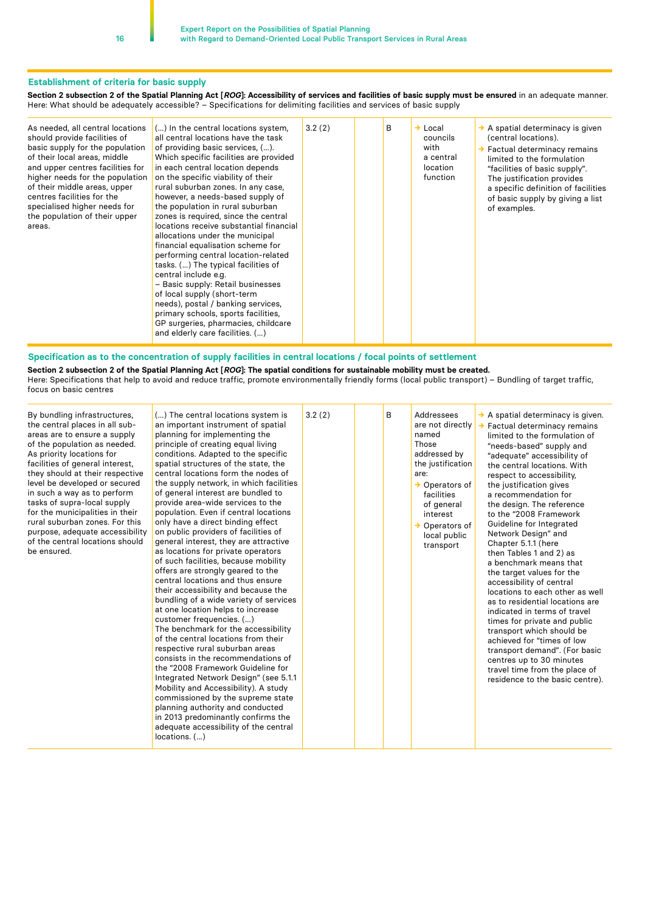### Establishment of criteria for basic supply

**Section 2 subsection 2 of the Spatial Planning Act [*ROG*]: Accessibility of services and facilities of basic supply must be ensured** in an adequate manner.
Here: What should be adequately accessible? – Specifications for delimiting facilities and services of basic supply

| | | | | | | |
|---|---|---|---|---|---|---|
| As needed, all central locations should provide facilities of basic supply for the population of their local areas, middle and upper centres facilities for higher needs for the population of their middle areas, upper centres facilities for the specialised higher needs for the population of their upper areas. | (...) In the central locations system, all central locations have the task of providing basic services, (...). Which specific facilities are provided in each central location depends on the specific viability of their rural suburban zones. In any case, however, a needs-based supply of the population in rural suburban zones is required, since the central locations receive substantial financial allocations under the municipal financial equalisation scheme for performing central location-related tasks. (...) The typical facilities of central include e.g.<br>– Basic supply: Retail businesses of local supply (short-term needs), postal / banking services, primary schools, sports facilities, GP surgeries, pharmacies, childcare and elderly care facilities. (...) | 3.2 (2) | | B | → Local councils with a central location function | → A spatial determinacy is given (central locations).<br>→ Factual determinacy remains limited to the formulation "facilities of basic supply". The justification provides a specific definition of facilities of basic supply by giving a list of examples. |

### Specification as to the concentration of supply facilities in central locations / focal points of settlement

**Section 2 subsection 2 of the Spatial Planning Act [*ROG*]: The spatial conditions for sustainable mobility must be created.**
Here: Specifications that help to avoid and reduce traffic, promote environmentally friendly forms (local public transport) – Bundling of target traffic, focus on basic centres

| | | | | | | |
|---|---|---|---|---|---|---|
| By bundling infrastructures, the central places in all sub-areas are to ensure a supply of the population as needed. As priority locations for facilities of general interest, they should at their respective level be developed or secured in such a way as to perform tasks of supra-local supply for the municipalities in their rural suburban zones. For this purpose, adequate accessibility of the central locations should be ensured. | (...) The central locations system is an important instrument of spatial planning for implementing the principle of creating equal living conditions. Adapted to the specific spatial structures of the state, the central locations form the nodes of the supply network, in which facilities of general interest are bundled to provide area-wide services to the population. Even if central locations only have a direct binding effect on public providers of facilities of general interest, they are attractive as locations for private operators of such facilities, because mobility offers are strongly geared to the central locations and thus ensure their accessibility and because the bundling of a wide variety of services at one location helps to increase customer frequencies. (...)<br>The benchmark for the accessibility of the central locations from their respective rural suburban areas consists in the recommendations of the "2008 Framework Guideline for Integrated Network Design" (see 5.1.1 Mobility and Accessibility). A study commissioned by the supreme state planning authority and conducted in 2013 predominantly confirms the adequate accessibility of the central locations. (...) | 3.2 (2) | | B | Addressees are not directly named<br>Those addressed by the justification are:<br>→ Operators of facilities of general interest<br>→ Operators of local public transport | → A spatial determinacy is given.<br>→ Factual determinacy remains limited to the formulation of "needs-based" supply and "adequate" accessibility of the central locations. With respect to accessibility, the justification gives a recommendation for the design. The reference to the "2008 Framework Guideline for Integrated Network Design" and Chapter 5.1.1 (here then Tables 1 and 2) as a benchmark means that the target values for the accessibility of central locations to each other as well as to residential locations are indicated in terms of travel times for private and public transport which should be achieved for "times of low transport demand". (For basic centres up to 30 minutes travel time from the place of residence to the basic centre). |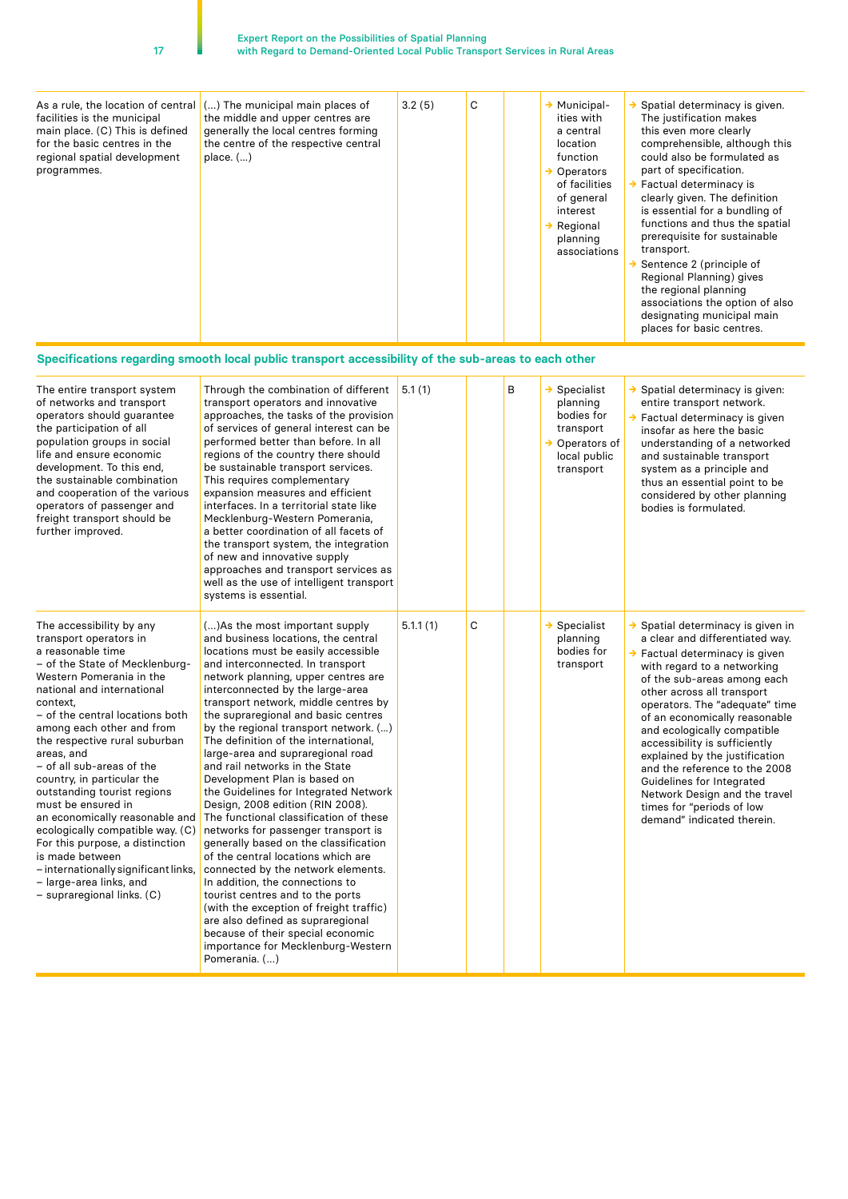| | | | | | | |
|---|---|---|---|---|---|---|
| As a rule, the location of central facilities is the municipal main place. (C) This is defined for the basic centres in the regional spatial development programmes. | (...) The municipal main places of the middle and upper centres are generally the local centres forming the centre of the respective central place. (...) | 3.2 (5) | C | | → Municipal-ities with a central location function<br>→ Operators of facilities of general interest<br>→ Regional planning associations | → Spatial determinacy is given. The justification makes this even more clearly comprehensible, although this could also be formulated as part of specification.<br>→ Factual determinacy is clearly given. The definition is essential for a bundling of functions and thus the spatial prerequisite for sustainable transport.<br>→ Sentence 2 (principle of Regional Planning) gives the regional planning associations the option of also designating municipal main places for basic centres. |

**Specifications regarding smooth local public transport accessibility of the sub-areas to each other**

| | | | | | | |
|---|---|---|---|---|---|---|
| The entire transport system of networks and transport operators should guarantee the participation of all population groups in social life and ensure economic development. To this end, the sustainable combination and cooperation of the various operators of passenger and freight transport should be further improved. | Through the combination of different transport operators and innovative approaches, the tasks of the provision of services of general interest can be performed better than before. In all regions of the country there should be sustainable transport services. This requires complementary expansion measures and efficient interfaces. In a territorial state like Mecklenburg-Western Pomerania, a better coordination of all facets of the transport system, the integration of new and innovative supply approaches and transport services as well as the use of intelligent transport systems is essential. | 5.1 (1) | | B | → Specialist planning bodies for transport<br>→ Operators of local public transport | → Spatial determinacy is given: entire transport network.<br>→ Factual determinacy is given insofar as here the basic understanding of a networked and sustainable transport system as a principle and thus an essential point to be considered by other planning bodies is formulated. |
| The accessibility by any transport operators in a reasonable time<br>– of the State of Mecklenburg-Western Pomerania in the national and international context,<br>– of the central locations both among each other and from the respective rural suburban areas, and<br>– of all sub-areas of the country, in particular the outstanding tourist regions must be ensured in an economically reasonable and ecologically compatible way. (C) For this purpose, a distinction is made between<br>– internationally significant links,<br>– large-area links, and<br>– supraregional links. (C) | (...)As the most important supply and business locations, the central locations must be easily accessible and interconnected. In transport network planning, upper centres are interconnected by the large-area transport network, middle centres by the supraregional and basic centres by the regional transport network. (...) The definition of the international, large-area and supraregional road and rail networks in the State Development Plan is based on the Guidelines for Integrated Network Design, 2008 edition (RIN 2008). The functional classification of these networks for passenger transport is generally based on the classification of the central locations which are connected by the network elements. In addition, the connections to tourist centres and to the ports (with the exception of freight traffic) are also defined as supraregional because of their special economic importance for Mecklenburg-Western Pomerania. (...) | 5.1.1 (1) | C | | → Specialist planning bodies for transport | → Spatial determinacy is given in a clear and differentiated way.<br>→ Factual determinacy is given with regard to a networking of the sub-areas among each other across all transport operators. The "adequate" time of an economically reasonable and ecologically compatible accessibility is sufficiently explained by the justification and the reference to the 2008 Guidelines for Integrated Network Design and the travel times for "periods of low demand" indicated therein. |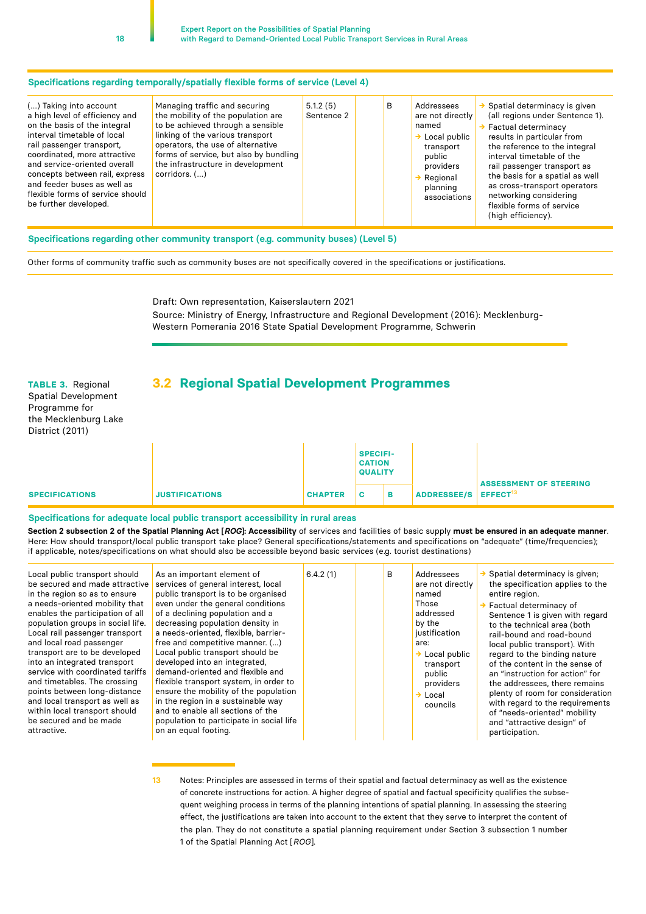**Specifications regarding temporally/spatially flexible forms of service (Level 4)**

| | | | | | | |
|---|---|---|---|---|---|---|
| (…) Taking into account a high level of efficiency and on the basis of the integral interval timetable of local rail passenger transport, coordinated, more attractive and service-oriented overall concepts between rail, express and feeder buses as well as flexible forms of service should be further developed. | Managing traffic and securing the mobility of the population are to be achieved through a sensible linking of the various transport operators, the use of alternative forms of service, but also by bundling the infrastructure in development corridors. (…) | 5.1.2 (5) Sentence 2 | | B | Addressees are not directly named → Local public transport public providers → Regional planning associations | → Spatial determinacy is given (all regions under Sentence 1). → Factual determinacy results in particular from the reference to the integral interval timetable of the rail passenger transport as the basis for a spatial as well as cross-transport operators networking considering flexible forms of service (high efficiency). |

**Specifications regarding other community transport (e.g. community buses) (Level 5)**

Other forms of community traffic such as community buses are not specifically covered in the specifications or justifications.

Draft: Own representation, Kaiserslautern 2021

Source: Ministry of Energy, Infrastructure and Regional Development (2016): Mecklenburg-Western Pomerania 2016 State Spatial Development Programme, Schwerin

## 3.2 Regional Spatial Development Programmes

**TABLE 3.** Regional Spatial Development Programme for the Mecklenburg Lake District (2011)

| SPECIFICATIONS | JUSTIFICATIONS | CHAPTER | SPECIFICATION QUALITY | | ADDRESSEE/S | ASSESSMENT OF STEERING EFFECT[13] |
|---|---|---|---|---|---|---|
| | | | C | B | | |
| **Specifications for adequate local public transport accessibility in rural areas** | | | | | | |
| **Section 2 subsection 2 of the Spatial Planning Act [*ROG*]: Accessibility** of services and facilities of basic supply **must be ensured in an adequate manner**. Here: How should transport/local public transport take place? General specifications/statements and specifications on "adequate" (time/frequencies); if applicable, notes/specifications on what should also be accessible beyond basic services (e.g. tourist destinations) | | | | | | |
| Local public transport should be secured and made attractive in the region so as to ensure a needs-oriented mobility that enables the participation of all population groups in social life. Local rail passenger transport and local road passenger transport are to be developed into an integrated transport service with coordinated tariffs and timetables. The crossing points between long-distance and local transport as well as within local transport should be secured and be made attractive. | As an important element of services of general interest, local public transport is to be organised even under the general conditions of a declining population and a decreasing population density in a needs-oriented, flexible, barrier-free and competitive manner. (…) Local public transport should be developed into an integrated, demand-oriented and flexible and flexible transport system, in order to ensure the mobility of the population in the region in a sustainable way and to enable all sections of the population to participate in social life on an equal footing. | 6.4.2 (1) | | B | Addressees are not directly named Those addressed by the justification are: → Local public transport public providers → Local councils | → Spatial determinacy is given; the specification applies to the entire region. → Factual determinacy of Sentence 1 is given with regard to the technical area (both rail-bound and road-bound local public transport). With regard to the binding nature of the content in the sense of an "instruction for action" for the addressees, there remains plenty of room for consideration with regard to the requirements of "needs-oriented" mobility and "attractive design" of participation. |

13 Notes: Principles are assessed in terms of their spatial and factual determinacy as well as the existence of concrete instructions for action. A higher degree of spatial and factual specificity qualifies the subsequent weighing process in terms of the planning intentions of spatial planning. In assessing the steering effect, the justifications are taken into account to the extent that they serve to interpret the content of the plan. They do not constitute a spatial planning requirement under Section 3 subsection 1 number 1 of the Spatial Planning Act [*ROG*].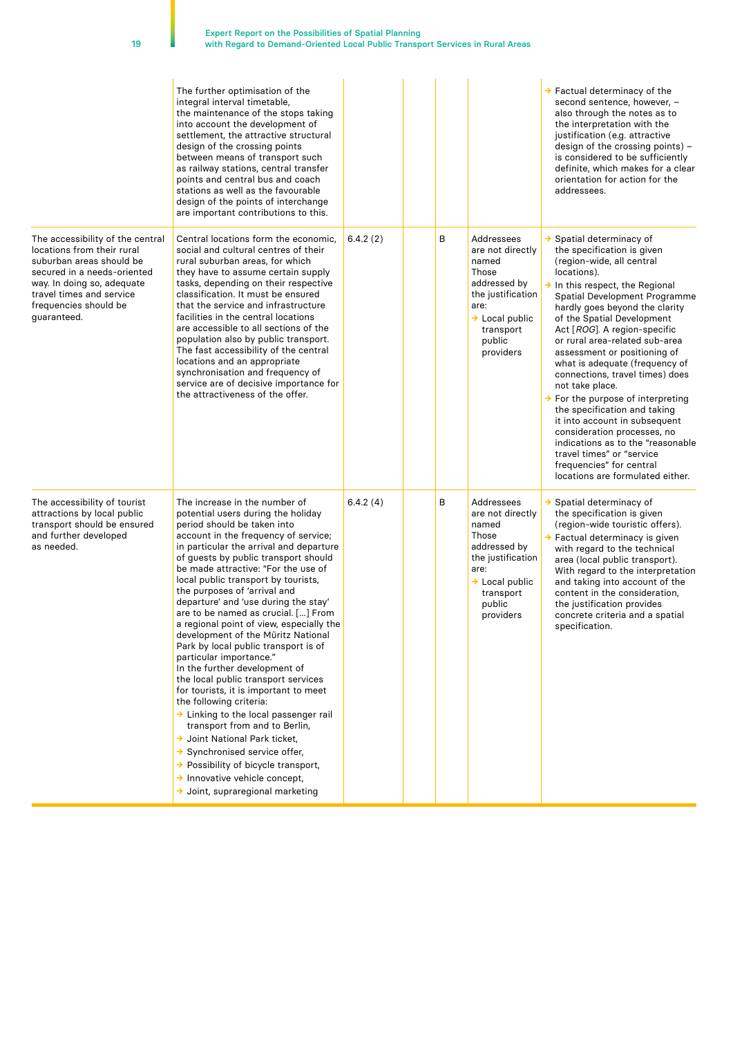| | | | | | | |
|---|---|---|---|---|---|---|
| | The further optimisation of the integral interval timetable, the maintenance of the stops taking into account the development of settlement, the attractive structural design of the crossing points between means of transport such as railway stations, central transfer points and central bus and coach stations as well as the favourable design of the points of interchange are important contributions to this. | | | | | → Factual determinacy of the second sentence, however, – also through the notes as to the interpretation with the justification (e.g. attractive design of the crossing points) – is considered to be sufficiently definite, which makes for a clear orientation for action for the addressees. |
| The accessibility of the central locations from their rural suburban areas should be secured in a needs-oriented way. In doing so, adequate travel times and service frequencies should be guaranteed. | Central locations form the economic, social and cultural centres of their rural suburban areas, for which they have to assume certain supply tasks, depending on their respective classification. It must be ensured that the service and infrastructure facilities in the central locations are accessible to all sections of the population also by public transport. The fast accessibility of the central locations and an appropriate synchronisation and frequency of service are of decisive importance for the attractiveness of the offer. | 6.4.2 (2) | | B | Addressees are not directly named<br>Those addressed by the justification are:<br>→ Local public transport public providers | → Spatial determinacy of the specification is given (region-wide, all central locations).<br>→ In this respect, the Regional Spatial Development Programme hardly goes beyond the clarity of the Spatial Development Act [*ROG*]. A region-specific or rural area-related sub-area assessment or positioning of what is adequate (frequency of connections, travel times) does not take place.<br>→ For the purpose of interpreting the specification and taking it into account in subsequent consideration processes, no indications as to the "reasonable travel times" or "service frequencies" for central locations are formulated either. |
| The accessibility of tourist attractions by local public transport should be ensured and further developed as needed. | The increase in the number of potential users during the holiday period should be taken into account in the frequency of service; in particular the arrival and departure of guests by public transport should be made attractive: "For the use of local public transport by tourists, the purposes of 'arrival and departure' and 'use during the stay' are to be named as crucial. […] From a regional point of view, especially the development of the Müritz National Park by local public transport is of particular importance."<br>In the further development of the local public transport services for tourists, it is important to meet the following criteria:<br>→ Linking to the local passenger rail transport from and to Berlin,<br>→ Joint National Park ticket,<br>→ Synchronised service offer,<br>→ Possibility of bicycle transport,<br>→ Innovative vehicle concept,<br>→ Joint, supraregional marketing | 6.4.2 (4) | | B | Addressees are not directly named<br>Those addressed by the justification are:<br>→ Local public transport public providers | → Spatial determinacy of the specification is given (region-wide touristic offers).<br>→ Factual determinacy is given with regard to the technical area (local public transport). With regard to the interpretation and taking into account of the content in the consideration, the justification provides concrete criteria and a spatial specification. |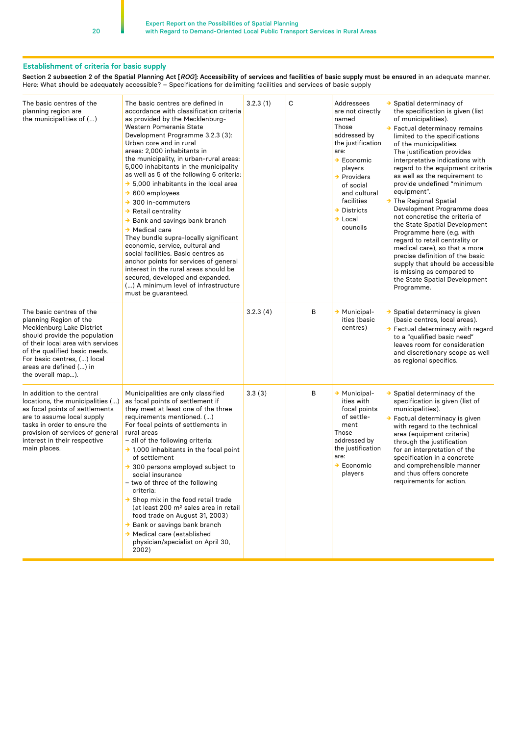## Establishment of criteria for basic supply

**Section 2 subsection 2 of the Spatial Planning Act [*ROG*]: Accessibility of services and facilities of basic supply must be ensured** in an adequate manner.
Here: What should be adequately accessible? – Specifications for delimiting facilities and services of basic supply

| | | | | | | |
|---|---|---|---|---|---|---|
| The basic centres of the planning region are the municipalities of (…) | The basic centres are defined in accordance with classification criteria as provided by the Mecklenburg-Western Pomerania State Development Programme 3.2.3 (3): Urban core and in rural areas: 2,000 inhabitants in the municipality, in urban-rural areas: 5,000 inhabitants in the municipality as well as 5 of the following 6 criteria:<br>→ 5,000 inhabitants in the local area<br>→ 600 employees<br>→ 300 in-commuters<br>→ Retail centrality<br>→ Bank and savings bank branch<br>→ Medical care<br>They bundle supra-locally significant economic, service, cultural and social facilities. Basic centres as anchor points for services of general interest in the rural areas should be secured, developed and expanded. (…) A minimum level of infrastructure must be guaranteed. | 3.2.3 (1) | C | | Addressees are not directly named<br>Those addressed by the justification are:<br>→ Economic players<br>→ Providers of social and cultural facilities<br>→ Districts<br>→ Local councils | → Spatial determinacy of the specification is given (list of municipalities).<br>→ Factual determinacy remains limited to the specifications of the municipalities. The justification provides interpretative indications with regard to the equipment criteria as well as the requirement to provide undefined "minimum equipment".<br>→ The Regional Spatial Development Programme does not concretise the criteria of the State Spatial Development Programme here (e.g. with regard to retail centrality or medical care), so that a more precise definition of the basic supply that should be accessible is missing as compared to the State Spatial Development Programme. |
| The basic centres of the planning Region of the Mecklenburg Lake District should provide the population of their local area with services of the qualified basic needs. For basic centres, (…) local areas are defined (…) in the overall map…). | | 3.2.3 (4) | | B | → Municipalities (basic centres) | → Spatial determinacy is given (basic centres, local areas).<br>→ Factual determinacy with regard to a "qualified basic need" leaves room for consideration and discretionary scope as well as regional specifics. |
| In addition to the central locations, the municipalities (…) as focal points of settlements are to assume local supply tasks in order to ensure the provision of services of general interest in their respective main places. | Municipalities are only classified as focal points of settlement if they meet at least one of the three requirements mentioned. (…)<br>For focal points of settlements in rural areas<br>– all of the following criteria:<br>→ 1,000 inhabitants in the focal point of settlement<br>→ 300 persons employed subject to social insurance<br>– two of three of the following criteria:<br>→ Shop mix in the food retail trade (at least 200 m² sales area in retail food trade on August 31, 2003)<br>→ Bank or savings bank branch<br>→ Medical care (established physician/specialist on April 30, 2002) | 3.3 (3) | | B | → Municipalities with focal points of settlement<br>Those addressed by the justification are:<br>→ Economic players | → Spatial determinacy of the specification is given (list of municipalities).<br>→ Factual determinacy is given with regard to the technical area (equipment criteria) through the justification for an interpretation of the specification in a concrete and comprehensible manner and thus offers concrete requirements for action. |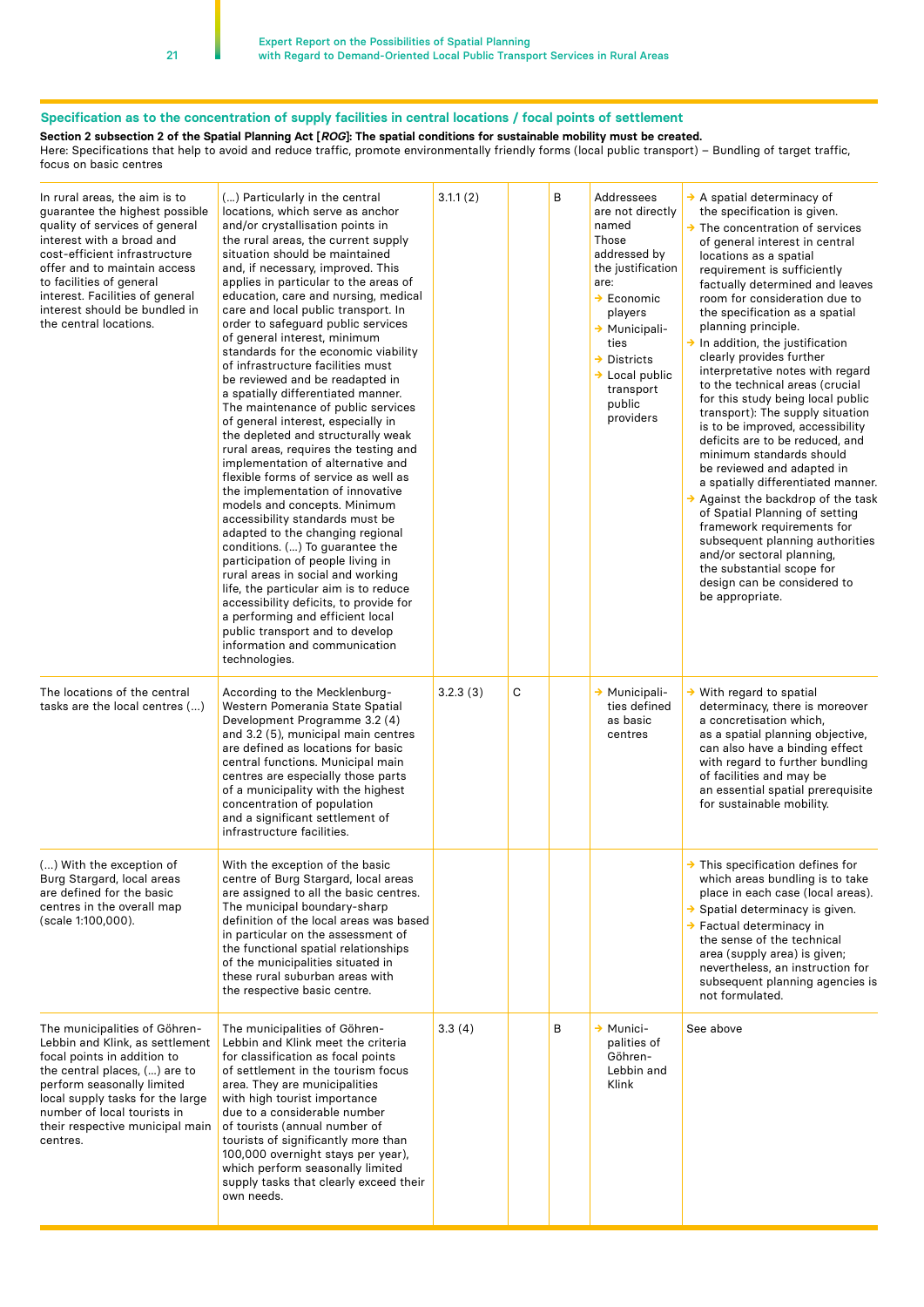## Specification as to the concentration of supply facilities in central locations / focal points of settlement

**Section 2 subsection 2 of the Spatial Planning Act [*ROG*]: The spatial conditions for sustainable mobility must be created.**
Here: Specifications that help to avoid and reduce traffic, promote environmentally friendly forms (local public transport) – Bundling of target traffic, focus on basic centres

| | | | | | | |
|---|---|---|---|---|---|---|
| In rural areas, the aim is to guarantee the highest possible quality of services of general interest with a broad and cost-efficient infrastructure offer and to maintain access to facilities of general interest. Facilities of general interest should be bundled in the central locations. | (…) Particularly in the central locations, which serve as anchor and/or crystallisation points in the rural areas, the current supply situation should be maintained and, if necessary, improved. This applies in particular to the areas of education, care and nursing, medical care and local public transport. In order to safeguard public services of general interest, minimum standards for the economic viability of infrastructure facilities must be reviewed and be readapted in a spatially differentiated manner. The maintenance of public services of general interest, especially in the depleted and structurally weak rural areas, requires the testing and implementation of alternative and flexible forms of service as well as the implementation of innovative models and concepts. Minimum accessibility standards must be adapted to the changing regional conditions. (…) To guarantee the participation of people living in rural areas in social and working life, the particular aim is to reduce accessibility deficits, to provide for a performing and efficient local public transport and to develop information and communication technologies. | 3.1.1 (2) | | B | Addressees are not directly named<br>Those addressed by the justification are:<br>→ Economic players<br>→ Municipalities<br>→ Districts<br>→ Local public transport public providers | → A spatial determinacy of the specification is given.<br>→ The concentration of services of general interest in central locations as a spatial requirement is sufficiently factually determined and leaves room for consideration due to the specification as a spatial planning principle.<br>→ In addition, the justification clearly provides further interpretative notes with regard to the technical areas (crucial for this study being local public transport): The supply situation is to be improved, accessibility deficits are to be reduced, and minimum standards should be reviewed and adapted in a spatially differentiated manner.<br>→ Against the backdrop of the task of Spatial Planning of setting framework requirements for subsequent planning authorities and/or sectoral planning, the substantial scope for design can be considered to be appropriate. |
| The locations of the central tasks are the local centres (…) | According to the Mecklenburg-Western Pomerania State Spatial Development Programme 3.2 (4) and 3.2 (5), municipal main centres are defined as locations for basic central functions. Municipal main centres are especially those parts of a municipality with the highest concentration of population and a significant settlement of infrastructure facilities. | 3.2.3 (3) | C | | → Municipalities defined as basic centres | → With regard to spatial determinacy, there is moreover a concretisation which, as a spatial planning objective, can also have a binding effect with regard to further bundling of facilities and may be an essential spatial prerequisite for sustainable mobility. |
| (…) With the exception of Burg Stargard, local areas are defined for the basic centres in the overall map (scale 1:100,000). | With the exception of the basic centre of Burg Stargard, local areas are assigned to all the basic centres. The municipal boundary-sharp definition of the local areas was based in particular on the assessment of the functional spatial relationships of the municipalities situated in these rural suburban areas with the respective basic centre. | | | | | → This specification defines for which areas bundling is to take place in each case (local areas).<br>→ Spatial determinacy is given.<br>→ Factual determinacy in the sense of the technical area (supply area) is given; nevertheless, an instruction for subsequent planning agencies is not formulated. |
| The municipalities of Göhren-Lebbin and Klink, as settlement focal points in addition to the central places, (…) are to perform seasonally limited local supply tasks for the large number of local tourists in their respective municipal main centres. | The municipalities of Göhren-Lebbin and Klink meet the criteria for classification as focal points of settlement in the tourism focus area. They are municipalities with high tourist importance due to a considerable number of tourists (annual number of tourists of significantly more than 100,000 overnight stays per year), which perform seasonally limited supply tasks that clearly exceed their own needs. | 3.3 (4) | | B | → Municipalities of Göhren-Lebbin and Klink | See above |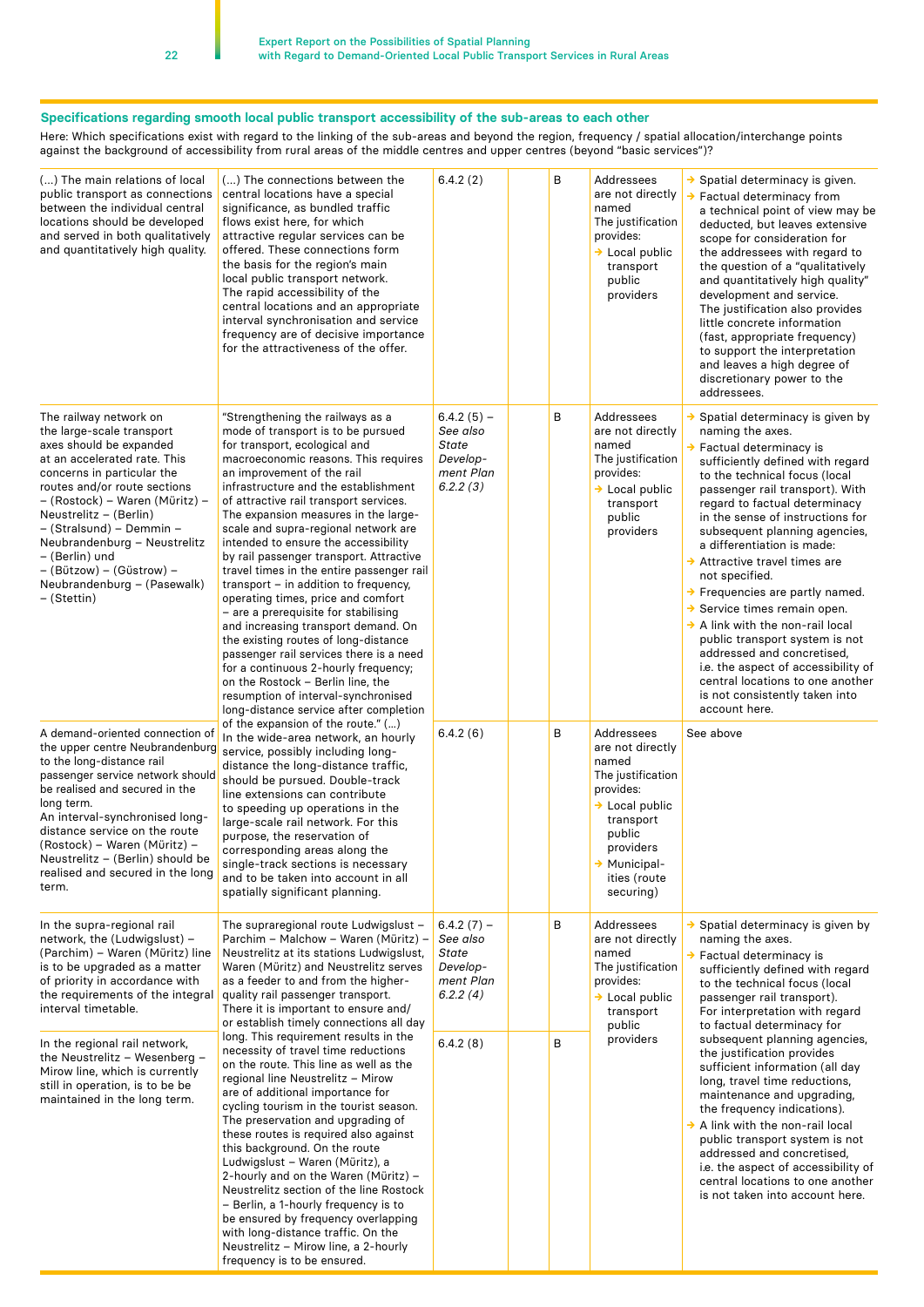### Specifications regarding smooth local public transport accessibility of the sub-areas to each other

Here: Which specifications exist with regard to the linking of the sub-areas and beyond the region, frequency / spatial allocation/interchange points against the background of accessibility from rural areas of the middle centres and upper centres (beyond "basic services")?

| | | | | | | |
|---|---|---|---|---|---|---|
| (...) The main relations of local public transport as connections between the individual central locations should be developed and served in both qualitatively and quantitatively high quality. | (...) The connections between the central locations have a special significance, as bundled traffic flows exist here, for which attractive regular services can be offered. These connections form the basis for the region's main local public transport network. The rapid accessibility of the central locations and an appropriate interval synchronisation and service frequency are of decisive importance for the attractiveness of the offer. | 6.4.2 (2) | | B | Addressees are not directly named The justification provides: → Local public transport public providers | → Spatial determinacy is given. → Factual determinacy from a technical point of view may be deducted, but leaves extensive scope for consideration for the addressees with regard to the question of a "qualitatively and quantitatively high quality" development and service. The justification also provides little concrete information (fast, appropriate frequency) to support the interpretation and leaves a high degree of discretionary power to the addressees. |
| The railway network on the large-scale transport axes should be expanded at an accelerated rate. This concerns in particular the routes and/or route sections – (Rostock) – Waren (Müritz) – Neustrelitz – (Berlin) – (Stralsund) – Demmin – Neubrandenburg – Neustrelitz – (Berlin) und – (Bützow) – (Güstrow) – Neubrandenburg – (Pasewalk) – (Stettin) | "Strengthening the railways as a mode of transport is to be pursued for transport, ecological and macroeconomic reasons. This requires an improvement of the rail infrastructure and the establishment of attractive rail transport services. The expansion measures in the large-scale and supra-regional network are intended to ensure the accessibility by rail passenger transport. Attractive travel times in the entire passenger rail transport – in addition to frequency, operating times, price and comfort – are a prerequisite for stabilising and increasing transport demand. On the existing routes of long-distance passenger rail services there is a need for a continuous 2-hourly frequency; on the Rostock – Berlin line, the resumption of interval-synchronised long-distance service after completion of the expansion of the route." (...) In the wide-area network, an hourly service, possibly including long-distance the long-distance traffic, should be pursued. Double-track line extensions can contribute to speeding up operations in the large-scale rail network. For this purpose, the reservation of corresponding areas along the single-track sections is necessary and to be taken into account in all spatially significant planning. | 6.4.2 (5) – *See also State Development Plan 6.2.2 (3)* | | B | Addressees are not directly named The justification provides: → Local public transport public providers | → Spatial determinacy is given by naming the axes. → Factual determinacy is sufficiently defined with regard to the technical focus (local passenger rail transport). With regard to factual determinacy in the sense of instructions for subsequent planning agencies, a differentiation is made: → Attractive travel times are not specified. → Frequencies are partly named. → Service times remain open. → A link with the non-rail local public transport system is not addressed and concretised, i.e. the aspect of accessibility of central locations to one another is not consistently taken into account here. |
| A demand-oriented connection of the upper centre Neubrandenburg to the long-distance rail passenger service network should be realised and secured in the long term. An interval-synchronised long-distance service on the route (Rostock) – Waren (Müritz) – Neustrelitz – (Berlin) should be realised and secured in the long term. | | 6.4.2 (6) | | B | Addressees are not directly named The justification provides: → Local public transport public providers → Municipalities (route securing) | See above |
| In the supra-regional rail network, the (Ludwigslust) – (Parchim) – Waren (Müritz) line is to be upgraded as a matter of priority in accordance with the requirements of the integral interval timetable. | The supraregional route Ludwigslust – Parchim – Malchow – Waren (Müritz) – Neustrelitz at its stations Ludwigslust, Waren (Müritz) and Neustrelitz serves as a feeder to and from the higher-quality rail passenger transport. There it is important to ensure and/or establish timely connections all day long. This requirement results in the necessity of travel time reductions on the route. This line as well as the regional line Neustrelitz – Mirow are of additional importance for cycling tourism in the tourist season. The preservation and upgrading of these routes is required also against this background. On the route Ludwigslust – Waren (Müritz), a 2-hourly and on the Waren (Müritz) – Neustrelitz section of the line Rostock – Berlin, a 1-hourly frequency is to be ensured by frequency overlapping with long-distance traffic. On the Neustrelitz – Mirow line, a 2-hourly frequency is to be ensured. | 6.4.2 (7) – *See also State Development Plan 6.2.2 (4)* | | B | Addressees are not directly named The justification provides: → Local public transport public providers | → Spatial determinacy is given by naming the axes. → Factual determinacy is sufficiently defined with regard to the technical focus (local passenger rail transport). For interpretation with regard to factual determinacy for subsequent planning agencies, the justification provides sufficient information (all day long, travel time reductions, maintenance and upgrading, the frequency indications). → A link with the non-rail local public transport system is not addressed and concretised, i.e. the aspect of accessibility of central locations to one another is not taken into account here. |
| In the regional rail network, the Neustrelitz – Wesenberg – Mirow line, which is currently still in operation, is to be be maintained in the long term. | | 6.4.2 (8) | | B | | |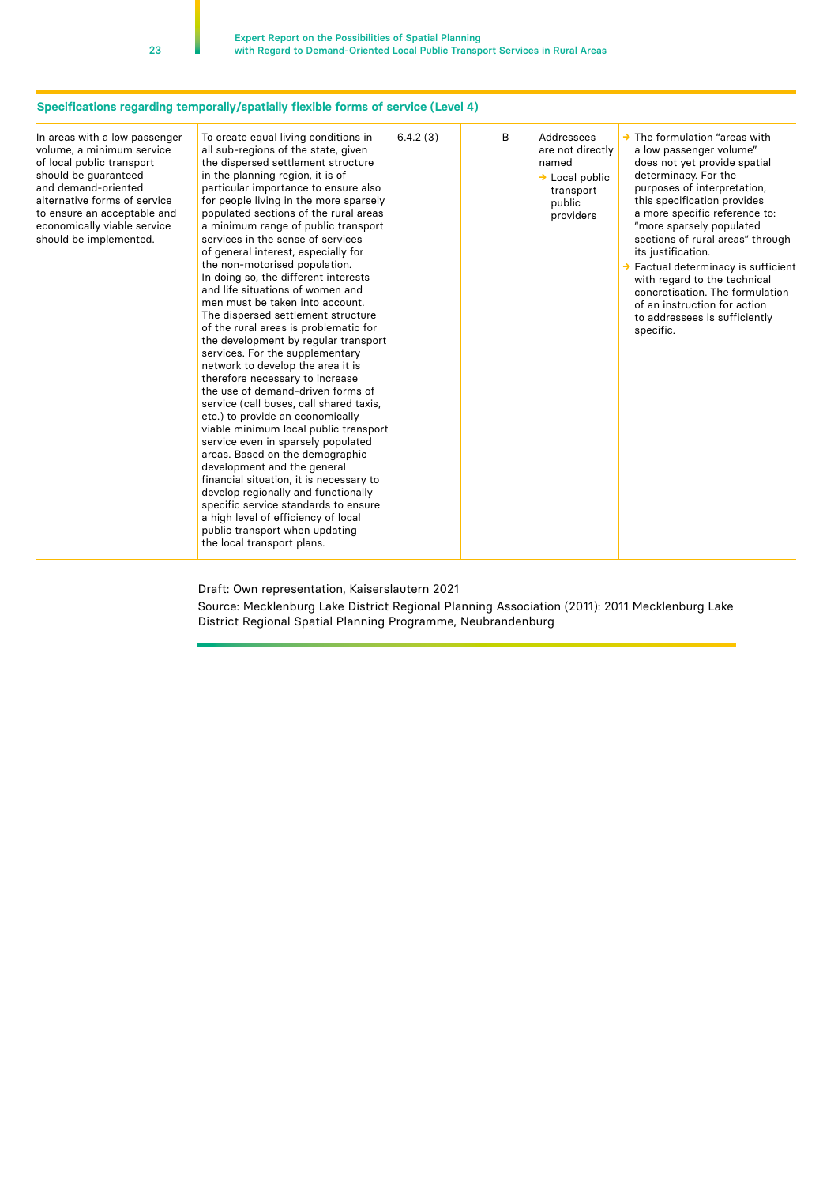**Specifications regarding temporally/spatially flexible forms of service (Level 4)**

| | | | | | | |
|---|---|---|---|---|---|---|
| In areas with a low passenger volume, a minimum service of local public transport should be guaranteed and demand-oriented alternative forms of service to ensure an acceptable and economically viable service should be implemented. | To create equal living conditions in all sub-regions of the state, given the dispersed settlement structure in the planning region, it is of particular importance to ensure also for people living in the more sparsely populated sections of the rural areas a minimum range of public transport services in the sense of services of general interest, especially for the non-motorised population. In doing so, the different interests and life situations of women and men must be taken into account. The dispersed settlement structure of the rural areas is problematic for the development by regular transport services. For the supplementary network to develop the area it is therefore necessary to increase the use of demand-driven forms of service (call buses, call shared taxis, etc.) to provide an economically viable minimum local public transport service even in sparsely populated areas. Based on the demographic development and the general financial situation, it is necessary to develop regionally and functionally specific service standards to ensure a high level of efficiency of local public transport when updating the local transport plans. | 6.4.2 (3) | | B | Addressees are not directly named<br>→ Local public transport public providers | → The formulation "areas with a low passenger volume" does not yet provide spatial determinacy. For the purposes of interpretation, this specification provides a more specific reference to: "more sparsely populated sections of rural areas" through its justification.<br>→ Factual determinacy is sufficient with regard to the technical concretisation. The formulation of an instruction for action to addressees is sufficiently specific. |

Draft: Own representation, Kaiserslautern 2021

Source: Mecklenburg Lake District Regional Planning Association (2011): 2011 Mecklenburg Lake District Regional Spatial Planning Programme, Neubrandenburg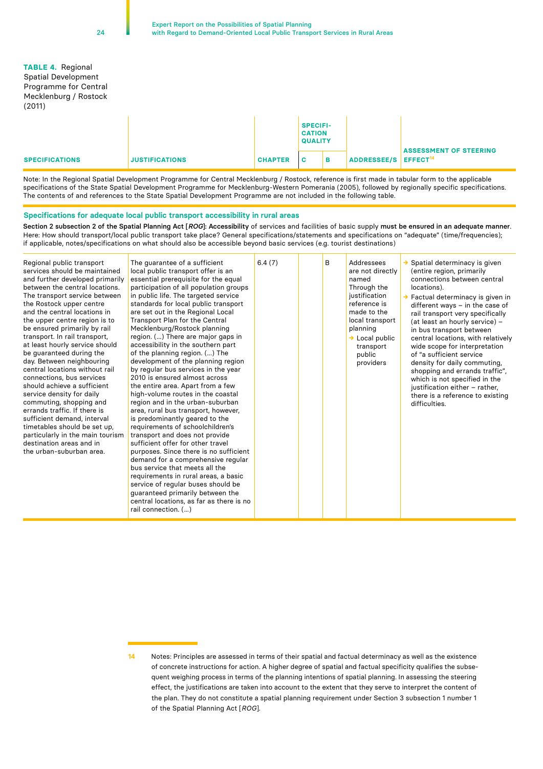**TABLE 4.** Regional Spatial Development Programme for Central Mecklenburg / Rostock (2011)

| SPECIFICATIONS | JUSTIFICATIONS | CHAPTER | SPECIFICATION QUALITY | | ADDRESSEE/S | ASSESSMENT OF STEERING EFFECT[14] |
|---|---|---|---|---|---|---|
| | | | C | B | | |
| Note: In the Regional Spatial Development Programme for Central Mecklenburg / Rostock, reference is first made in tabular form to the applicable specifications of the State Spatial Development Programme for Mecklenburg-Western Pomerania (2005), followed by regionally specific specifications. The contents of and references to the State Spatial Development Programme are not included in the following table. | | | | | | |
| **Specifications for adequate local public transport accessibility in rural areas** — **Section 2 subsection 2 of the Spatial Planning Act [*ROG*]: Accessibility** of services and facilities of basic supply **must be ensured in an adequate manner**. Here: How should transport/local public transport take place? General specifications/statements and specifications on "adequate" (time/frequencies); if applicable, notes/specifications on what should also be accessible beyond basic services (e.g. tourist destinations) | | | | | | |
| Regional public transport services should be maintained and further developed primarily between the central locations. The transport service between the Rostock upper centre and the central locations in the upper centre region is to be ensured primarily by rail transport. In rail transport, at least hourly service should be guaranteed during the day. Between neighbouring central locations without rail connections, bus services should achieve a sufficient service density for daily commuting, shopping and errands traffic. If there is sufficient demand, interval timetables should be set up, particularly in the main tourism destination areas and in the urban-suburban area. | The guarantee of a sufficient local public transport offer is an essential prerequisite for the equal participation of all population groups in public life. The targeted service standards for local public transport are set out in the Regional Local Transport Plan for the Central Mecklenburg/Rostock planning region. (…) There are major gaps in accessibility in the southern part of the planning region. (…) The development of the planning region by regular bus services in the year 2010 is ensured almost across the entire area. Apart from a few high-volume routes in the coastal region and in the urban-suburban area, rural bus transport, however, is predominantly geared to the requirements of schoolchildren's transport and does not provide sufficient offer for other travel purposes. Since there is no sufficient demand for a comprehensive regular bus service that meets all the requirements in rural areas, a basic service of regular buses should be guaranteed primarily between the central locations, as far as there is no rail connection. (…) | 6.4 (7) | | B | Addressees are not directly named Through the justification reference is made to the local transport planning → Local public transport public providers | → Spatial determinacy is given (entire region, primarily connections between central locations). → Factual determinacy is given in different ways – in the case of rail transport very specifically (at least an hourly service) – in bus transport between central locations, with relatively wide scope for interpretation of "a sufficient service density for daily commuting, shopping and errands traffic", which is not specified in the justification either – rather, there is a reference to existing difficulties. |

14 Notes: Principles are assessed in terms of their spatial and factual determinacy as well as the existence of concrete instructions for action. A higher degree of spatial and factual specificity qualifies the subsequent weighing process in terms of the planning intentions of spatial planning. In assessing the steering effect, the justifications are taken into account to the extent that they serve to interpret the content of the plan. They do not constitute a spatial planning requirement under Section 3 subsection 1 number 1 of the Spatial Planning Act [*ROG*].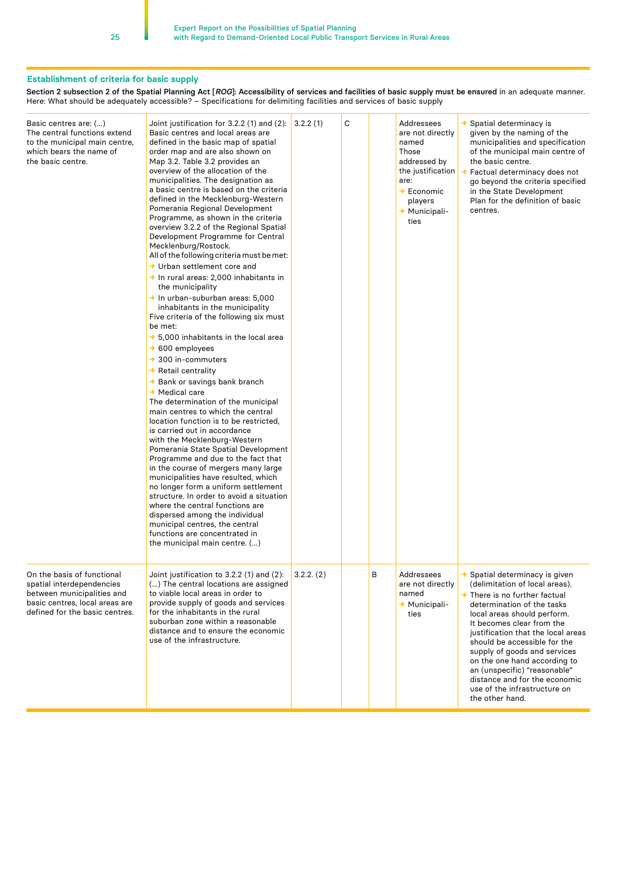## Establishment of criteria for basic supply

**Section 2 subsection 2 of the Spatial Planning Act [*ROG*]: Accessibility of services and facilities of basic supply must be ensured** in an adequate manner.
Here: What should be adequately accessible? – Specifications for delimiting facilities and services of basic supply

| | | | | | | |
|---|---|---|---|---|---|---|
| Basic centres are: (...) The central functions extend to the municipal main centre, which bears the name of the basic centre. | Joint justification for 3.2.2 (1) and (2): Basic centres and local areas are defined in the basic map of spatial order map and are also shown on Map 3.2. Table 3.2 provides an overview of the allocation of the municipalities. The designation as a basic centre is based on the criteria defined in the Mecklenburg-Western Pomerania Regional Development Programme, as shown in the criteria overview 3.2.2 of the Regional Spatial Development Programme for Central Mecklenburg/Rostock. All of the following criteria must be met: → Urban settlement core and → In rural areas: 2,000 inhabitants in the municipality → In urban-suburban areas: 5,000 inhabitants in the municipality Five criteria of the following six must be met: → 5,000 inhabitants in the local area → 600 employees → 300 in-commuters → Retail centrality → Bank or savings bank branch → Medical care The determination of the municipal main centres to which the central location function is to be restricted, is carried out in accordance with the Mecklenburg-Western Pomerania State Spatial Development Programme and due to the fact that in the course of mergers many large municipalities have resulted, which no longer form a uniform settlement structure. In order to avoid a situation where the central functions are dispersed among the individual municipal centres, the central functions are concentrated in the municipal main centre. (...) | 3.2.2 (1) | C | | Addressees are not directly named Those addressed by the justification are: → Economic players → Municipalities | → Spatial determinacy is given by the naming of the municipalities and specification of the municipal main centre of the basic centre. → Factual determinacy does not go beyond the criteria specified in the State Development Plan for the definition of basic centres. |
| On the basis of functional spatial interdependencies between municipalities and basic centres, local areas are defined for the basic centres. | Joint justification to 3.2.2 (1) and (2): (...) The central locations are assigned to viable local areas in order to provide supply of goods and services for the inhabitants in the rural suburban zone within a reasonable distance and to ensure the economic use of the infrastructure. | 3.2.2. (2) | | B | Addressees are not directly named → Municipalities | → Spatial determinacy is given (delimitation of local areas). → There is no further factual determination of the tasks local areas should perform. It becomes clear from the justification that the local areas should be accessible for the supply of goods and services on the one hand according to an (unspecific) "reasonable" distance and for the economic use of the infrastructure on the other hand. |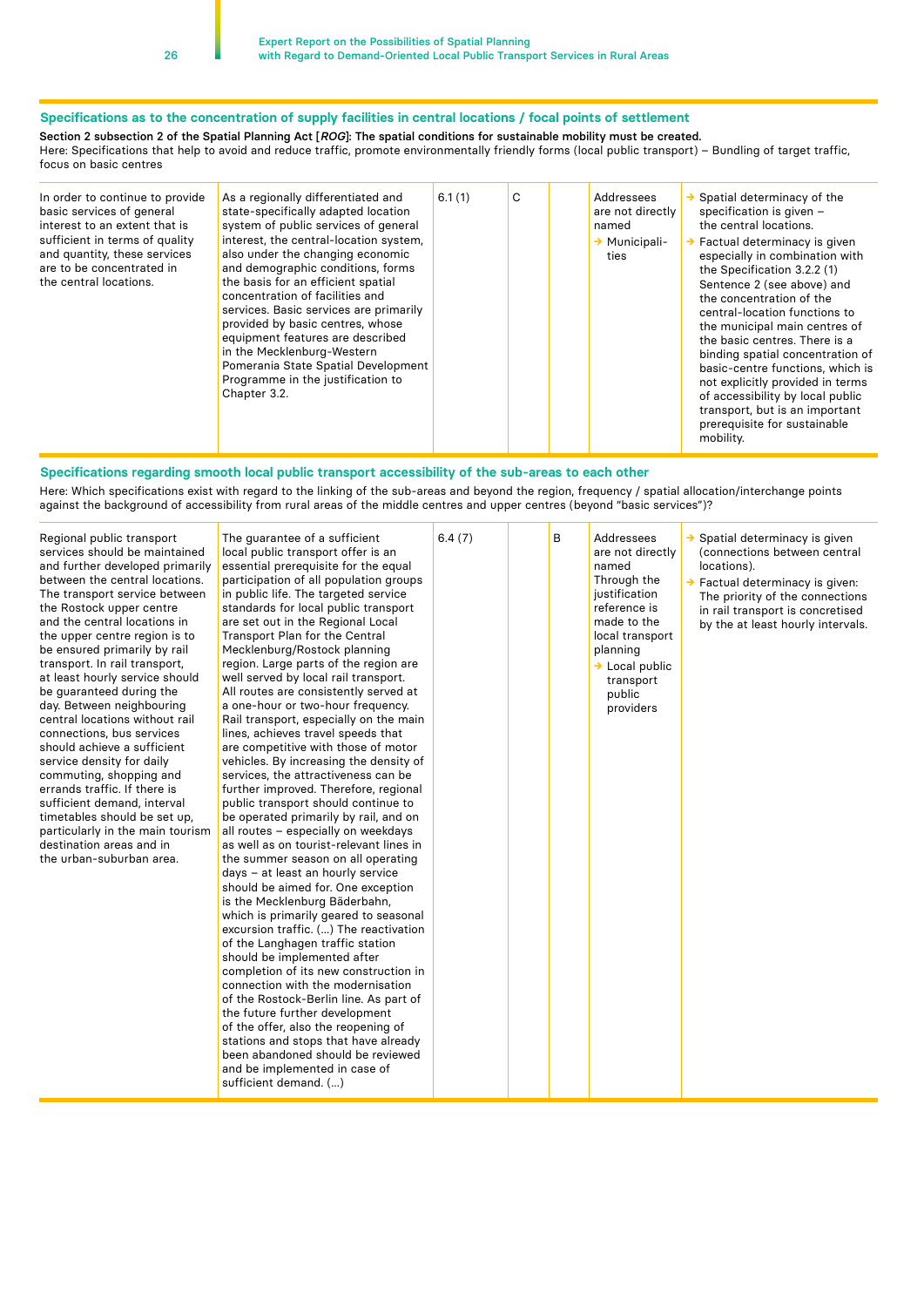### Specifications as to the concentration of supply facilities in central locations / focal points of settlement

**Section 2 subsection 2 of the Spatial Planning Act [*ROG*]: The spatial conditions for sustainable mobility must be created.**
Here: Specifications that help to avoid and reduce traffic, promote environmentally friendly forms (local public transport) – Bundling of target traffic, focus on basic centres

| | | | | | | |
|---|---|---|---|---|---|---|
| In order to continue to provide basic services of general interest to an extent that is sufficient in terms of quality and quantity, these services are to be concentrated in the central locations. | As a regionally differentiated and state-specifically adapted location system of public services of general interest, the central-location system, also under the changing economic and demographic conditions, forms the basis for an efficient spatial concentration of facilities and services. Basic services are primarily provided by basic centres, whose equipment features are described in the Mecklenburg-Western Pomerania State Spatial Development Programme in the justification to Chapter 3.2. | 6.1 (1) | C | | Addressees are not directly named → Municipalities | → Spatial determinacy of the specification is given – the central locations. → Factual determinacy is given especially in combination with the Specification 3.2.2 (1) Sentence 2 (see above) and the concentration of the central-location functions to the municipal main centres of the basic centres. There is a binding spatial concentration of basic-centre functions, which is not explicitly provided in terms of accessibility by local public transport, but is an important prerequisite for sustainable mobility. |

### Specifications regarding smooth local public transport accessibility of the sub-areas to each other

Here: Which specifications exist with regard to the linking of the sub-areas and beyond the region, frequency / spatial allocation/interchange points against the background of accessibility from rural areas of the middle centres and upper centres (beyond "basic services")?

| | | | | | | |
|---|---|---|---|---|---|---|
| Regional public transport services should be maintained and further developed primarily between the central locations. The transport service between the Rostock upper centre and the central locations in the upper centre region is to be ensured primarily by rail transport. In rail transport, at least hourly service should be guaranteed during the day. Between neighbouring central locations without rail connections, bus services should achieve a sufficient service density for daily commuting, shopping and errands traffic. If there is sufficient demand, interval timetables should be set up, particularly in the main tourism destination areas and in the urban-suburban area. | The guarantee of a sufficient local public transport offer is an essential prerequisite for the equal participation of all population groups in public life. The targeted service standards for local public transport are set out in the Regional Local Transport Plan for the Central Mecklenburg/Rostock planning region. Large parts of the region are well served by local rail transport. All routes are consistently served at a one-hour or two-hour frequency. Rail transport, especially on the main lines, achieves travel speeds that are competitive with those of motor vehicles. By increasing the density of services, the attractiveness can be further improved. Therefore, regional public transport should continue to be operated primarily by rail, and on all routes – especially on weekdays as well as on tourist-relevant lines in the summer season on all operating days – at least an hourly service should be aimed for. One exception is the Mecklenburg Bäderbahn, which is primarily geared to seasonal excursion traffic. (...) The reactivation of the Langhagen traffic station should be implemented after completion of its new construction in connection with the modernisation of the Rostock-Berlin line. As part of the future further development of the offer, also the reopening of stations and stops that have already been abandoned should be reviewed and be implemented in case of sufficient demand. (...) | 6.4 (7) | | B | Addressees are not directly named Through the justification reference is made to the local transport planning → Local public transport public providers | → Spatial determinacy is given (connections between central locations). → Factual determinacy is given: The priority of the connections in rail transport is concretised by the at least hourly intervals. |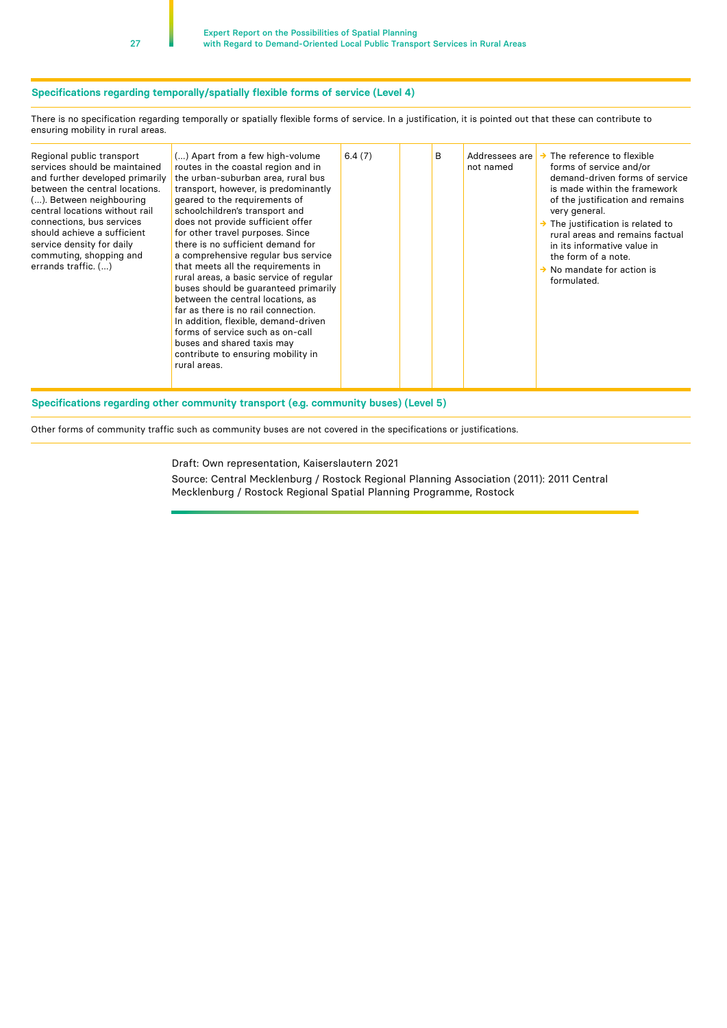**Specifications regarding temporally/spatially flexible forms of service (Level 4)**

There is no specification regarding temporally or spatially flexible forms of service. In a justification, it is pointed out that these can contribute to ensuring mobility in rural areas.

| | | | | | | |
|---|---|---|---|---|---|---|
| Regional public transport services should be maintained and further developed primarily between the central locations. (…). Between neighbouring central locations without rail connections, bus services should achieve a sufficient service density for daily commuting, shopping and errands traffic. (…) | (…) Apart from a few high-volume routes in the coastal region and in the urban-suburban area, rural bus transport, however, is predominantly geared to the requirements of schoolchildren's transport and does not provide sufficient offer for other travel purposes. Since there is no sufficient demand for a comprehensive regular bus service that meets all the requirements in rural areas, a basic service of regular buses should be guaranteed primarily between the central locations, as far as there is no rail connection. In addition, flexible, demand-driven forms of service such as on-call buses and shared taxis may contribute to ensuring mobility in rural areas. | 6.4 (7) | | B | Addressees are not named | → The reference to flexible forms of service and/or demand-driven forms of service is made within the framework of the justification and remains very general.<br>→ The justification is related to rural areas and remains factual in its informative value in the form of a note.<br>→ No mandate for action is formulated. |

**Specifications regarding other community transport (e.g. community buses) (Level 5)**

Other forms of community traffic such as community buses are not covered in the specifications or justifications.

Draft: Own representation, Kaiserslautern 2021

Source: Central Mecklenburg / Rostock Regional Planning Association (2011): 2011 Central Mecklenburg / Rostock Regional Spatial Planning Programme, Rostock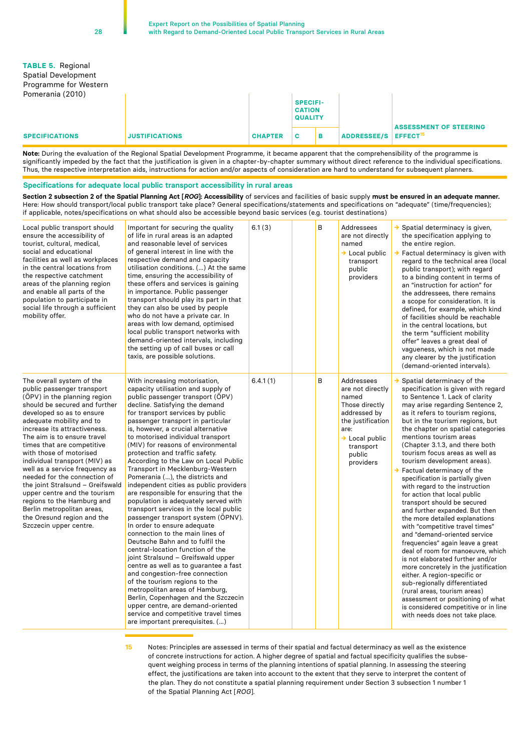**TABLE 5.** Regional Spatial Development Programme for Western Pomerania (2010)

| SPECIFICATIONS | JUSTIFICATIONS | CHAPTER | SPECIFICATION QUALITY | | ADDRESSEE/S | ASSESSMENT OF STEERING EFFECT[15] |
|---|---|---|---|---|---|---|
| | | | C | B | | |
| **Note:** During the evaluation of the Regional Spatial Development Programme, it became apparent that the comprehensibility of the programme is significantly impeded by the fact that the justification is given in a chapter-by-chapter summary without direct reference to the individual specifications. Thus, the respective interpretation aids, instructions for action and/or aspects of consideration are hard to understand for subsequent planners. | | | | | | |
| **Specifications for adequate local public transport accessibility in rural areas** | | | | | | |
| **Section 2 subsection 2 of the Spatial Planning Act [*ROG*]: Accessibility** of services and facilities of basic supply **must be ensured in an adequate manner.** Here: How should transport/local public transport take place? General specifications/statements and specifications on "adequate" (time/frequencies); if applicable, notes/specifications on what should also be accessible beyond basic services (e.g. tourist destinations) | | | | | | |
| Local public transport should ensure the accessibility of tourist, cultural, medical, social and educational facilities as well as workplaces in the central locations from the respective catchment areas of the planning region and enable all parts of the population to participate in social life through a sufficient mobility offer. | Important for securing the quality of life in rural areas is an adapted and reasonable level of services of general interest in line with the respective demand and capacity utilisation conditions. (…) At the same time, ensuring the accessibility of these offers and services is gaining in importance. Public passenger transport should play its part in that they can also be used by people who do not have a private car. In areas with low demand, optimised local public transport networks with demand-oriented intervals, including the setting up of call buses or call taxis, are possible solutions. | 6.1 (3) | | B | Addressees are not directly named<br>→ Local public transport public providers | → Spatial determinacy is given, the specification applying to the entire region.<br>→ Factual determinacy is given with regard to the technical area (local public transport); with regard to a binding content in terms of an "instruction for action" for the addressees, there remains a scope for consideration. It is defined, for example, which kind of facilities should be reachable in the central locations, but the term "sufficient mobility offer" leaves a great deal of vagueness, which is not made any clearer by the justification (demand-oriented intervals). |
| The overall system of the public passenger transport (ÖPV) in the planning region should be secured and further developed so as to ensure adequate mobility and to increase its attractiveness. The aim is to ensure travel times that are competitive with those of motorised individual transport (MIV) as well as a service frequency as needed for the connection of the joint Stralsund – Greifswald upper centre and the tourism regions to the Hamburg and Berlin metropolitan areas, the Oresund region and the Szczecin upper centre. | With increasing motorisation, capacity utilisation and supply of public passenger transport (ÖPV) decline. Satisfying the demand for transport services by public passenger transport in particular is, however, a crucial alternative to motorised individual transport (MIV) for reasons of environmental protection and traffic safety. According to the Law on Local Public Transport in Mecklenburg-Western Pomerania (…), the districts and independent cities as public providers are responsible for ensuring that the population is adequately served with transport services in the local public passenger transport system (ÖPNV). In order to ensure adequate connection to the main lines of Deutsche Bahn and to fulfil the central-location function of the joint Stralsund – Greifswald upper centre as well as to guarantee a fast and congestion-free connection of the tourism regions to the metropolitan areas of Hamburg, Berlin, Copenhagen and the Szczecin upper centre, are demand-oriented service and competitive travel times are important prerequisites. (…) | 6.4.1 (1) | | B | Addressees are not directly named<br>Those directly addressed by the justification are:<br>→ Local public transport public providers | → Spatial determinacy of the specification is given with regard to Sentence 1. Lack of clarity may arise regarding Sentence 2, as it refers to tourism regions, but in the tourism regions, but the chapter on spatial categories mentions tourism areas (Chapter 3.1.3, and there both tourism focus areas as well as tourism development areas).<br>→ Factual determinacy of the specification is partially given with regard to the instruction for action that local public transport should be secured and further expanded. But then the more detailed explanations with "competitive travel times" and "demand-oriented service frequencies" again leave a great deal of room for manoeuvre, which is not elaborated further and/or more concretely in the justification either. A region-specific or sub-regionally differentiated (rural areas, tourism areas) assessment or positioning of what is considered competitive or in line with needs does not take place. |

15 Notes: Principles are assessed in terms of their spatial and factual determinacy as well as the existence of concrete instructions for action. A higher degree of spatial and factual specificity qualifies the subsequent weighing process in terms of the planning intentions of spatial planning. In assessing the steering effect, the justifications are taken into account to the extent that they serve to interpret the content of the plan. They do not constitute a spatial planning requirement under Section 3 subsection 1 number 1 of the Spatial Planning Act [*ROG*].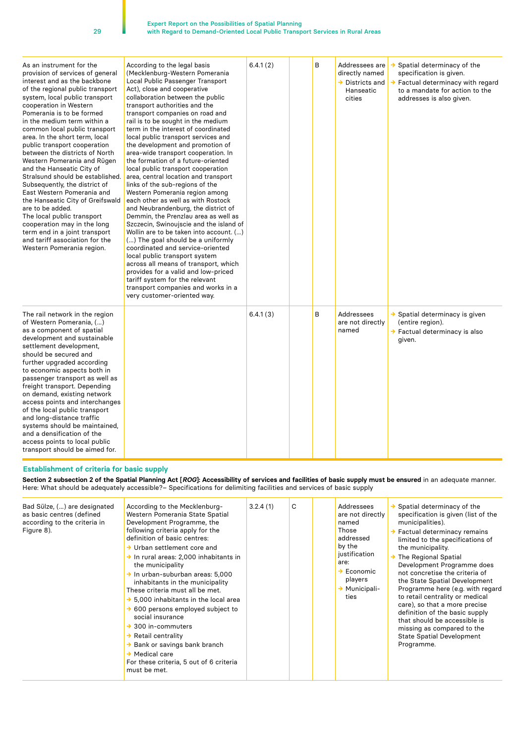| | | | | | | |
|---|---|---|---|---|---|---|
| As an instrument for the provision of services of general interest and as the backbone of the regional public transport system, local public transport cooperation in Western Pomerania is to be formed in the medium term within a common local public transport area. In the short term, local public transport cooperation between the districts of North Western Pomerania and Rügen and the Hanseatic City of Stralsund should be established. Subsequently, the district of East Western Pomerania and the Hanseatic City of Greifswald are to be added. The local public transport cooperation may in the long term end in a joint transport and tariff association for the Western Pomerania region. | According to the legal basis (Mecklenburg-Western Pomerania Local Public Passenger Transport Act), close and cooperative collaboration between the public transport authorities and the transport companies on road and rail is to be sought in the medium term in the interest of coordinated local public transport services and the development and promotion of area-wide transport cooperation. In the formation of a future-oriented local public transport cooperation area, central location and transport links of the sub-regions of the Western Pomerania region among each other as well as with Rostock and Neubrandenburg, the district of Demmin, the Prenzlau area as well as Szczecin, Swinoujscie and the island of Wollin are to be taken into account. (...) (...) The goal should be a uniformly coordinated and service-oriented local public transport system across all means of transport, which provides for a valid and low-priced tariff system for the relevant transport companies and works in a very customer-oriented way. | 6.4.1 (2) | | B | Addressees are directly named<br>→ Districts and Hanseatic cities | → Spatial determinacy of the specification is given.<br>→ Factual determinacy with regard to a mandate for action to the addresses is also given. |
| The rail network in the region of Western Pomerania, (...) as a component of spatial development and sustainable settlement development, should be secured and further upgraded according to economic aspects both in passenger transport as well as freight transport. Depending on demand, existing network access points and interchanges of the local public transport and long-distance traffic systems should be maintained, and a densification of the access points to local public transport should be aimed for. | | 6.4.1 (3) | | B | Addressees are not directly named | → Spatial determinacy is given (entire region).<br>→ Factual determinacy is also given. |

## Establishment of criteria for basic supply

**Section 2 subsection 2 of the Spatial Planning Act [*ROG*]: Accessibility of services and facilities of basic supply must be ensured** in an adequate manner. Here: What should be adequately accessible?– Specifications for delimiting facilities and services of basic supply

| | | | | | | |
|---|---|---|---|---|---|---|
| Bad Sülze, (...) are designated as basic centres (defined according to the criteria in Figure 8). | According to the Mecklenburg-Western Pomerania State Spatial Development Programme, the following criteria apply for the definition of basic centres:<br>→ Urban settlement core and<br>→ In rural areas: 2,000 inhabitants in the municipality<br>→ In urban-suburban areas: 5,000 inhabitants in the municipality<br>These criteria must all be met.<br>→ 5,000 inhabitants in the local area<br>→ 600 persons employed subject to social insurance<br>→ 300 in-commuters<br>→ Retail centrality<br>→ Bank or savings bank branch<br>→ Medical care<br>For these criteria, 5 out of 6 criteria must be met. | 3.2.4 (1) | C | | Addressees are not directly named<br>Those addressed by the justification are:<br>→ Economic players<br>→ Municipalities | → Spatial determinacy of the specification is given (list of the municipalities).<br>→ Factual determinacy remains limited to the specifications of the municipality.<br>→ The Regional Spatial Development Programme does not concretise the criteria of the State Spatial Development Programme here (e.g. with regard to retail centrality or medical care), so that a more precise definition of the basic supply that should be accessible is missing as compared to the State Spatial Development Programme. |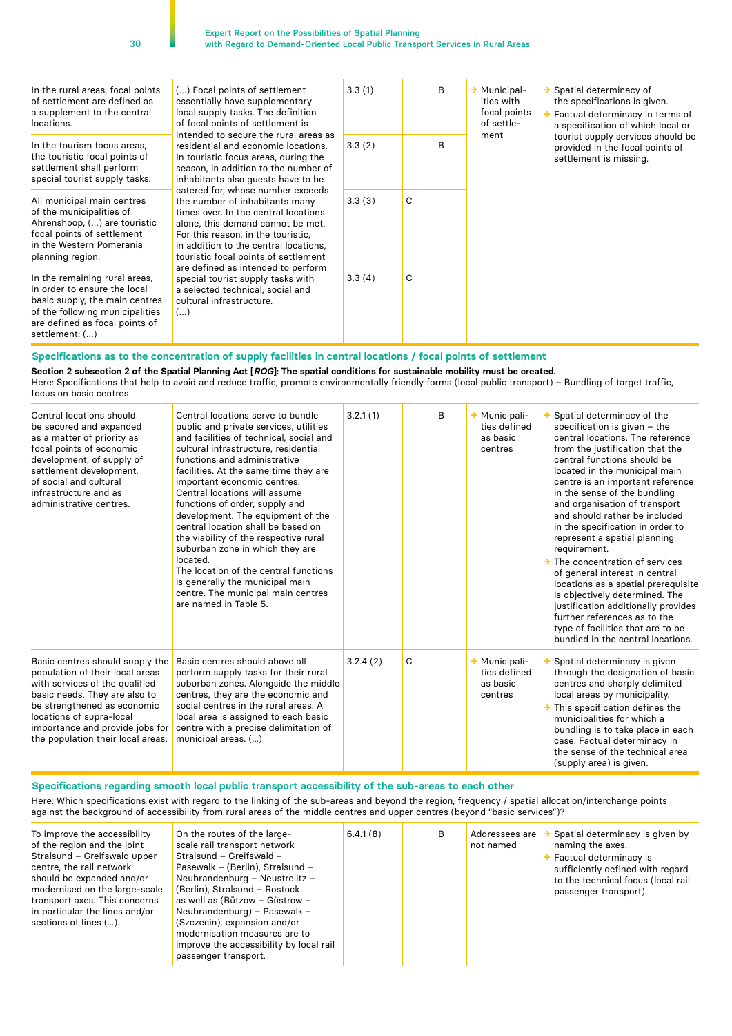| | | | | | | |
|---|---|---|---|---|---|---|
| In the rural areas, focal points of settlement are defined as a supplement to the central locations. | (...) Focal points of settlement essentially have supplementary local supply tasks. The definition of focal points of settlement is intended to secure the rural areas as residential and economic locations. In touristic focus areas, during the season, in addition to the number of inhabitants also guests have to be catered for, whose number exceeds the number of inhabitants many times over. In the central locations alone, this demand cannot be met. For this reason, in the touristic, in addition to the central locations, touristic focal points of settlement are defined as intended to perform special tourist supply tasks with a selected technical, social and cultural infrastructure. (...) | 3.3 (1) | | B | → Municipal-ities with focal points of settle-ment | → Spatial determinacy of the specifications is given. → Factual determinacy in terms of a specification of which local or tourist supply services should be provided in the focal points of settlement is missing. |
| In the tourism focus areas, the touristic focal points of settlement shall perform special tourist supply tasks. | | 3.3 (2) | | B | | |
| All municipal main centres of the municipalities of Ahrenshoop, (...) are touristic focal points of settlement in the Western Pomerania planning region. | | 3.3 (3) | C | | | |
| In the remaining rural areas, in order to ensure the local basic supply, the main centres of the following municipalities are defined as focal points of settlement: (...) | | 3.3 (4) | C | | | |

### Specifications as to the concentration of supply facilities in central locations / focal points of settlement

**Section 2 subsection 2 of the Spatial Planning Act [*ROG*]: The spatial conditions for sustainable mobility must be created.**

Here: Specifications that help to avoid and reduce traffic, promote environmentally friendly forms (local public transport) – Bundling of target traffic, focus on basic centres

| | | | | | | |
|---|---|---|---|---|---|---|
| Central locations should be secured and expanded as a matter of priority as focal points of economic development, of supply of settlement development, of social and cultural infrastructure and as administrative centres. | Central locations serve to bundle public and private services, utilities and facilities of technical, social and cultural infrastructure, residential functions and administrative facilities. At the same time they are important economic centres. Central locations will assume functions of order, supply and development. The equipment of the central location shall be based on the viability of the respective rural suburban zone in which they are located. The location of the central functions is generally the municipal main centre. The municipal main centres are named in Table 5. | 3.2.1 (1) | | B | → Municipali-ties defined as basic centres | → Spatial determinacy of the specification is given – the central locations. The reference from the justification that the central functions should be located in the municipal main centre is an important reference in the sense of the bundling and organisation of transport and should rather be included in the specification in order to represent a spatial planning requirement. → The concentration of services of general interest in central locations as a spatial prerequisite is objectively determined. The justification additionally provides further references as to the type of facilities that are to be bundled in the central locations. |
| Basic centres should supply the population of their local areas with services of the qualified basic needs. They are also to be strengthened as economic locations of supra-local importance and provide jobs for the population their local areas. | Basic centres should above all perform supply tasks for their rural suburban zones. Alongside the middle centres, they are the economic and social centres in the rural areas. A local area is assigned to each basic centre with a precise delimitation of municipal areas. (...) | 3.2.4 (2) | C | | → Municipali-ties defined as basic centres | → Spatial determinacy is given through the designation of basic centres and sharply delimited local areas by municipality. → This specification defines the municipalities for which a bundling is to take place in each case. Factual determinacy in the sense of the technical area (supply area) is given. |

### Specifications regarding smooth local public transport accessibility of the sub-areas to each other

Here: Which specifications exist with regard to the linking of the sub-areas and beyond the region, frequency / spatial allocation/interchange points against the background of accessibility from rural areas of the middle centres and upper centres (beyond "basic services")?

| | | | | | | |
|---|---|---|---|---|---|---|
| To improve the accessibility of the region and the joint Stralsund – Greifswald upper centre, the rail network should be expanded and/or modernised on the large-scale transport axes. This concerns in particular the lines and/or sections of lines (...). | On the routes of the large-scale rail transport network Stralsund – Greifswald – Pasewalk – (Berlin), Stralsund – Neubrandenburg – Neustrelitz – (Berlin), Stralsund – Rostock as well as (Bützow – Güstrow – Neubrandenburg) – Pasewalk – (Szczecin), expansion and/or modernisation measures are to improve the accessibility by local rail passenger transport. | 6.4.1 (8) | | B | Addressees are not named | → Spatial determinacy is given by naming the axes. → Factual determinacy is sufficiently defined with regard to the technical focus (local rail passenger transport). |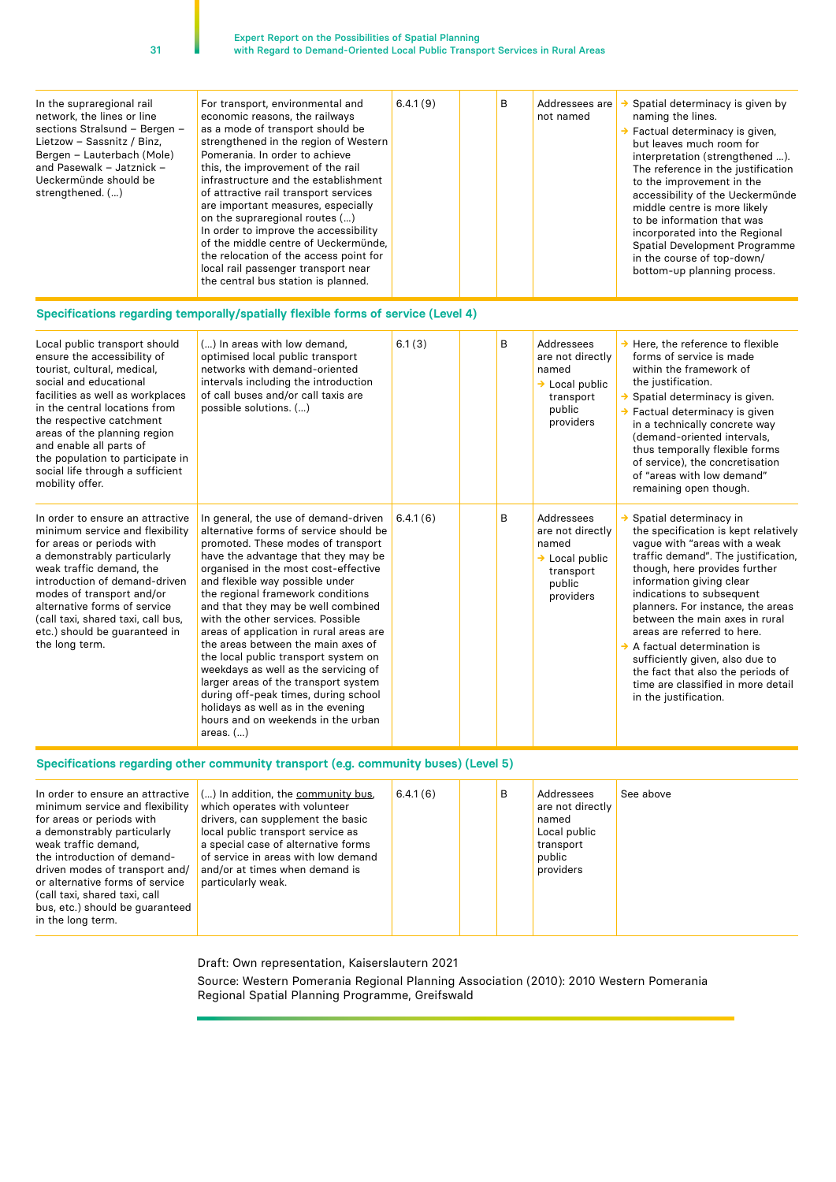| | | | | | | |
|---|---|---|---|---|---|---|
| In the supraregional rail network, the lines or line sections Stralsund – Bergen – Lietzow – Sassnitz / Binz, Bergen – Lauterbach (Mole) and Pasewalk – Jatznick – Ueckermünde should be strengthened. (…) | For transport, environmental and economic reasons, the railways as a mode of transport should be strengthened in the region of Western Pomerania. In order to achieve this, the improvement of the rail infrastructure and the establishment of attractive rail transport services are important measures, especially on the supraregional routes (…) In order to improve the accessibility of the middle centre of Ueckermünde, the relocation of the access point for local rail passenger transport near the central bus station is planned. | 6.4.1 (9) | | B | Addressees are not named | → Spatial determinacy is given by naming the lines. → Factual determinacy is given, but leaves much room for interpretation (strengthened …). The reference in the justification to the improvement in the accessibility of the Ueckermünde middle centre is more likely to be information that was incorporated into the Regional Spatial Development Programme in the course of top-down/ bottom-up planning process. |
| **Specifications regarding temporally/spatially flexible forms of service (Level 4)** | | | | | | |
| Local public transport should ensure the accessibility of tourist, cultural, medical, social and educational facilities as well as workplaces in the central locations from the respective catchment areas of the planning region and enable all parts of the population to participate in social life through a sufficient mobility offer. | (…) In areas with low demand, optimised local public transport networks with demand-oriented intervals including the introduction of call buses and/or call taxis are possible solutions. (…) | 6.1 (3) | | B | Addressees are not directly named → Local public transport public providers | → Here, the reference to flexible forms of service is made within the framework of the justification. → Spatial determinacy is given. → Factual determinacy is given in a technically concrete way (demand-oriented intervals, thus temporally flexible forms of service), the concretisation of "areas with low demand" remaining open though. |
| In order to ensure an attractive minimum service and flexibility for areas or periods with a demonstrably particularly weak traffic demand, the introduction of demand-driven modes of transport and/or alternative forms of service (call taxi, shared taxi, call bus, etc.) should be guaranteed in the long term. | In general, the use of demand-driven alternative forms of service should be promoted. These modes of transport have the advantage that they may be organised in the most cost-effective and flexible way possible under the regional framework conditions and that they may be well combined with the other services. Possible areas of application in rural areas are the areas between the main axes of the local public transport system on weekdays as well as the servicing of larger areas of the transport system during off-peak times, during school holidays as well as in the evening hours and on weekends in the urban areas. (…) | 6.4.1 (6) | | B | Addressees are not directly named → Local public transport public providers | → Spatial determinacy in the specification is kept relatively vague with "areas with a weak traffic demand". The justification, though, here provides further information giving clear indications to subsequent planners. For instance, the areas between the main axes in rural areas are referred to here. → A factual determination is sufficiently given, also due to the fact that also the periods of time are classified in more detail in the justification. |
| **Specifications regarding other community transport (e.g. community buses) (Level 5)** | | | | | | |
| In order to ensure an attractive minimum service and flexibility for areas or periods with a demonstrably particularly weak traffic demand, the introduction of demand-driven modes of transport and/or alternative forms of service (call taxi, shared taxi, call bus, etc.) should be guaranteed in the long term. | (…) In addition, the community bus, which operates with volunteer drivers, can supplement the basic local public transport service as a special case of alternative forms of service in areas with low demand and/or at times when demand is particularly weak. | 6.4.1 (6) | | B | Addressees are not directly named Local public transport public providers | See above |

Draft: Own representation, Kaiserslautern 2021

Source: Western Pomerania Regional Planning Association (2010): 2010 Western Pomerania Regional Spatial Planning Programme, Greifswald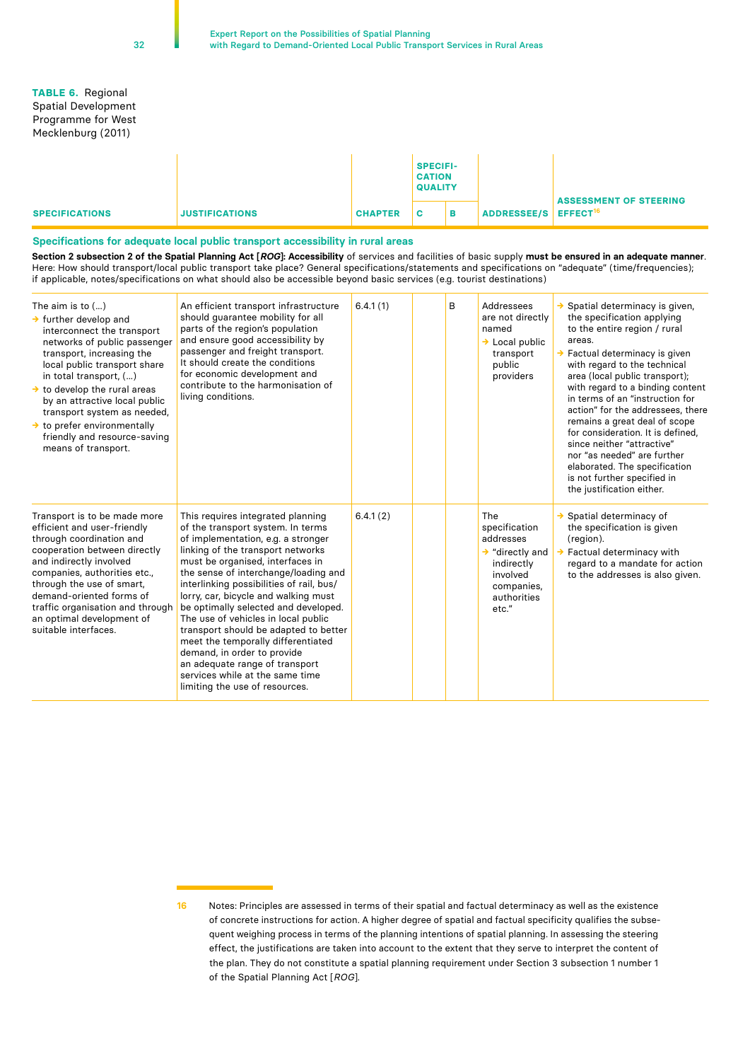**TABLE 6.** Regional Spatial Development Programme for West Mecklenburg (2011)

| SPECIFICATIONS | JUSTIFICATIONS | CHAPTER | SPECIFICATION QUALITY | | ADDRESSEE/S | ASSESSMENT OF STEERING EFFECT[16] |
|---|---|---|---|---|---|---|
| | | | C | B | | |
| **Specifications for adequate local public transport accessibility in rural areas** | | | | | | |
| **Section 2 subsection 2 of the Spatial Planning Act [*ROG*]: Accessibility** of services and facilities of basic supply **must be ensured in an adequate manner**. Here: How should transport/local public transport take place? General specifications/statements and specifications on "adequate" (time/frequencies); if applicable, notes/specifications on what should also be accessible beyond basic services (e.g. tourist destinations) | | | | | | |
| The aim is to (...)<br>→ further develop and interconnect the transport networks of public passenger transport, increasing the local public transport share in total transport, (...)<br>→ to develop the rural areas by an attractive local public transport system as needed,<br>→ to prefer environmentally friendly and resource-saving means of transport. | An efficient transport infrastructure should guarantee mobility for all parts of the region's population and ensure good accessibility by passenger and freight transport. It should create the conditions for economic development and contribute to the harmonisation of living conditions. | 6.4.1 (1) | | B | Addressees are not directly named<br>→ Local public transport public providers | → Spatial determinacy is given, the specification applying to the entire region / rural areas.<br>→ Factual determinacy is given with regard to the technical area (local public transport); with regard to a binding content in terms of an "instruction for action" for the addressees, there remains a great deal of scope for consideration. It is defined, since neither "attractive" nor "as needed" are further elaborated. The specification is not further specified in the justification either. |
| Transport is to be made more efficient and user-friendly through coordination and cooperation between directly and indirectly involved companies, authorities etc., through the use of smart, demand-oriented forms of traffic organisation and through an optimal development of suitable interfaces. | This requires integrated planning of the transport system. In terms of implementation, e.g. a stronger linking of the transport networks must be organised, interfaces in the sense of interchange/loading and interlinking possibilities of rail, bus/lorry, car, bicycle and walking must be optimally selected and developed. The use of vehicles in local public transport should be adapted to better meet the temporally differentiated demand, in order to provide an adequate range of transport services while at the same time limiting the use of resources. | 6.4.1 (2) | | | The specification addresses<br>→ "directly and indirectly involved companies, authorities etc." | → Spatial determinacy of the specification is given (region).<br>→ Factual determinacy with regard to a mandate for action to the addresses is also given. |

16 Notes: Principles are assessed in terms of their spatial and factual determinacy as well as the existence of concrete instructions for action. A higher degree of spatial and factual specificity qualifies the subsequent weighing process in terms of the planning intentions of spatial planning. In assessing the steering effect, the justifications are taken into account to the extent that they serve to interpret the content of the plan. They do not constitute a spatial planning requirement under Section 3 subsection 1 number 1 of the Spatial Planning Act [*ROG*].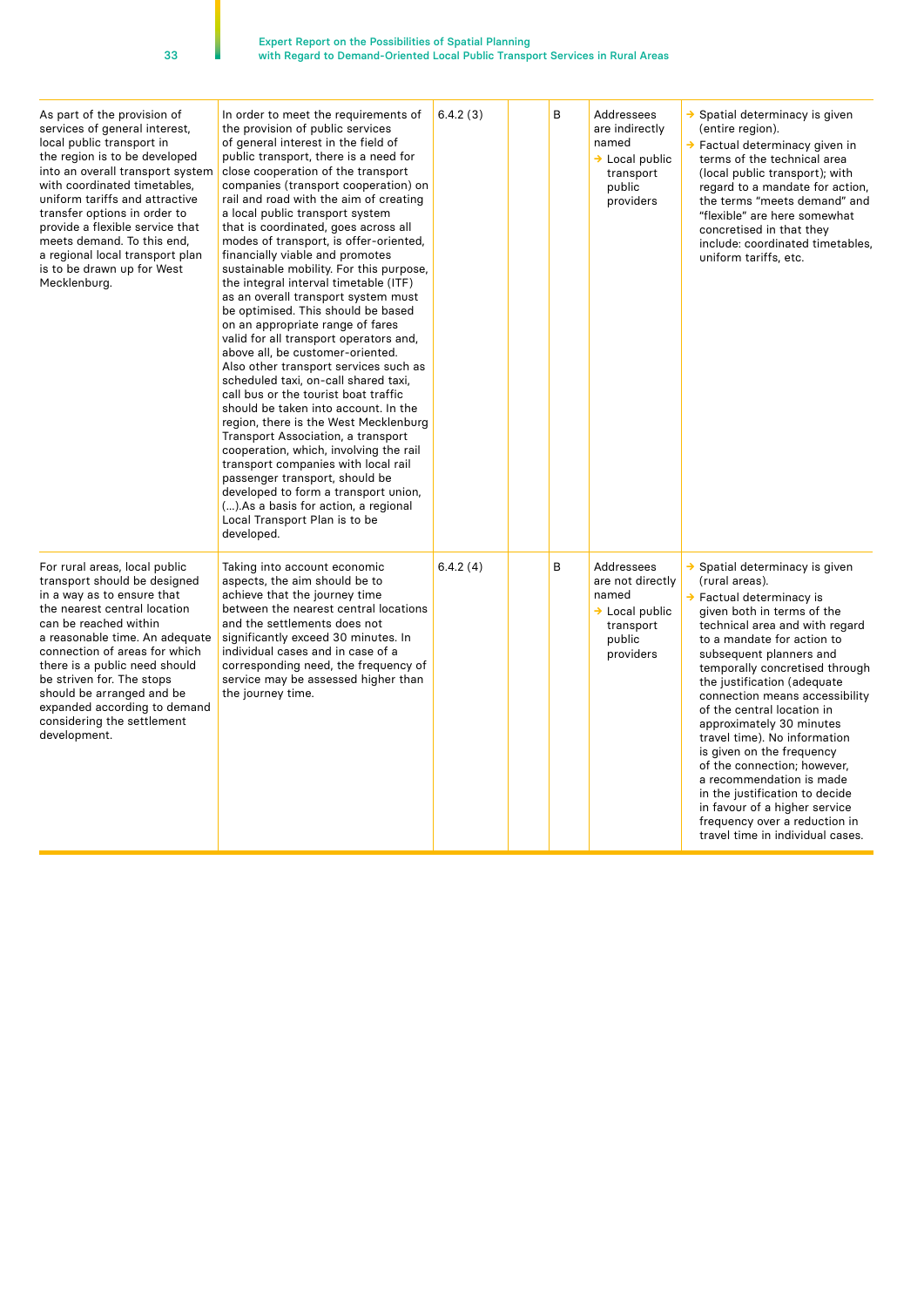| | | | | | | |
|---|---|---|---|---|---|---|
| As part of the provision of services of general interest, local public transport in the region is to be developed into an overall transport system with coordinated timetables, uniform tariffs and attractive transfer options in order to provide a flexible service that meets demand. To this end, a regional local transport plan is to be drawn up for West Mecklenburg. | In order to meet the requirements of the provision of public services of general interest in the field of public transport, there is a need for close cooperation of the transport companies (transport cooperation) on rail and road with the aim of creating a local public transport system that is coordinated, goes across all modes of transport, is offer-oriented, financially viable and promotes sustainable mobility. For this purpose, the integral interval timetable (ITF) as an overall transport system must be optimised. This should be based on an appropriate range of fares valid for all transport operators and, above all, be customer-oriented. Also other transport services such as scheduled taxi, on-call shared taxi, call bus or the tourist boat traffic should be taken into account. In the region, there is the West Mecklenburg Transport Association, a transport cooperation, which, involving the rail transport companies with local rail passenger transport, should be developed to form a transport union, (...).As a basis for action, a regional Local Transport Plan is to be developed. | 6.4.2 (3) | | B | Addressees are indirectly named<br>→ Local public transport public providers | → Spatial determinacy is given (entire region).<br>→ Factual determinacy given in terms of the technical area (local public transport); with regard to a mandate for action, the terms "meets demand" and "flexible" are here somewhat concretised in that they include: coordinated timetables, uniform tariffs, etc. |
| For rural areas, local public transport should be designed in a way as to ensure that the nearest central location can be reached within a reasonable time. An adequate connection of areas for which there is a public need should be striven for. The stops should be arranged and be expanded according to demand considering the settlement development. | Taking into account economic aspects, the aim should be to achieve that the journey time between the nearest central locations and the settlements does not significantly exceed 30 minutes. In individual cases and in case of a corresponding need, the frequency of service may be assessed higher than the journey time. | 6.4.2 (4) | | B | Addressees are not directly named<br>→ Local public transport public providers | → Spatial determinacy is given (rural areas).<br>→ Factual determinacy is given both in terms of the technical area and with regard to a mandate for action to subsequent planners and temporally concretised through the justification (adequate connection means accessibility of the central location in approximately 30 minutes travel time). No information is given on the frequency of the connection; however, a recommendation is made in the justification to decide in favour of a higher service frequency over a reduction in travel time in individual cases. |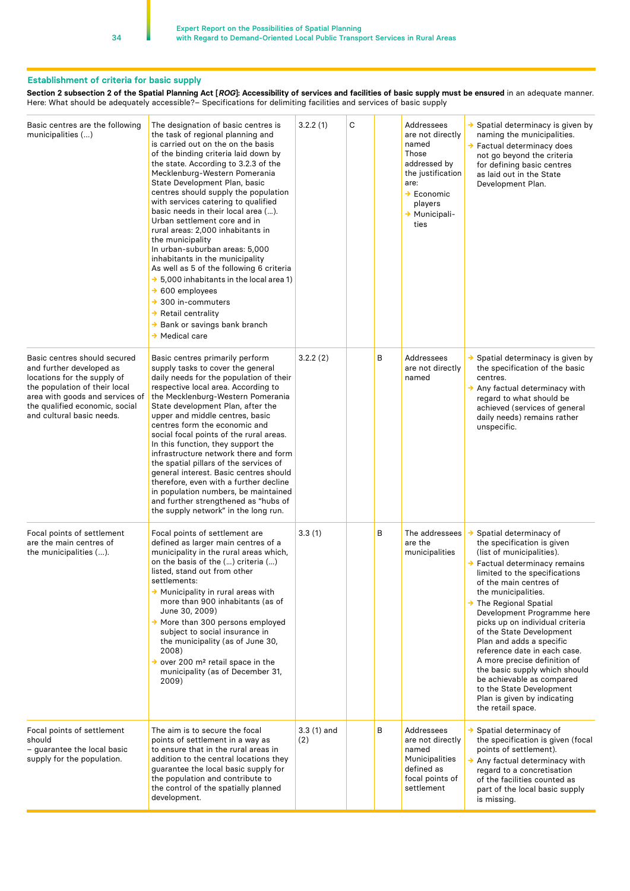### Establishment of criteria for basic supply

**Section 2 subsection 2 of the Spatial Planning Act [*ROG*]: Accessibility of services and facilities of basic supply must be ensured** in an adequate manner. Here: What should be adequately accessible?– Specifications for delimiting facilities and services of basic supply

| | | | | | | |
|---|---|---|---|---|---|---|
| Basic centres are the following municipalities (…) | The designation of basic centres is the task of regional planning and is carried out on the on the basis of the binding criteria laid down by the state. According to 3.2.3 of the Mecklenburg-Western Pomerania State Development Plan, basic centres should supply the population with services catering to qualified basic needs in their local area (…). Urban settlement core and in rural areas: 2,000 inhabitants in the municipality<br>In urban-suburban areas: 5,000 inhabitants in the municipality<br>As well as 5 of the following 6 criteria<br>→ 5,000 inhabitants in the local area 1)<br>→ 600 employees<br>→ 300 in-commuters<br>→ Retail centrality<br>→ Bank or savings bank branch<br>→ Medical care | 3.2.2 (1) | C | | Addressees are not directly named<br>Those addressed by the justification are:<br>→ Economic players<br>→ Municipalities | → Spatial determinacy is given by naming the municipalities.<br>→ Factual determinacy does not go beyond the criteria for defining basic centres as laid out in the State Development Plan. |
| Basic centres should secured and further developed as locations for the supply of the population of their local area with goods and services of the qualified economic, social and cultural basic needs. | Basic centres primarily perform supply tasks to cover the general daily needs for the population of their respective local area. According to the Mecklenburg-Western Pomerania State development Plan, after the upper and middle centres, basic centres form the economic and social focal points of the rural areas. In this function, they support the infrastructure network there and form the spatial pillars of the services of general interest. Basic centres should therefore, even with a further decline in population numbers, be maintained and further strengthened as "hubs of the supply network" in the long run. | 3.2.2 (2) | | B | Addressees are not directly named | → Spatial determinacy is given by the specification of the basic centres.<br>→ Any factual determinacy with regard to what should be achieved (services of general daily needs) remains rather unspecific. |
| Focal points of settlement are the main centres of the municipalities (…). | Focal points of settlement are defined as larger main centres of a municipality in the rural areas which, on the basis of the (…) criteria (…) listed, stand out from other settlements:<br>→ Municipality in rural areas with more than 900 inhabitants (as of June 30, 2009)<br>→ More than 300 persons employed subject to social insurance in the municipality (as of June 30, 2008)<br>→ over 200 m² retail space in the municipality (as of December 31, 2009) | 3.3 (1) | | B | The addressees are the municipalities | → Spatial determinacy of the specification is given (list of municipalities).<br>→ Factual determinacy remains limited to the specifications of the main centres of the municipalities.<br>→ The Regional Spatial Development Programme here picks up on individual criteria of the State Development Plan and adds a specific reference date in each case. A more precise definition of the basic supply which should be achievable as compared to the State Development Plan is given by indicating the retail space. |
| Focal points of settlement should – guarantee the local basic supply for the population. | The aim is to secure the focal points of settlement in a way as to ensure that in the rural areas in addition to the central locations they guarantee the local basic supply for the population and contribute to the control of the spatially planned development. | 3.3 (1) and (2) | | B | Addressees are not directly named Municipalities defined as focal points of settlement | → Spatial determinacy of the specification is given (focal points of settlement).<br>→ Any factual determinacy with regard to a concretisation of the facilities counted as part of the local basic supply is missing. |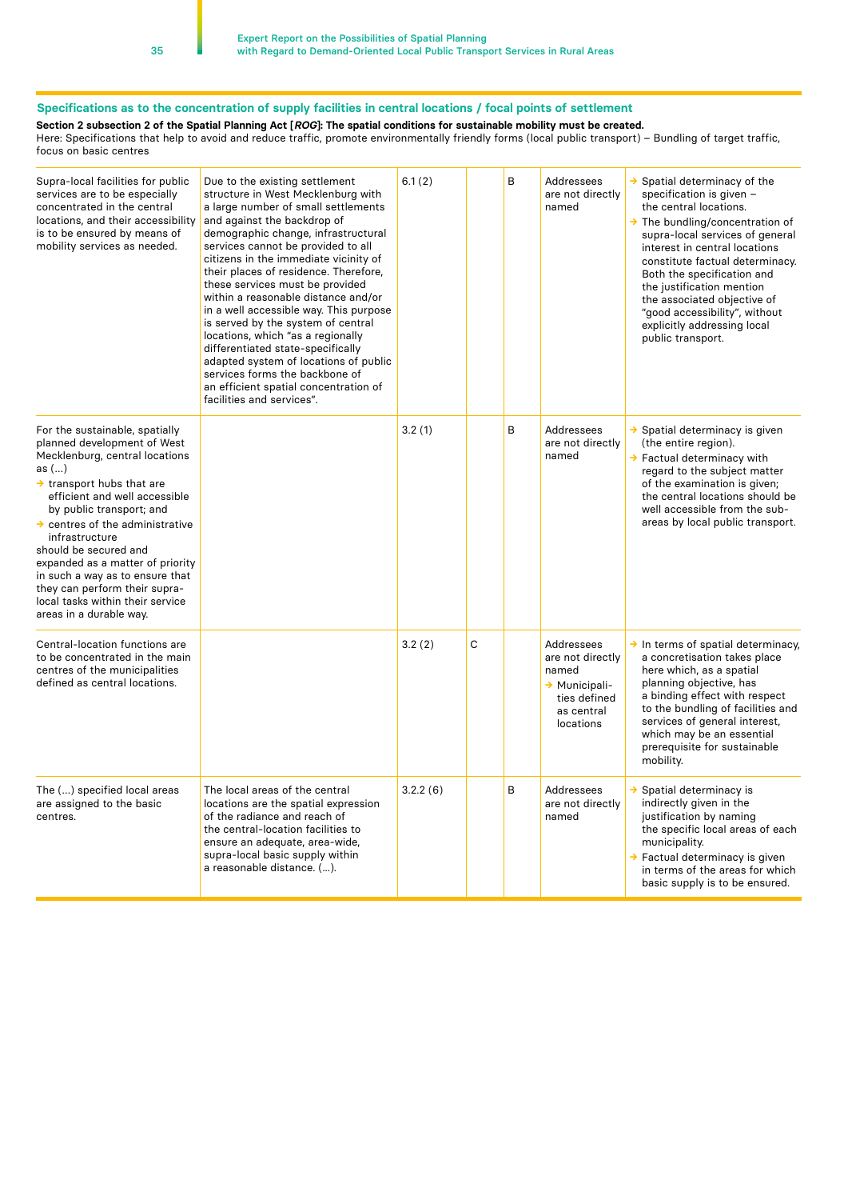## Specifications as to the concentration of supply facilities in central locations / focal points of settlement

**Section 2 subsection 2 of the Spatial Planning Act [*ROG*]: The spatial conditions for sustainable mobility must be created.**
Here: Specifications that help to avoid and reduce traffic, promote environmentally friendly forms (local public transport) – Bundling of target traffic, focus on basic centres

| | | | | | | |
|---|---|---|---|---|---|---|
| Supra-local facilities for public services are to be especially concentrated in the central locations, and their accessibility is to be ensured by means of mobility services as needed. | Due to the existing settlement structure in West Mecklenburg with a large number of small settlements and against the backdrop of demographic change, infrastructural services cannot be provided to all citizens in the immediate vicinity of their places of residence. Therefore, these services must be provided within a reasonable distance and/or in a well accessible way. This purpose is served by the system of central locations, which "as a regionally differentiated state-specifically adapted system of locations of public services forms the backbone of an efficient spatial concentration of facilities and services". | 6.1 (2) | | B | Addressees are not directly named | → Spatial determinacy of the specification is given – the central locations.<br>→ The bundling/concentration of supra-local services of general interest in central locations constitute factual determinacy. Both the specification and the justification mention the associated objective of "good accessibility", without explicitly addressing local public transport. |
| For the sustainable, spatially planned development of West Mecklenburg, central locations as (…)<br>→ transport hubs that are efficient and well accessible by public transport; and<br>→ centres of the administrative infrastructure<br>should be secured and expanded as a matter of priority in such a way as to ensure that they can perform their supra-local tasks within their service areas in a durable way. | | 3.2 (1) | | B | Addressees are not directly named | → Spatial determinacy is given (the entire region).<br>→ Factual determinacy with regard to the subject matter of the examination is given; the central locations should be well accessible from the sub-areas by local public transport. |
| Central-location functions are to be concentrated in the main centres of the municipalities defined as central locations. | | 3.2 (2) | C | | Addressees are not directly named<br>→ Municipalities defined as central locations | → In terms of spatial determinacy, a concretisation takes place here which, as a spatial planning objective, has a binding effect with respect to the bundling of facilities and services of general interest, which may be an essential prerequisite for sustainable mobility. |
| The (…) specified local areas are assigned to the basic centres. | The local areas of the central locations are the spatial expression of the radiance and reach of the central-location facilities to ensure an adequate, area-wide, supra-local basic supply within a reasonable distance. (…). | 3.2.2 (6) | | B | Addressees are not directly named | → Spatial determinacy is indirectly given in the justification by naming the specific local areas of each municipality.<br>→ Factual determinacy is given in terms of the areas for which basic supply is to be ensured. |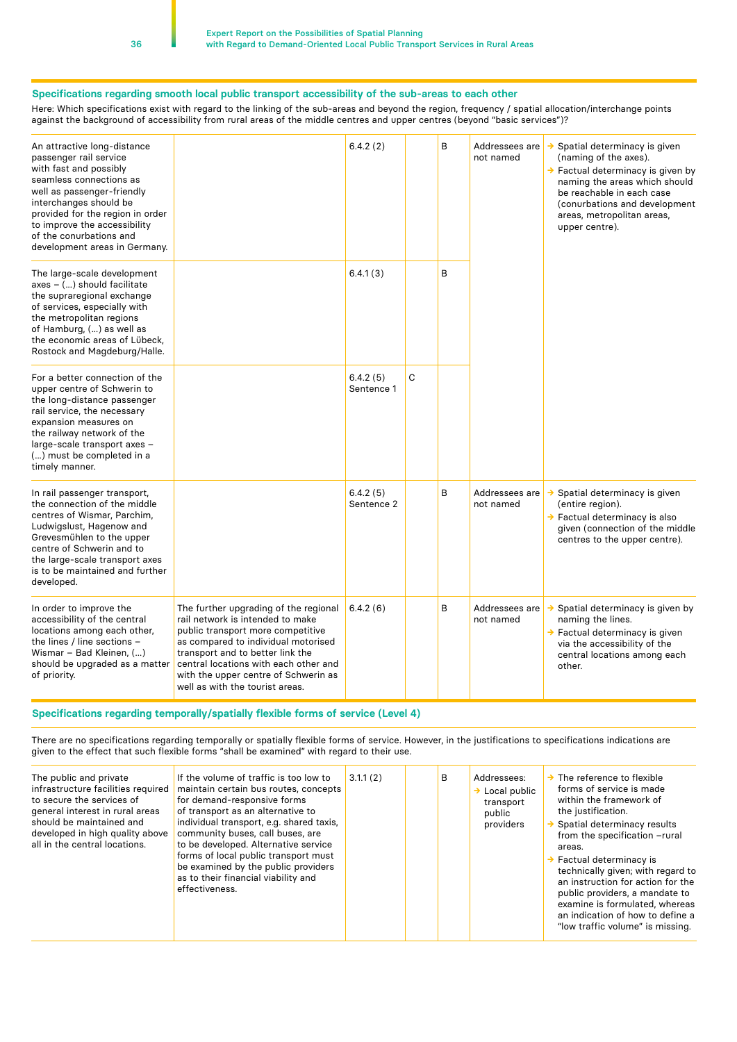## Specifications regarding smooth local public transport accessibility of the sub-areas to each other

Here: Which specifications exist with regard to the linking of the sub-areas and beyond the region, frequency / spatial allocation/interchange points against the background of accessibility from rural areas of the middle centres and upper centres (beyond "basic services")?

| | | | | | | |
|---|---|---|---|---|---|---|
| An attractive long-distance passenger rail service with fast and possibly seamless connections as well as passenger-friendly interchanges should be provided for the region in order to improve the accessibility of the conurbations and development areas in Germany. | | 6.4.2 (2) | | B | Addressees are not named | → Spatial determinacy is given (naming of the axes).<br>→ Factual determinacy is given by naming the areas which should be reachable in each case (conurbations and development areas, metropolitan areas, upper centre). |
| The large-scale development axes – (…) should facilitate the supraregional exchange of services, especially with the metropolitan regions of Hamburg, (…) as well as the economic areas of Lübeck, Rostock and Magdeburg/Halle. | | 6.4.1 (3) | | B | | |
| For a better connection of the upper centre of Schwerin to the long-distance passenger rail service, the necessary expansion measures on the railway network of the large-scale transport axes – (…) must be completed in a timely manner. | | 6.4.2 (5) Sentence 1 | C | | | |
| In rail passenger transport, the connection of the middle centres of Wismar, Parchim, Ludwigslust, Hagenow and Grevesmühlen to the upper centre of Schwerin and to the large-scale transport axes is to be maintained and further developed. | | 6.4.2 (5) Sentence 2 | | B | Addressees are not named | → Spatial determinacy is given (entire region).<br>→ Factual determinacy is also given (connection of the middle centres to the upper centre). |
| In order to improve the accessibility of the central locations among each other, the lines / line sections – Wismar – Bad Kleinen, (…) should be upgraded as a matter of priority. | The further upgrading of the regional rail network is intended to make public transport more competitive as compared to individual motorised transport and to better link the central locations with each other and with the upper centre of Schwerin as well as with the tourist areas. | 6.4.2 (6) | | B | Addressees are not named | → Spatial determinacy is given by naming the lines.<br>→ Factual determinacy is given via the accessibility of the central locations among each other. |

## Specifications regarding temporally/spatially flexible forms of service (Level 4)

There are no specifications regarding temporally or spatially flexible forms of service. However, in the justifications to specifications indications are given to the effect that such flexible forms "shall be examined" with regard to their use.

| | | | | | | |
|---|---|---|---|---|---|---|
| The public and private infrastructure facilities required to secure the services of general interest in rural areas should be maintained and developed in high quality above all in the central locations. | If the volume of traffic is too low to maintain certain bus routes, concepts for demand-responsive forms of transport as an alternative to individual transport, e.g. shared taxis, community buses, call buses, are to be developed. Alternative service forms of local public transport must be examined by the public providers as to their financial viability and effectiveness. | 3.1.1 (2) | | B | Addressees:<br>→ Local public transport public providers | → The reference to flexible forms of service is made within the framework of the justification.<br>→ Spatial determinacy results from the specification –rural areas.<br>→ Factual determinacy is technically given; with regard to an instruction for action for the public providers, a mandate to examine is formulated, whereas an indication of how to define a "low traffic volume" is missing. |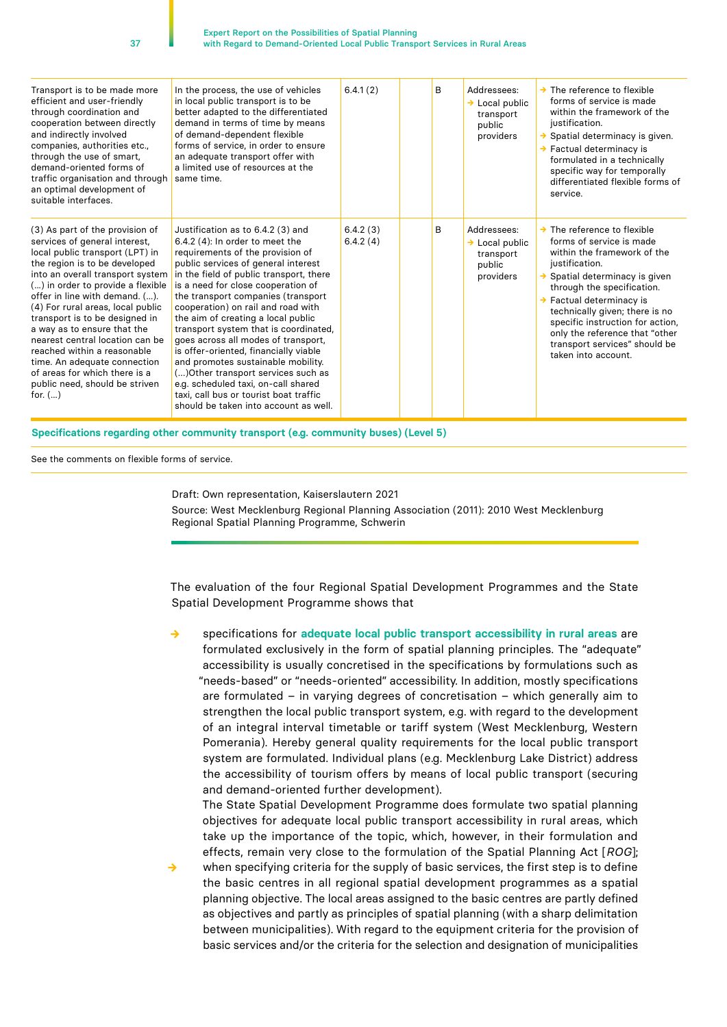| | | | | | | |
|---|---|---|---|---|---|---|
| Transport is to be made more efficient and user-friendly through coordination and cooperation between directly and indirectly involved companies, authorities etc., through the use of smart, demand-oriented forms of traffic organisation and through an optimal development of suitable interfaces. | In the process, the use of vehicles in local public transport is to be better adapted to the differentiated demand in terms of time by means of demand-dependent flexible forms of service, in order to ensure an adequate transport offer with a limited use of resources at the same time. | 6.4.1 (2) | | B | Addressees:<br>→ Local public transport public providers | → The reference to flexible forms of service is made within the framework of the justification.<br>→ Spatial determinacy is given.<br>→ Factual determinacy is formulated in a technically specific way for temporally differentiated flexible forms of service. |
| (3) As part of the provision of services of general interest, local public transport (LPT) in the region is to be developed into an overall transport system (...) in order to provide a flexible offer in line with demand. (...).<br>(4) For rural areas, local public transport is to be designed in a way as to ensure that the nearest central location can be reached within a reasonable time. An adequate connection of areas for which there is a public need, should be striven for. (...) | Justification as to 6.4.2 (3) and 6.4.2 (4): In order to meet the requirements of the provision of public services of general interest in the field of public transport, there is a need for close cooperation of the transport companies (transport cooperation) on rail and road with the aim of creating a local public transport system that is coordinated, goes across all modes of transport, is offer-oriented, financially viable and promotes sustainable mobility. (...)Other transport services such as e.g. scheduled taxi, on-call shared taxi, call bus or tourist boat traffic should be taken into account as well. | 6.4.2 (3)<br>6.4.2 (4) | | B | Addressees:<br>→ Local public transport public providers | → The reference to flexible forms of service is made within the framework of the justification.<br>→ Spatial determinacy is given through the specification.<br>→ Factual determinacy is technically given; there is no specific instruction for action, only the reference that "other transport services" should be taken into account. |
| **Specifications regarding other community transport (e.g. community buses) (Level 5)** | | | | | | |
| See the comments on flexible forms of service. | | | | | | |

Draft: Own representation, Kaiserslautern 2021

Source: West Mecklenburg Regional Planning Association (2011): 2010 West Mecklenburg Regional Spatial Planning Programme, Schwerin

The evaluation of the four Regional Spatial Development Programmes and the State Spatial Development Programme shows that

- specifications for **adequate local public transport accessibility in rural areas** are formulated exclusively in the form of spatial planning principles. The "adequate" accessibility is usually concretised in the specifications by formulations such as "needs-based" or "needs-oriented" accessibility. In addition, mostly specifications are formulated – in varying degrees of concretisation – which generally aim to strengthen the local public transport system, e.g. with regard to the development of an integral interval timetable or tariff system (West Mecklenburg, Western Pomerania). Hereby general quality requirements for the local public transport system are formulated. Individual plans (e.g. Mecklenburg Lake District) address the accessibility of tourism offers by means of local public transport (securing and demand-oriented further development).
  The State Spatial Development Programme does formulate two spatial planning objectives for adequate local public transport accessibility in rural areas, which take up the importance of the topic, which, however, in their formulation and effects, remain very close to the formulation of the Spatial Planning Act [*ROG*];
- when specifying criteria for the supply of basic services, the first step is to define the basic centres in all regional spatial development programmes as a spatial planning objective. The local areas assigned to the basic centres are partly defined as objectives and partly as principles of spatial planning (with a sharp delimitation between municipalities). With regard to the equipment criteria for the provision of basic services and/or the criteria for the selection and designation of municipalities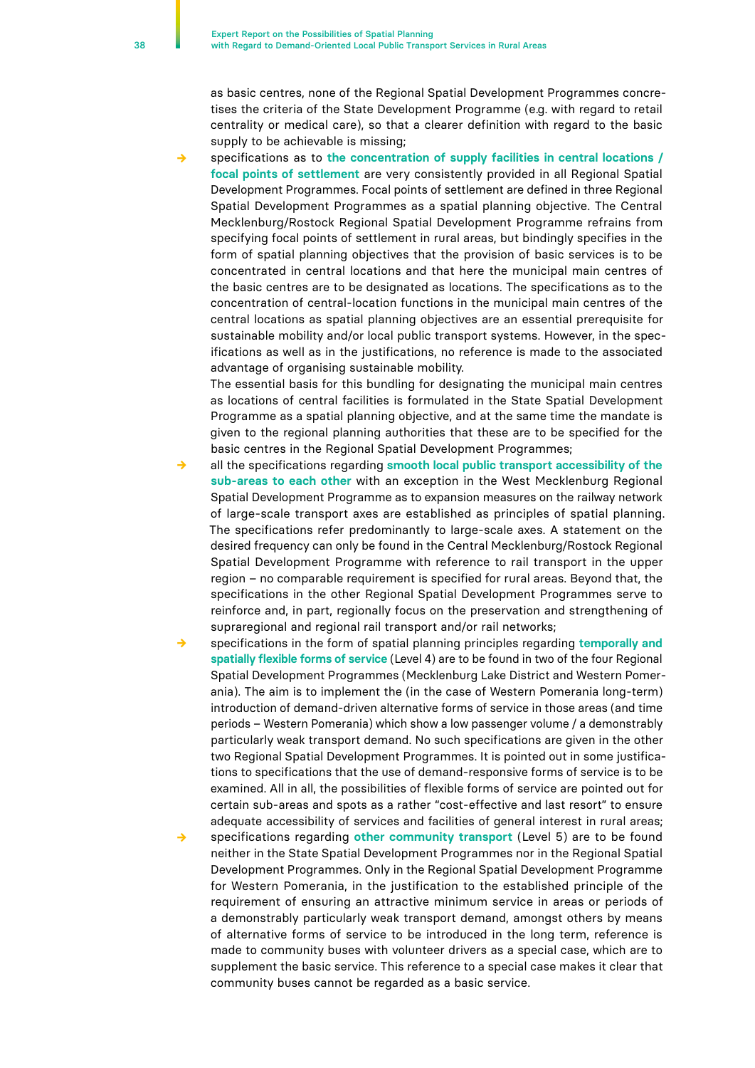as basic centres, none of the Regional Spatial Development Programmes concretises the criteria of the State Development Programme (e.g. with regard to retail centrality or medical care), so that a clearer definition with regard to the basic supply to be achievable is missing;

- specifications as to **the concentration of supply facilities in central locations / focal points of settlement** are very consistently provided in all Regional Spatial Development Programmes. Focal points of settlement are defined in three Regional Spatial Development Programmes as a spatial planning objective. The Central Mecklenburg/Rostock Regional Spatial Development Programme refrains from specifying focal points of settlement in rural areas, but bindingly specifies in the form of spatial planning objectives that the provision of basic services is to be concentrated in central locations and that here the municipal main centres of the basic centres are to be designated as locations. The specifications as to the concentration of central-location functions in the municipal main centres of the central locations as spatial planning objectives are an essential prerequisite for sustainable mobility and/or local public transport systems. However, in the specifications as well as in the justifications, no reference is made to the associated advantage of organising sustainable mobility.
  The essential basis for this bundling for designating the municipal main centres as locations of central facilities is formulated in the State Spatial Development Programme as a spatial planning objective, and at the same time the mandate is given to the regional planning authorities that these are to be specified for the basic centres in the Regional Spatial Development Programmes;
- all the specifications regarding **smooth local public transport accessibility of the sub-areas to each other** with an exception in the West Mecklenburg Regional Spatial Development Programme as to expansion measures on the railway network of large-scale transport axes are established as principles of spatial planning. The specifications refer predominantly to large-scale axes. A statement on the desired frequency can only be found in the Central Mecklenburg/Rostock Regional Spatial Development Programme with reference to rail transport in the upper region – no comparable requirement is specified for rural areas. Beyond that, the specifications in the other Regional Spatial Development Programmes serve to reinforce and, in part, regionally focus on the preservation and strengthening of supraregional and regional rail transport and/or rail networks;
- specifications in the form of spatial planning principles regarding **temporally and spatially flexible forms of service** (Level 4) are to be found in two of the four Regional Spatial Development Programmes (Mecklenburg Lake District and Western Pomerania). The aim is to implement the (in the case of Western Pomerania long-term) introduction of demand-driven alternative forms of service in those areas (and time periods – Western Pomerania) which show a low passenger volume / a demonstrably particularly weak transport demand. No such specifications are given in the other two Regional Spatial Development Programmes. It is pointed out in some justifications to specifications that the use of demand-responsive forms of service is to be examined. All in all, the possibilities of flexible forms of service are pointed out for certain sub-areas and spots as a rather "cost-effective and last resort" to ensure adequate accessibility of services and facilities of general interest in rural areas;
- specifications regarding **other community transport** (Level 5) are to be found neither in the State Spatial Development Programmes nor in the Regional Spatial Development Programmes. Only in the Regional Spatial Development Programme for Western Pomerania, in the justification to the established principle of the requirement of ensuring an attractive minimum service in areas or periods of a demonstrably particularly weak transport demand, amongst others by means of alternative forms of service to be introduced in the long term, reference is made to community buses with volunteer drivers as a special case, which are to supplement the basic service. This reference to a special case makes it clear that community buses cannot be regarded as a basic service.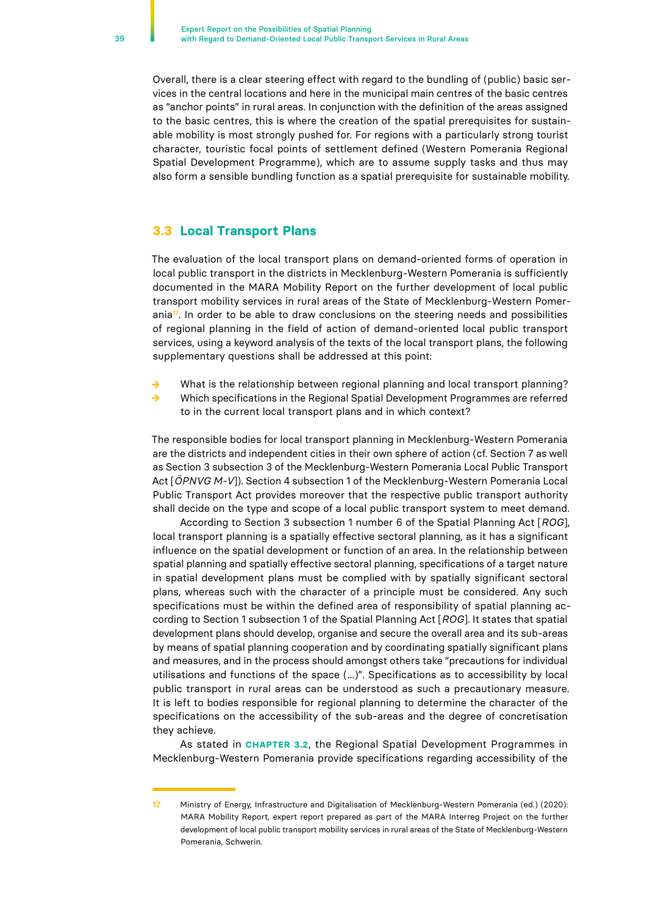Overall, there is a clear steering effect with regard to the bundling of (public) basic services in the central locations and here in the municipal main centres of the basic centres as "anchor points" in rural areas. In conjunction with the definition of the areas assigned to the basic centres, this is where the creation of the spatial prerequisites for sustainable mobility is most strongly pushed for. For regions with a particularly strong tourist character, touristic focal points of settlement defined (Western Pomerania Regional Spatial Development Programme), which are to assume supply tasks and thus may also form a sensible bundling function as a spatial prerequisite for sustainable mobility.

## 3.3 Local Transport Plans

The evaluation of the local transport plans on demand-oriented forms of operation in local public transport in the districts in Mecklenburg-Western Pomerania is sufficiently documented in the MARA Mobility Report on the further development of local public transport mobility services in rural areas of the State of Mecklenburg-Western Pomerania[17]. In order to be able to draw conclusions on the steering needs and possibilities of regional planning in the field of action of demand-oriented local public transport services, using a keyword analysis of the texts of the local transport plans, the following supplementary questions shall be addressed at this point:

- What is the relationship between regional planning and local transport planning?
- Which specifications in the Regional Spatial Development Programmes are referred to in the current local transport plans and in which context?

The responsible bodies for local transport planning in Mecklenburg-Western Pomerania are the districts and independent cities in their own sphere of action (cf. Section 7 as well as Section 3 subsection 3 of the Mecklenburg-Western Pomerania Local Public Transport Act [*ÖPNVG M-V*]). Section 4 subsection 1 of the Mecklenburg-Western Pomerania Local Public Transport Act provides moreover that the respective public transport authority shall decide on the type and scope of a local public transport system to meet demand.

According to Section 3 subsection 1 number 6 of the Spatial Planning Act [*ROG*], local transport planning is a spatially effective sectoral planning, as it has a significant influence on the spatial development or function of an area. In the relationship between spatial planning and spatially effective sectoral planning, specifications of a target nature in spatial development plans must be complied with by spatially significant sectoral plans, whereas such with the character of a principle must be considered. Any such specifications must be within the defined area of responsibility of spatial planning according to Section 1 subsection 1 of the Spatial Planning Act [*ROG*]. It states that spatial development plans should develop, organise and secure the overall area and its sub-areas by means of spatial planning cooperation and by coordinating spatially significant plans and measures, and in the process should amongst others take "precautions for individual utilisations and functions of the space (…)". Specifications as to accessibility by local public transport in rural areas can be understood as such a precautionary measure. It is left to bodies responsible for regional planning to determine the character of the specifications on the accessibility of the sub-areas and the degree of concretisation they achieve.

As stated in **chapter 3.2**, the Regional Spatial Development Programmes in Mecklenburg-Western Pomerania provide specifications regarding accessibility of the

---

17 Ministry of Energy, Infrastructure and Digitalisation of Mecklenburg-Western Pomerania (ed.) (2020): MARA Mobility Report, expert report prepared as part of the MARA Interreg Project on the further development of local public transport mobility services in rural areas of the State of Mecklenburg-Western Pomerania, Schwerin.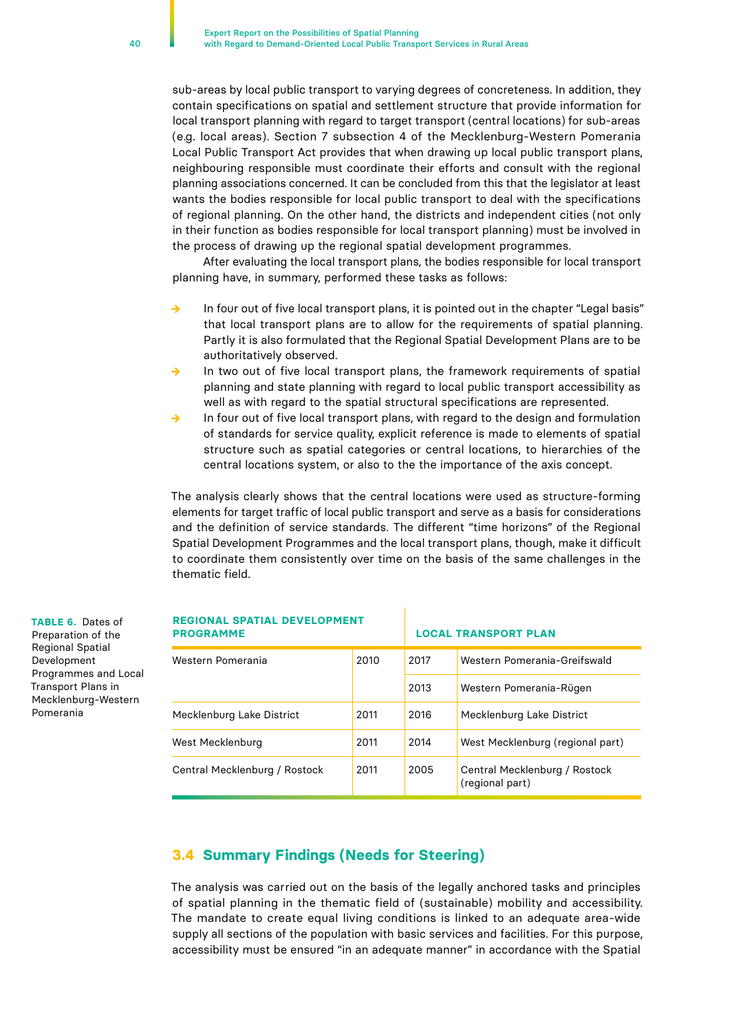sub-areas by local public transport to varying degrees of concreteness. In addition, they contain specifications on spatial and settlement structure that provide information for local transport planning with regard to target transport (central locations) for sub-areas (e.g. local areas). Section 7 subsection 4 of the Mecklenburg-Western Pomerania Local Public Transport Act provides that when drawing up local public transport plans, neighbouring responsible must coordinate their efforts and consult with the regional planning associations concerned. It can be concluded from this that the legislator at least wants the bodies responsible for local public transport to deal with the specifications of regional planning. On the other hand, the districts and independent cities (not only in their function as bodies responsible for local transport planning) must be involved in the process of drawing up the regional spatial development programmes.

After evaluating the local transport plans, the bodies responsible for local transport planning have, in summary, performed these tasks as follows:

- In four out of five local transport plans, it is pointed out in the chapter "Legal basis" that local transport plans are to allow for the requirements of spatial planning. Partly it is also formulated that the Regional Spatial Development Plans are to be authoritatively observed.
- In two out of five local transport plans, the framework requirements of spatial planning and state planning with regard to local public transport accessibility as well as with regard to the spatial structural specifications are represented.
- In four out of five local transport plans, with regard to the design and formulation of standards for service quality, explicit reference is made to elements of spatial structure such as spatial categories or central locations, to hierarchies of the central locations system, or also to the the importance of the axis concept.

The analysis clearly shows that the central locations were used as structure-forming elements for target traffic of local public transport and serve as a basis for considerations and the definition of service standards. The different "time horizons" of the Regional Spatial Development Programmes and the local transport plans, though, make it difficult to coordinate them consistently over time on the basis of the same challenges in the thematic field.

**TABLE 6.** Dates of Preparation of the Regional Spatial Development Programmes and Local Transport Plans in Mecklenburg-Western Pomerania

| REGIONAL SPATIAL DEVELOPMENT PROGRAMME | | LOCAL TRANSPORT PLAN | |
|---|---|---|---|
| Western Pomerania | 2010 | 2017 | Western Pomerania-Greifswald |
| | | 2013 | Western Pomerania-Rügen |
| Mecklenburg Lake District | 2011 | 2016 | Mecklenburg Lake District |
| West Mecklenburg | 2011 | 2014 | West Mecklenburg (regional part) |
| Central Mecklenburg / Rostock | 2011 | 2005 | Central Mecklenburg / Rostock (regional part) |

## 3.4 Summary Findings (Needs for Steering)

The analysis was carried out on the basis of the legally anchored tasks and principles of spatial planning in the thematic field of (sustainable) mobility and accessibility. The mandate to create equal living conditions is linked to an adequate area-wide supply all sections of the population with basic services and facilities. For this purpose, accessibility must be ensured "in an adequate manner" in accordance with the Spatial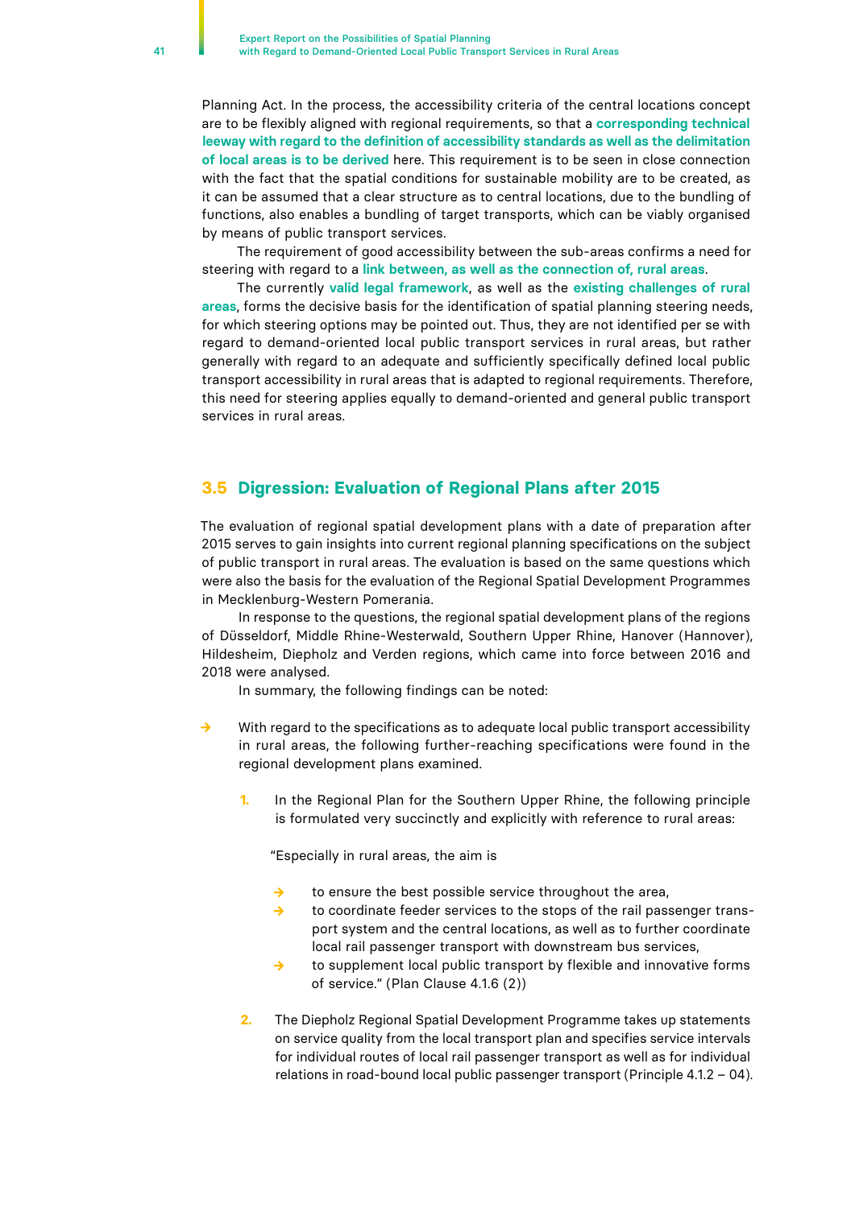Planning Act. In the process, the accessibility criteria of the central locations concept are to be flexibly aligned with regional requirements, so that a **corresponding technical leeway with regard to the definition of accessibility standards as well as the delimitation of local areas is to be derived** here. This requirement is to be seen in close connection with the fact that the spatial conditions for sustainable mobility are to be created, as it can be assumed that a clear structure as to central locations, due to the bundling of functions, also enables a bundling of target transports, which can be viably organised by means of public transport services.

The requirement of good accessibility between the sub-areas confirms a need for steering with regard to a **link between, as well as the connection of, rural areas**.

The currently **valid legal framework**, as well as the **existing challenges of rural areas**, forms the decisive basis for the identification of spatial planning steering needs, for which steering options may be pointed out. Thus, they are not identified per se with regard to demand-oriented local public transport services in rural areas, but rather generally with regard to an adequate and sufficiently specifically defined local public transport accessibility in rural areas that is adapted to regional requirements. Therefore, this need for steering applies equally to demand-oriented and general public transport services in rural areas.

## 3.5 Digression: Evaluation of Regional Plans after 2015

The evaluation of regional spatial development plans with a date of preparation after 2015 serves to gain insights into current regional planning specifications on the subject of public transport in rural areas. The evaluation is based on the same questions which were also the basis for the evaluation of the Regional Spatial Development Programmes in Mecklenburg-Western Pomerania.

In response to the questions, the regional spatial development plans of the regions of Düsseldorf, Middle Rhine-Westerwald, Southern Upper Rhine, Hanover (Hannover), Hildesheim, Diepholz and Verden regions, which came into force between 2016 and 2018 were analysed.

In summary, the following findings can be noted:

- With regard to the specifications as to adequate local public transport accessibility in rural areas, the following further-reaching specifications were found in the regional development plans examined.

  1. In the Regional Plan for the Southern Upper Rhine, the following principle is formulated very succinctly and explicitly with reference to rural areas:

     “Especially in rural areas, the aim is

     - to ensure the best possible service throughout the area,
     - to coordinate feeder services to the stops of the rail passenger transport system and the central locations, as well as to further coordinate local rail passenger transport with downstream bus services,
     - to supplement local public transport by flexible and innovative forms of service.” (Plan Clause 4.1.6 (2))

  2. The Diepholz Regional Spatial Development Programme takes up statements on service quality from the local transport plan and specifies service intervals for individual routes of local rail passenger transport as well as for individual relations in road-bound local public passenger transport (Principle 4.1.2 – 04).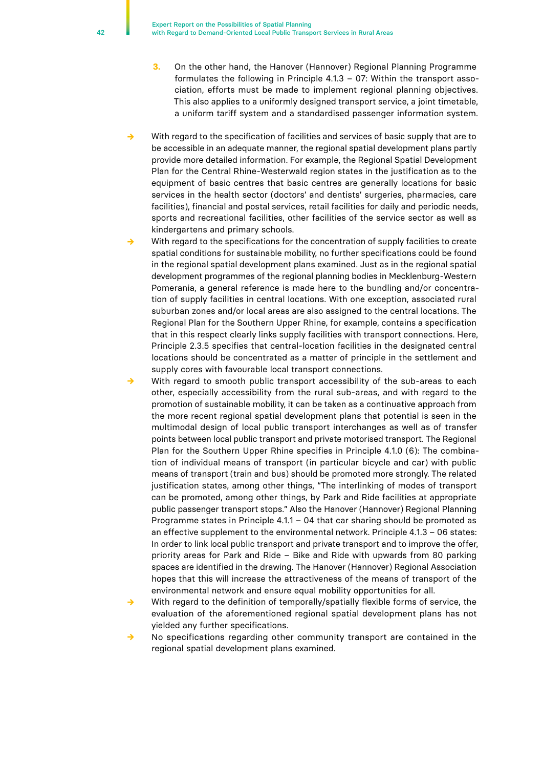3. On the other hand, the Hanover (Hannover) Regional Planning Programme formulates the following in Principle 4.1.3 – 07: Within the transport association, efforts must be made to implement regional planning objectives. This also applies to a uniformly designed transport service, a joint timetable, a uniform tariff system and a standardised passenger information system.

- With regard to the specification of facilities and services of basic supply that are to be accessible in an adequate manner, the regional spatial development plans partly provide more detailed information. For example, the Regional Spatial Development Plan for the Central Rhine-Westerwald region states in the justification as to the equipment of basic centres that basic centres are generally locations for basic services in the health sector (doctors' and dentists' surgeries, pharmacies, care facilities), financial and postal services, retail facilities for daily and periodic needs, sports and recreational facilities, other facilities of the service sector as well as kindergartens and primary schools.
- With regard to the specifications for the concentration of supply facilities to create spatial conditions for sustainable mobility, no further specifications could be found in the regional spatial development plans examined. Just as in the regional spatial development programmes of the regional planning bodies in Mecklenburg-Western Pomerania, a general reference is made here to the bundling and/or concentration of supply facilities in central locations. With one exception, associated rural suburban zones and/or local areas are also assigned to the central locations. The Regional Plan for the Southern Upper Rhine, for example, contains a specification that in this respect clearly links supply facilities with transport connections. Here, Principle 2.3.5 specifies that central-location facilities in the designated central locations should be concentrated as a matter of principle in the settlement and supply cores with favourable local transport connections.
- With regard to smooth public transport accessibility of the sub-areas to each other, especially accessibility from the rural sub-areas, and with regard to the promotion of sustainable mobility, it can be taken as a continuative approach from the more recent regional spatial development plans that potential is seen in the multimodal design of local public transport interchanges as well as of transfer points between local public transport and private motorised transport. The Regional Plan for the Southern Upper Rhine specifies in Principle 4.1.0 (6): The combination of individual means of transport (in particular bicycle and car) with public means of transport (train and bus) should be promoted more strongly. The related justification states, among other things, "The interlinking of modes of transport can be promoted, among other things, by Park and Ride facilities at appropriate public passenger transport stops." Also the Hanover (Hannover) Regional Planning Programme states in Principle 4.1.1 – 04 that car sharing should be promoted as an effective supplement to the environmental network. Principle 4.1.3 – 06 states: In order to link local public transport and private transport and to improve the offer, priority areas for Park and Ride – Bike and Ride with upwards from 80 parking spaces are identified in the drawing. The Hanover (Hannover) Regional Association hopes that this will increase the attractiveness of the means of transport of the environmental network and ensure equal mobility opportunities for all.
- With regard to the definition of temporally/spatially flexible forms of service, the evaluation of the aforementioned regional spatial development plans has not yielded any further specifications.
- No specifications regarding other community transport are contained in the regional spatial development plans examined.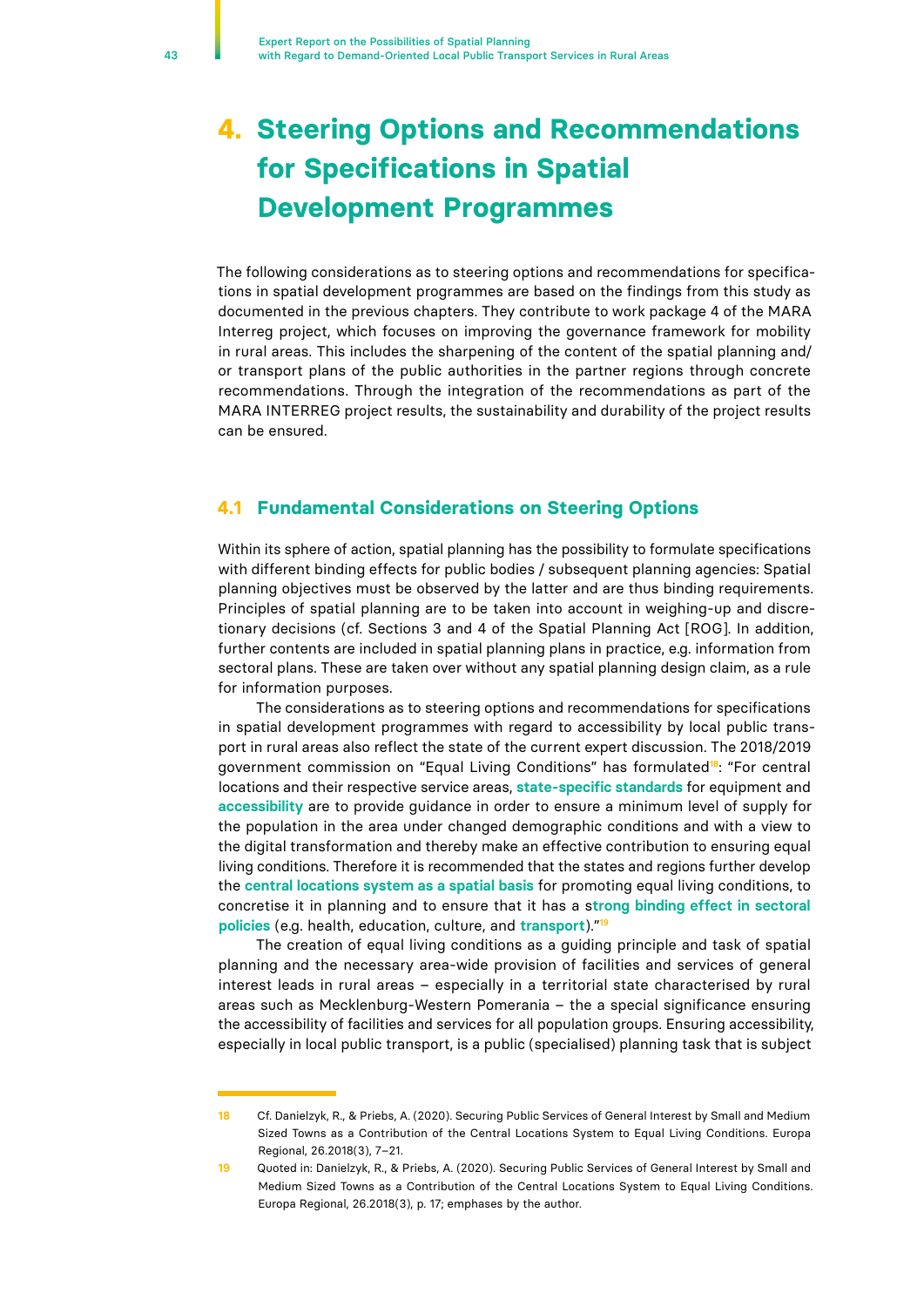# 4. Steering Options and Recommendations for Specifications in Spatial Development Programmes

The following considerations as to steering options and recommendations for specifications in spatial development programmes are based on the findings from this study as documented in the previous chapters. They contribute to work package 4 of the MARA Interreg project, which focuses on improving the governance framework for mobility in rural areas. This includes the sharpening of the content of the spatial planning and/or transport plans of the public authorities in the partner regions through concrete recommendations. Through the integration of the recommendations as part of the MARA INTERREG project results, the sustainability and durability of the project results can be ensured.

## 4.1 Fundamental Considerations on Steering Options

Within its sphere of action, spatial planning has the possibility to formulate specifications with different binding effects for public bodies / subsequent planning agencies: Spatial planning objectives must be observed by the latter and are thus binding requirements. Principles of spatial planning are to be taken into account in weighing-up and discretionary decisions (cf. Sections 3 and 4 of the Spatial Planning Act [ROG]. In addition, further contents are included in spatial planning plans in practice, e.g. information from sectoral plans. These are taken over without any spatial planning design claim, as a rule for information purposes.

The considerations as to steering options and recommendations for specifications in spatial development programmes with regard to accessibility by local public transport in rural areas also reflect the state of the current expert discussion. The 2018/2019 government commission on "Equal Living Conditions" has formulated[18]: "For central locations and their respective service areas, **state-specific standards** for equipment and **accessibility** are to provide guidance in order to ensure a minimum level of supply for the population in the area under changed demographic conditions and with a view to the digital transformation and thereby make an effective contribution to ensuring equal living conditions. Therefore it is recommended that the states and regions further develop the **central locations system as a spatial basis** for promoting equal living conditions, to concretise it in planning and to ensure that it has a s**trong binding effect in sectoral policies** (e.g. health, education, culture, and **transport**)."[19]

The creation of equal living conditions as a guiding principle and task of spatial planning and the necessary area-wide provision of facilities and services of general interest leads in rural areas – especially in a territorial state characterised by rural areas such as Mecklenburg-Western Pomerania – the a special significance ensuring the accessibility of facilities and services for all population groups. Ensuring accessibility, especially in local public transport, is a public (specialised) planning task that is subject

18 Cf. Danielzyk, R., & Priebs, A. (2020). Securing Public Services of General Interest by Small and Medium Sized Towns as a Contribution of the Central Locations System to Equal Living Conditions. Europa Regional, 26.2018(3), 7–21.

19 Quoted in: Danielzyk, R., & Priebs, A. (2020). Securing Public Services of General Interest by Small and Medium Sized Towns as a Contribution of the Central Locations System to Equal Living Conditions. Europa Regional, 26.2018(3), p. 17; emphases by the author.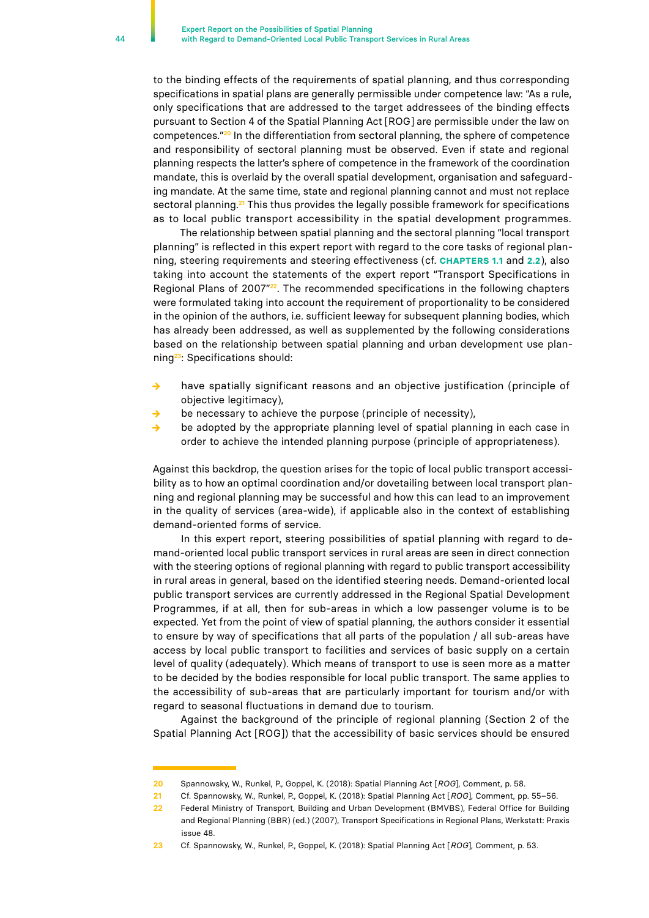to the binding effects of the requirements of spatial planning, and thus corresponding specifications in spatial plans are generally permissible under competence law: "As a rule, only specifications that are addressed to the target addressees of the binding effects pursuant to Section 4 of the Spatial Planning Act [ROG] are permissible under the law on competences."[20] In the differentiation from sectoral planning, the sphere of competence and responsibility of sectoral planning must be observed. Even if state and regional planning respects the latter's sphere of competence in the framework of the coordination mandate, this is overlaid by the overall spatial development, organisation and safeguarding mandate. At the same time, state and regional planning cannot and must not replace sectoral planning.[21] This thus provides the legally possible framework for specifications as to local public transport accessibility in the spatial development programmes.

The relationship between spatial planning and the sectoral planning "local transport planning" is reflected in this expert report with regard to the core tasks of regional planning, steering requirements and steering effectiveness (cf. **chapters 1.1** and **2.2**), also taking into account the statements of the expert report "Transport Specifications in Regional Plans of 2007"[22]. The recommended specifications in the following chapters were formulated taking into account the requirement of proportionality to be considered in the opinion of the authors, i.e. sufficient leeway for subsequent planning bodies, which has already been addressed, as well as supplemented by the following considerations based on the relationship between spatial planning and urban development use planning[23]: Specifications should:

- have spatially significant reasons and an objective justification (principle of objective legitimacy),
- be necessary to achieve the purpose (principle of necessity),
- be adopted by the appropriate planning level of spatial planning in each case in order to achieve the intended planning purpose (principle of appropriateness).

Against this backdrop, the question arises for the topic of local public transport accessibility as to how an optimal coordination and/or dovetailing between local transport planning and regional planning may be successful and how this can lead to an improvement in the quality of services (area-wide), if applicable also in the context of establishing demand-oriented forms of service.

In this expert report, steering possibilities of spatial planning with regard to demand-oriented local public transport services in rural areas are seen in direct connection with the steering options of regional planning with regard to public transport accessibility in rural areas in general, based on the identified steering needs. Demand-oriented local public transport services are currently addressed in the Regional Spatial Development Programmes, if at all, then for sub-areas in which a low passenger volume is to be expected. Yet from the point of view of spatial planning, the authors consider it essential to ensure by way of specifications that all parts of the population / all sub-areas have access by local public transport to facilities and services of basic supply on a certain level of quality (adequately). Which means of transport to use is seen more as a matter to be decided by the bodies responsible for local public transport. The same applies to the accessibility of sub-areas that are particularly important for tourism and/or with regard to seasonal fluctuations in demand due to tourism.

Against the background of the principle of regional planning (Section 2 of the Spatial Planning Act [ROG]) that the accessibility of basic services should be ensured

---

[20] Spannowsky, W., Runkel, P., Goppel, K. (2018): Spatial Planning Act [*ROG*], Comment, p. 58.

[21] Cf. Spannowsky, W., Runkel, P., Goppel, K. (2018): Spatial Planning Act [*ROG*], Comment, pp. 55–56.

[22] Federal Ministry of Transport, Building and Urban Development (BMVBS), Federal Office for Building and Regional Planning (BBR) (ed.) (2007), Transport Specifications in Regional Plans, Werkstatt: Praxis issue 48.

[23] Cf. Spannowsky, W., Runkel, P., Goppel, K. (2018): Spatial Planning Act [*ROG*], Comment, p. 53.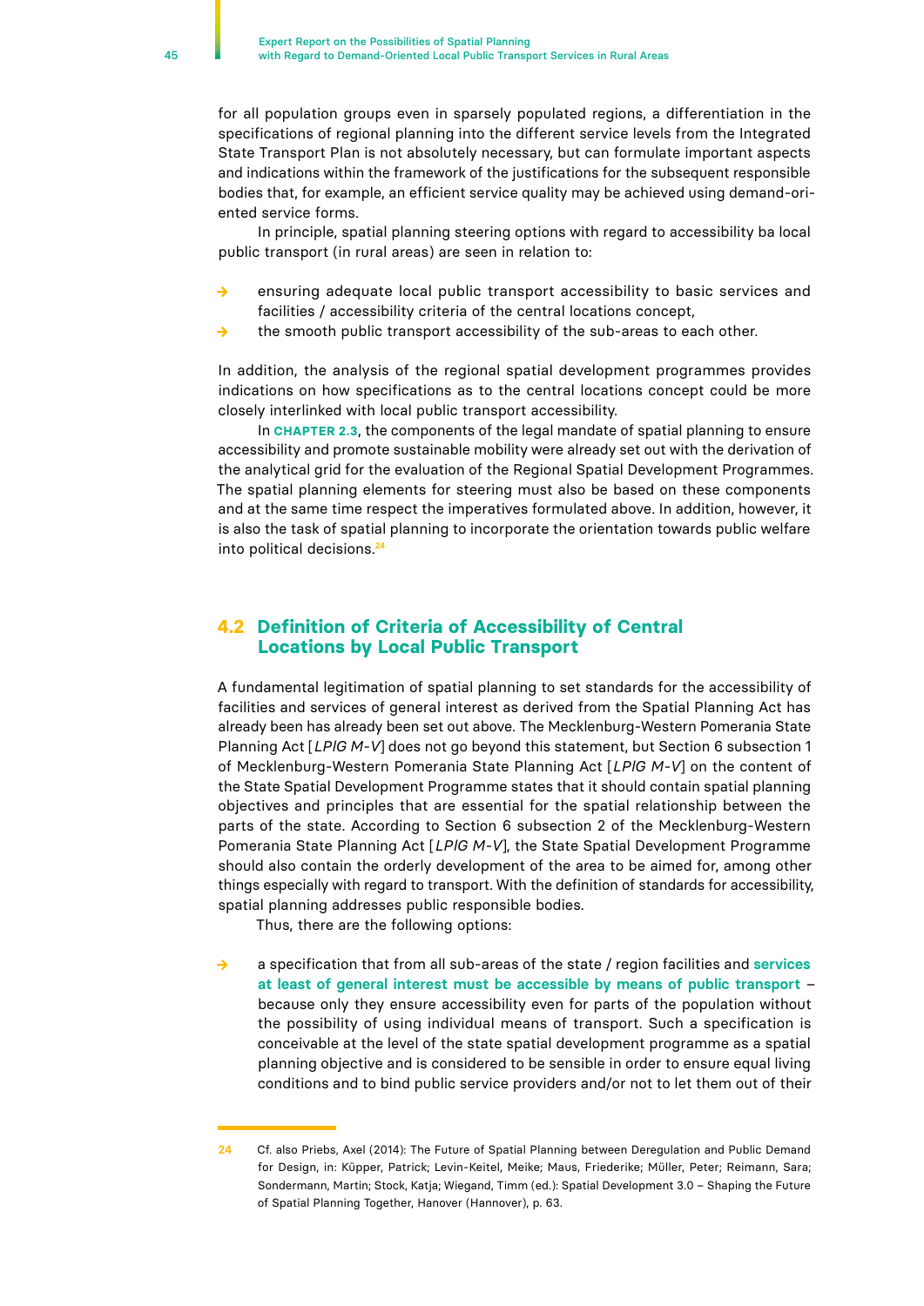for all population groups even in sparsely populated regions, a differentiation in the specifications of regional planning into the different service levels from the Integrated State Transport Plan is not absolutely necessary, but can formulate important aspects and indications within the framework of the justifications for the subsequent responsible bodies that, for example, an efficient service quality may be achieved using demand-oriented service forms.

In principle, spatial planning steering options with regard to accessibility ba local public transport (in rural areas) are seen in relation to:

- ensuring adequate local public transport accessibility to basic services and facilities / accessibility criteria of the central locations concept,
- the smooth public transport accessibility of the sub-areas to each other.

In addition, the analysis of the regional spatial development programmes provides indications on how specifications as to the central locations concept could be more closely interlinked with local public transport accessibility.

In **CHAPTER 2.3**, the components of the legal mandate of spatial planning to ensure accessibility and promote sustainable mobility were already set out with the derivation of the analytical grid for the evaluation of the Regional Spatial Development Programmes. The spatial planning elements for steering must also be based on these components and at the same time respect the imperatives formulated above. In addition, however, it is also the task of spatial planning to incorporate the orientation towards public welfare into political decisions.[24]

## 4.2 Definition of Criteria of Accessibility of Central Locations by Local Public Transport

A fundamental legitimation of spatial planning to set standards for the accessibility of facilities and services of general interest as derived from the Spatial Planning Act has already been has already been set out above. The Mecklenburg-Western Pomerania State Planning Act [*LPlG M-V*] does not go beyond this statement, but Section 6 subsection 1 of Mecklenburg-Western Pomerania State Planning Act [*LPlG M-V*] on the content of the State Spatial Development Programme states that it should contain spatial planning objectives and principles that are essential for the spatial relationship between the parts of the state. According to Section 6 subsection 2 of the Mecklenburg-Western Pomerania State Planning Act [*LPlG M-V*], the State Spatial Development Programme should also contain the orderly development of the area to be aimed for, among other things especially with regard to transport. With the definition of standards for accessibility, spatial planning addresses public responsible bodies.

Thus, there are the following options:

- a specification that from all sub-areas of the state / region facilities and **services at least of general interest must be accessible by means of public transport** – because only they ensure accessibility even for parts of the population without the possibility of using individual means of transport. Such a specification is conceivable at the level of the state spatial development programme as a spatial planning objective and is considered to be sensible in order to ensure equal living conditions and to bind public service providers and/or not to let them out of their

---

[24] Cf. also Priebs, Axel (2014): The Future of Spatial Planning between Deregulation and Public Demand for Design, in: Küpper, Patrick; Levin-Keitel, Meike; Maus, Friederike; Müller, Peter; Reimann, Sara; Sondermann, Martin; Stock, Katja; Wiegand, Timm (ed.): Spatial Development 3.0 – Shaping the Future of Spatial Planning Together, Hanover (Hannover), p. 63.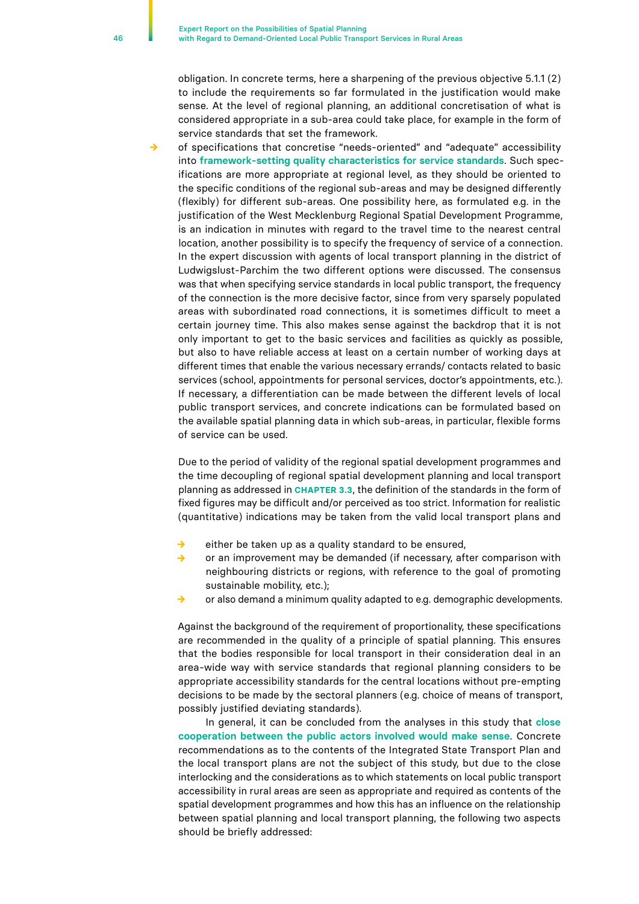obligation. In concrete terms, here a sharpening of the previous objective 5.1.1 (2) to include the requirements so far formulated in the justification would make sense. At the level of regional planning, an additional concretisation of what is considered appropriate in a sub-area could take place, for example in the form of service standards that set the framework.

- of specifications that concretise "needs-oriented" and "adequate" accessibility into **framework-setting quality characteristics for service standards**. Such specifications are more appropriate at regional level, as they should be oriented to the specific conditions of the regional sub-areas and may be designed differently (flexibly) for different sub-areas. One possibility here, as formulated e.g. in the justification of the West Mecklenburg Regional Spatial Development Programme, is an indication in minutes with regard to the travel time to the nearest central location, another possibility is to specify the frequency of service of a connection. In the expert discussion with agents of local transport planning in the district of Ludwigslust-Parchim the two different options were discussed. The consensus was that when specifying service standards in local public transport, the frequency of the connection is the more decisive factor, since from very sparsely populated areas with subordinated road connections, it is sometimes difficult to meet a certain journey time. This also makes sense against the backdrop that it is not only important to get to the basic services and facilities as quickly as possible, but also to have reliable access at least on a certain number of working days at different times that enable the various necessary errands/ contacts related to basic services (school, appointments for personal services, doctor's appointments, etc.). If necessary, a differentiation can be made between the different levels of local public transport services, and concrete indications can be formulated based on the available spatial planning data in which sub-areas, in particular, flexible forms of service can be used.

Due to the period of validity of the regional spatial development programmes and the time decoupling of regional spatial development planning and local transport planning as addressed in **CHAPTER 3.3**, the definition of the standards in the form of fixed figures may be difficult and/or perceived as too strict. Information for realistic (quantitative) indications may be taken from the valid local transport plans and

- either be taken up as a quality standard to be ensured,
- or an improvement may be demanded (if necessary, after comparison with neighbouring districts or regions, with reference to the goal of promoting sustainable mobility, etc.);
- or also demand a minimum quality adapted to e.g. demographic developments.

Against the background of the requirement of proportionality, these specifications are recommended in the quality of a principle of spatial planning. This ensures that the bodies responsible for local transport in their consideration deal in an area-wide way with service standards that regional planning considers to be appropriate accessibility standards for the central locations without pre-empting decisions to be made by the sectoral planners (e.g. choice of means of transport, possibly justified deviating standards).

In general, it can be concluded from the analyses in this study that **close cooperation between the public actors involved would make sense**. Concrete recommendations as to the contents of the Integrated State Transport Plan and the local transport plans are not the subject of this study, but due to the close interlocking and the considerations as to which statements on local public transport accessibility in rural areas are seen as appropriate and required as contents of the spatial development programmes and how this has an influence on the relationship between spatial planning and local transport planning, the following two aspects should be briefly addressed: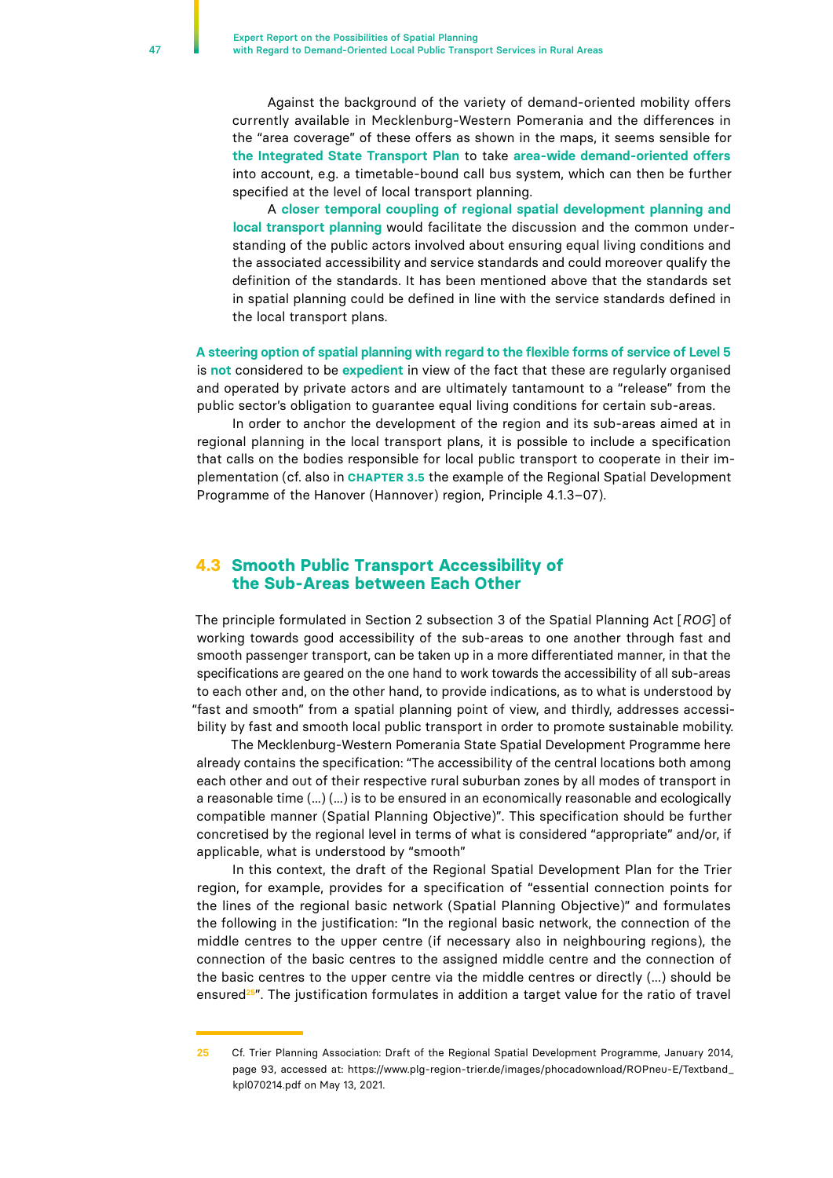Against the background of the variety of demand-oriented mobility offers currently available in Mecklenburg-Western Pomerania and the differences in the "area coverage" of these offers as shown in the maps, it seems sensible for **the Integrated State Transport Plan** to take **area-wide demand-oriented offers** into account, e.g. a timetable-bound call bus system, which can then be further specified at the level of local transport planning.

A **closer temporal coupling of regional spatial development planning and local transport planning** would facilitate the discussion and the common understanding of the public actors involved about ensuring equal living conditions and the associated accessibility and service standards and could moreover qualify the definition of the standards. It has been mentioned above that the standards set in spatial planning could be defined in line with the service standards defined in the local transport plans.

**A steering option of spatial planning with regard to the flexible forms of service of Level 5** is **not** considered to be **expedient** in view of the fact that these are regularly organised and operated by private actors and are ultimately tantamount to a "release" from the public sector's obligation to guarantee equal living conditions for certain sub-areas.

In order to anchor the development of the region and its sub-areas aimed at in regional planning in the local transport plans, it is possible to include a specification that calls on the bodies responsible for local public transport to cooperate in their implementation (cf. also in **CHAPTER 3.5** the example of the Regional Spatial Development Programme of the Hanover (Hannover) region, Principle 4.1.3–07).

## 4.3 Smooth Public Transport Accessibility of the Sub-Areas between Each Other

The principle formulated in Section 2 subsection 3 of the Spatial Planning Act [*ROG*] of working towards good accessibility of the sub-areas to one another through fast and smooth passenger transport, can be taken up in a more differentiated manner, in that the specifications are geared on the one hand to work towards the accessibility of all sub-areas to each other and, on the other hand, to provide indications, as to what is understood by "fast and smooth" from a spatial planning point of view, and thirdly, addresses accessibility by fast and smooth local public transport in order to promote sustainable mobility.

The Mecklenburg-Western Pomerania State Spatial Development Programme here already contains the specification: "The accessibility of the central locations both among each other and out of their respective rural suburban zones by all modes of transport in a reasonable time (...) (...) is to be ensured in an economically reasonable and ecologically compatible manner (Spatial Planning Objective)". This specification should be further concretised by the regional level in terms of what is considered "appropriate" and/or, if applicable, what is understood by "smooth"

In this context, the draft of the Regional Spatial Development Plan for the Trier region, for example, provides for a specification of "essential connection points for the lines of the regional basic network (Spatial Planning Objective)" and formulates the following in the justification: "In the regional basic network, the connection of the middle centres to the upper centre (if necessary also in neighbouring regions), the connection of the basic centres to the assigned middle centre and the connection of the basic centres to the upper centre via the middle centres or directly (...) should be ensured[25]". The justification formulates in addition a target value for the ratio of travel

[25] Cf. Trier Planning Association: Draft of the Regional Spatial Development Programme, January 2014, page 93, accessed at: https://www.plg-region-trier.de/images/phocadownload/ROPneu-E/Textband_kpl070214.pdf on May 13, 2021.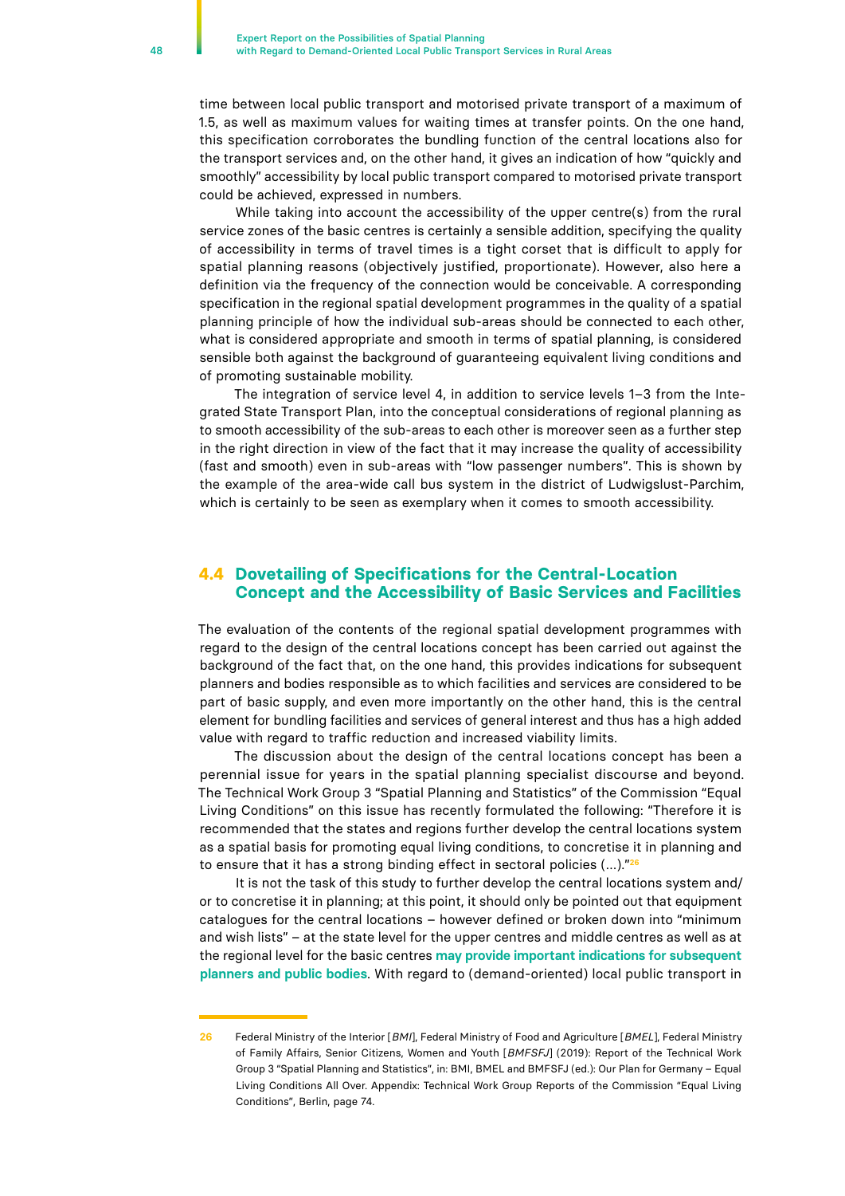time between local public transport and motorised private transport of a maximum of 1.5, as well as maximum values for waiting times at transfer points. On the one hand, this specification corroborates the bundling function of the central locations also for the transport services and, on the other hand, it gives an indication of how "quickly and smoothly" accessibility by local public transport compared to motorised private transport could be achieved, expressed in numbers.

While taking into account the accessibility of the upper centre(s) from the rural service zones of the basic centres is certainly a sensible addition, specifying the quality of accessibility in terms of travel times is a tight corset that is difficult to apply for spatial planning reasons (objectively justified, proportionate). However, also here a definition via the frequency of the connection would be conceivable. A corresponding specification in the regional spatial development programmes in the quality of a spatial planning principle of how the individual sub-areas should be connected to each other, what is considered appropriate and smooth in terms of spatial planning, is considered sensible both against the background of guaranteeing equivalent living conditions and of promoting sustainable mobility.

The integration of service level 4, in addition to service levels 1–3 from the Integrated State Transport Plan, into the conceptual considerations of regional planning as to smooth accessibility of the sub-areas to each other is moreover seen as a further step in the right direction in view of the fact that it may increase the quality of accessibility (fast and smooth) even in sub-areas with "low passenger numbers". This is shown by the example of the area-wide call bus system in the district of Ludwigslust-Parchim, which is certainly to be seen as exemplary when it comes to smooth accessibility.

## 4.4 Dovetailing of Specifications for the Central-Location Concept and the Accessibility of Basic Services and Facilities

The evaluation of the contents of the regional spatial development programmes with regard to the design of the central locations concept has been carried out against the background of the fact that, on the one hand, this provides indications for subsequent planners and bodies responsible as to which facilities and services are considered to be part of basic supply, and even more importantly on the other hand, this is the central element for bundling facilities and services of general interest and thus has a high added value with regard to traffic reduction and increased viability limits.

The discussion about the design of the central locations concept has been a perennial issue for years in the spatial planning specialist discourse and beyond. The Technical Work Group 3 "Spatial Planning and Statistics" of the Commission "Equal Living Conditions" on this issue has recently formulated the following: "Therefore it is recommended that the states and regions further develop the central locations system as a spatial basis for promoting equal living conditions, to concretise it in planning and to ensure that it has a strong binding effect in sectoral policies (...)."[26]

It is not the task of this study to further develop the central locations system and/or to concretise it in planning; at this point, it should only be pointed out that equipment catalogues for the central locations – however defined or broken down into "minimum and wish lists" – at the state level for the upper centres and middle centres as well as at the regional level for the basic centres **may provide important indications for subsequent planners and public bodies**. With regard to (demand-oriented) local public transport in

---

26 Federal Ministry of the Interior [*BMI*], Federal Ministry of Food and Agriculture [*BMEL*], Federal Ministry of Family Affairs, Senior Citizens, Women and Youth [*BMFSFJ*] (2019): Report of the Technical Work Group 3 "Spatial Planning and Statistics", in: BMI, BMEL and BMFSFJ (ed.): Our Plan for Germany – Equal Living Conditions All Over. Appendix: Technical Work Group Reports of the Commission "Equal Living Conditions", Berlin, page 74.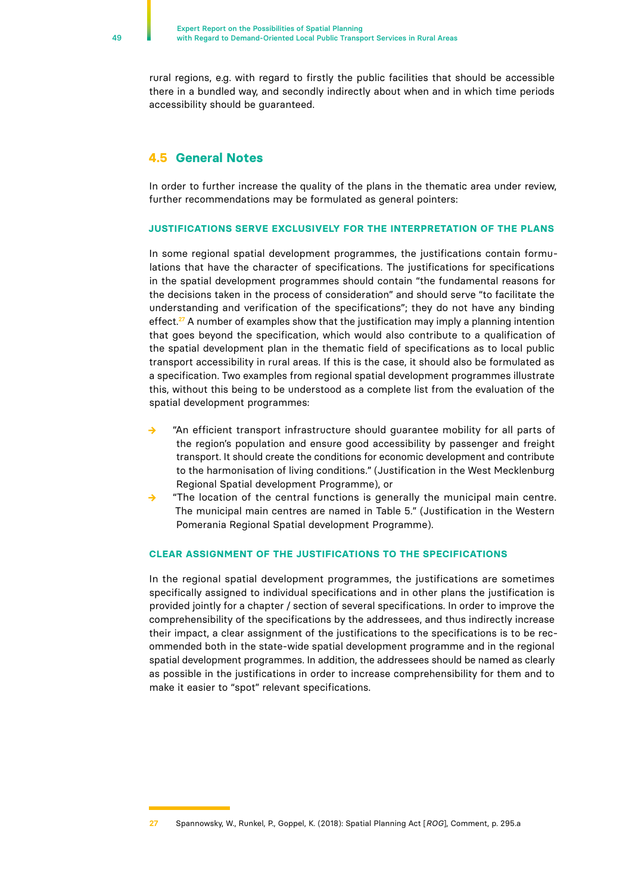rural regions, e.g. with regard to firstly the public facilities that should be accessible there in a bundled way, and secondly indirectly about when and in which time periods accessibility should be guaranteed.

## 4.5 General Notes

In order to further increase the quality of the plans in the thematic area under review, further recommendations may be formulated as general pointers:

#### JUSTIFICATIONS SERVE EXCLUSIVELY FOR THE INTERPRETATION OF THE PLANS

In some regional spatial development programmes, the justifications contain formulations that have the character of specifications. The justifications for specifications in the spatial development programmes should contain "the fundamental reasons for the decisions taken in the process of consideration" and should serve "to facilitate the understanding and verification of the specifications"; they do not have any binding effect.[27] A number of examples show that the justification may imply a planning intention that goes beyond the specification, which would also contribute to a qualification of the spatial development plan in the thematic field of specifications as to local public transport accessibility in rural areas. If this is the case, it should also be formulated as a specification. Two examples from regional spatial development programmes illustrate this, without this being to be understood as a complete list from the evaluation of the spatial development programmes:

- "An efficient transport infrastructure should guarantee mobility for all parts of the region's population and ensure good accessibility by passenger and freight transport. It should create the conditions for economic development and contribute to the harmonisation of living conditions." (Justification in the West Mecklenburg Regional Spatial development Programme), or
- "The location of the central functions is generally the municipal main centre. The municipal main centres are named in Table 5." (Justification in the Western Pomerania Regional Spatial development Programme).

#### CLEAR ASSIGNMENT OF THE JUSTIFICATIONS TO THE SPECIFICATIONS

In the regional spatial development programmes, the justifications are sometimes specifically assigned to individual specifications and in other plans the justification is provided jointly for a chapter / section of several specifications. In order to improve the comprehensibility of the specifications by the addressees, and thus indirectly increase their impact, a clear assignment of the justifications to the specifications is to be recommended both in the state-wide spatial development programme and in the regional spatial development programmes. In addition, the addressees should be named as clearly as possible in the justifications in order to increase comprehensibility for them and to make it easier to "spot" relevant specifications.

---

27 Spannowsky, W., Runkel, P., Goppel, K. (2018): Spatial Planning Act [*ROG*], Comment, p. 295.a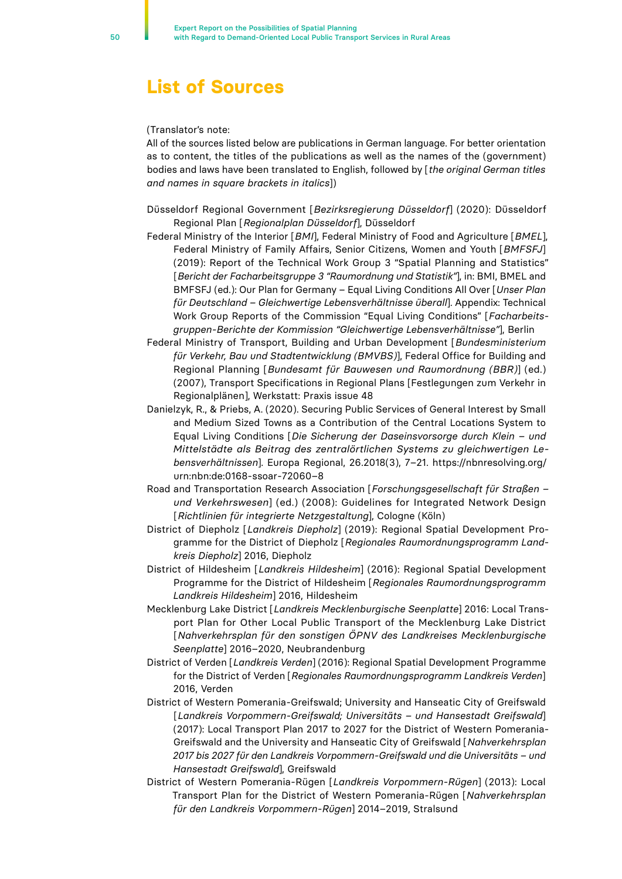# List of Sources

(Translator's note:
All of the sources listed below are publications in German language. For better orientation as to content, the titles of the publications as well as the names of the (government) bodies and laws have been translated to English, followed by [*the original German titles and names in square brackets in italics*])

Düsseldorf Regional Government [*Bezirksregierung Düsseldorf*] (2020): Düsseldorf Regional Plan [*Regionalplan Düsseldorf*], Düsseldorf

Federal Ministry of the Interior [*BMI*], Federal Ministry of Food and Agriculture [*BMEL*], Federal Ministry of Family Affairs, Senior Citizens, Women and Youth [*BMFSFJ*] (2019): Report of the Technical Work Group 3 "Spatial Planning and Statistics" [*Bericht der Facharbeitsgruppe 3 "Raumordnung und Statistik"*], in: BMI, BMEL and BMFSFJ (ed.): Our Plan for Germany – Equal Living Conditions All Over [*Unser Plan für Deutschland – Gleichwertige Lebensverhältnisse überall*]. Appendix: Technical Work Group Reports of the Commission "Equal Living Conditions" [*Facharbeitsgruppen-Berichte der Kommission "Gleichwertige Lebensverhältnisse"*], Berlin

Federal Ministry of Transport, Building and Urban Development [*Bundesministerium für Verkehr, Bau und Stadtentwicklung (BMVBS)*], Federal Office for Building and Regional Planning [*Bundesamt für Bauwesen und Raumordnung (BBR)*] (ed.) (2007), Transport Specifications in Regional Plans [Festlegungen zum Verkehr in Regionalplänen], Werkstatt: Praxis issue 48

Danielzyk, R., & Priebs, A. (2020). Securing Public Services of General Interest by Small and Medium Sized Towns as a Contribution of the Central Locations System to Equal Living Conditions [*Die Sicherung der Daseinsvorsorge durch Klein – und Mittelstädte als Beitrag des zentralörtlichen Systems zu gleichwertigen Lebensverhältnissen*]. Europa Regional, 26.2018(3), 7–21. https://nbnresolving.org/urn:nbn:de:0168-ssoar-72060–8

Road and Transportation Research Association [*Forschungsgesellschaft für Straßen – und Verkehrswesen*] (ed.) (2008): Guidelines for Integrated Network Design [*Richtlinien für integrierte Netzgestaltung*], Cologne (Köln)

District of Diepholz [*Landkreis Diepholz*] (2019): Regional Spatial Development Programme for the District of Diepholz [*Regionales Raumordnungsprogramm Landkreis Diepholz*] 2016, Diepholz

District of Hildesheim [*Landkreis Hildesheim*] (2016): Regional Spatial Development Programme for the District of Hildesheim [*Regionales Raumordnungsprogramm Landkreis Hildesheim*] 2016, Hildesheim

Mecklenburg Lake District [*Landkreis Mecklenburgische Seenplatte*] 2016: Local Transport Plan for Other Local Public Transport of the Mecklenburg Lake District [*Nahverkehrsplan für den sonstigen ÖPNV des Landkreises Mecklenburgische Seenplatte*] 2016–2020, Neubrandenburg

District of Verden [*Landkreis Verden*] (2016): Regional Spatial Development Programme for the District of Verden [*Regionales Raumordnungsprogramm Landkreis Verden*] 2016, Verden

District of Western Pomerania-Greifswald; University and Hanseatic City of Greifswald [*Landkreis Vorpommern-Greifswald; Universitäts – und Hansestadt Greifswald*] (2017): Local Transport Plan 2017 to 2027 for the District of Western Pomerania-Greifswald and the University and Hanseatic City of Greifswald [*Nahverkehrsplan 2017 bis 2027 für den Landkreis Vorpommern-Greifswald und die Universitäts – und Hansestadt Greifswald*], Greifswald

District of Western Pomerania-Rügen [*Landkreis Vorpommern-Rügen*] (2013): Local Transport Plan for the District of Western Pomerania-Rügen [*Nahverkehrsplan für den Landkreis Vorpommern-Rügen*] 2014–2019, Stralsund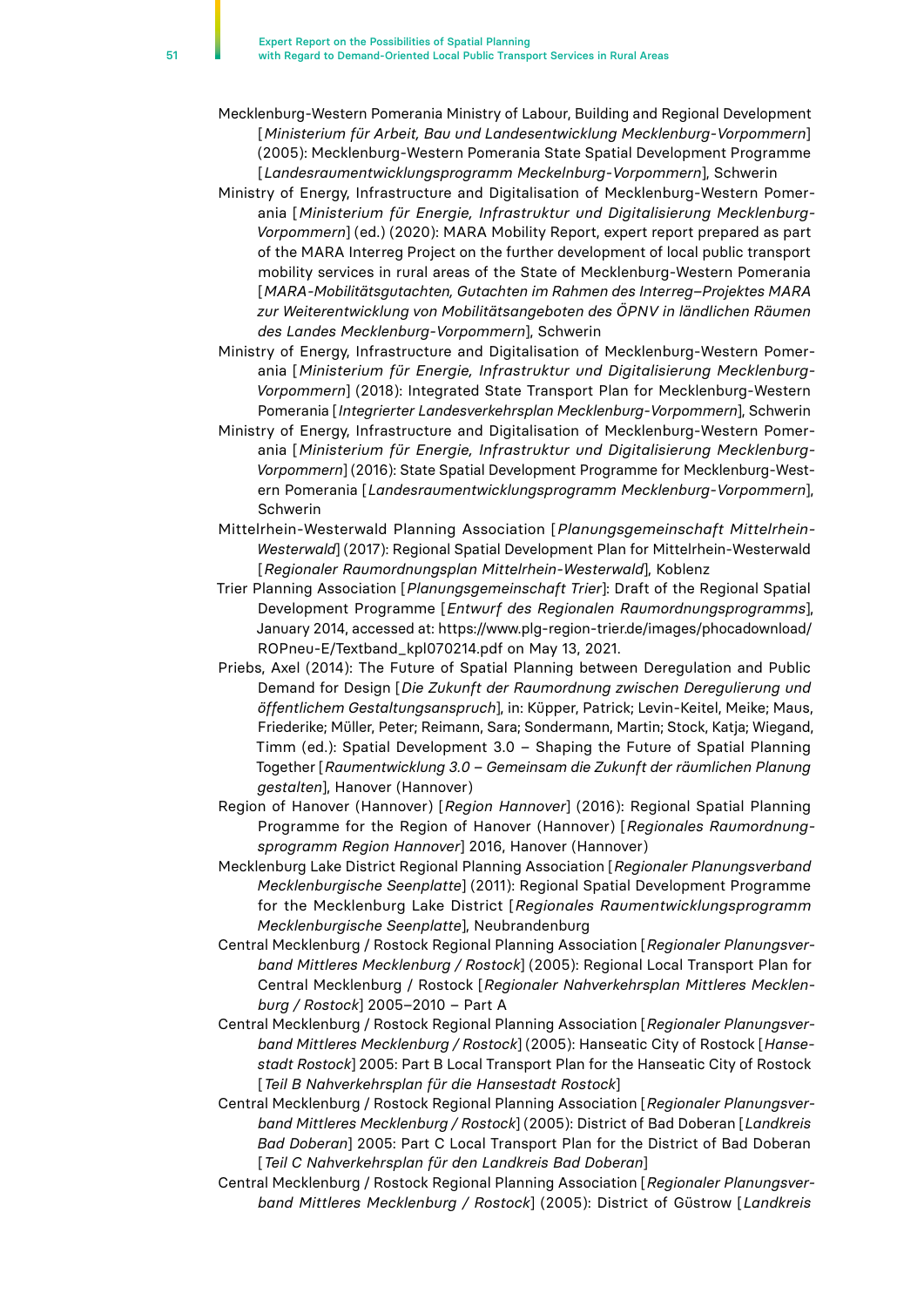Mecklenburg-Western Pomerania Ministry of Labour, Building and Regional Development [*Ministerium für Arbeit, Bau und Landesentwicklung Mecklenburg-Vorpommern*] (2005): Mecklenburg-Western Pomerania State Spatial Development Programme [*Landesraumentwicklungsprogramm Meckelnburg-Vorpommern*], Schwerin

Ministry of Energy, Infrastructure and Digitalisation of Mecklenburg-Western Pomerania [*Ministerium für Energie, Infrastruktur und Digitalisierung Mecklenburg-Vorpommern*] (ed.) (2020): MARA Mobility Report, expert report prepared as part of the MARA Interreg Project on the further development of local public transport mobility services in rural areas of the State of Mecklenburg-Western Pomerania [*MARA-Mobilitätsgutachten, Gutachten im Rahmen des Interreg–Projektes MARA zur Weiterentwicklung von Mobilitätsangeboten des ÖPNV in ländlichen Räumen des Landes Mecklenburg-Vorpommern*], Schwerin

Ministry of Energy, Infrastructure and Digitalisation of Mecklenburg-Western Pomerania [*Ministerium für Energie, Infrastruktur und Digitalisierung Mecklenburg-Vorpommern*] (2018): Integrated State Transport Plan for Mecklenburg-Western Pomerania [*Integrierter Landesverkehrsplan Mecklenburg-Vorpommern*], Schwerin

Ministry of Energy, Infrastructure and Digitalisation of Mecklenburg-Western Pomerania [*Ministerium für Energie, Infrastruktur und Digitalisierung Mecklenburg-Vorpommern*] (2016): State Spatial Development Programme for Mecklenburg-Western Pomerania [*Landesraumentwicklungsprogramm Mecklenburg-Vorpommern*], Schwerin

Mittelrhein-Westerwald Planning Association [*Planungsgemeinschaft Mittelrhein-Westerwald*] (2017): Regional Spatial Development Plan for Mittelrhein-Westerwald [*Regionaler Raumordnungsplan Mittelrhein-Westerwald*], Koblenz

Trier Planning Association [*Planungsgemeinschaft Trier*]: Draft of the Regional Spatial Development Programme [*Entwurf des Regionalen Raumordnungsprogramms*], January 2014, accessed at: https://www.plg-region-trier.de/images/phocadownload/ROPneu-E/Textband_kpl070214.pdf on May 13, 2021.

Priebs, Axel (2014): The Future of Spatial Planning between Deregulation and Public Demand for Design [*Die Zukunft der Raumordnung zwischen Deregulierung und öffentlichem Gestaltungsanspruch*], in: Küpper, Patrick; Levin-Keitel, Meike; Maus, Friederike; Müller, Peter; Reimann, Sara; Sondermann, Martin; Stock, Katja; Wiegand, Timm (ed.): Spatial Development 3.0 – Shaping the Future of Spatial Planning Together [*Raumentwicklung 3.0 – Gemeinsam die Zukunft der räumlichen Planung gestalten*], Hanover (Hannover)

Region of Hanover (Hannover) [*Region Hannover*] (2016): Regional Spatial Planning Programme for the Region of Hanover (Hannover) [*Regionales Raumordnungsprogramm Region Hannover*] 2016, Hanover (Hannover)

Mecklenburg Lake District Regional Planning Association [*Regionaler Planungsverband Mecklenburgische Seenplatte*] (2011): Regional Spatial Development Programme for the Mecklenburg Lake District [*Regionales Raumentwicklungsprogramm Mecklenburgische Seenplatte*], Neubrandenburg

Central Mecklenburg / Rostock Regional Planning Association [*Regionaler Planungsverband Mittleres Mecklenburg / Rostock*] (2005): Regional Local Transport Plan for Central Mecklenburg / Rostock [*Regionaler Nahverkehrsplan Mittleres Mecklenburg / Rostock*] 2005–2010 – Part A

Central Mecklenburg / Rostock Regional Planning Association [*Regionaler Planungsverband Mittleres Mecklenburg / Rostock*] (2005): Hanseatic City of Rostock [*Hansestadt Rostock*] 2005: Part B Local Transport Plan for the Hanseatic City of Rostock [*Teil B Nahverkehrsplan für die Hansestadt Rostock*]

Central Mecklenburg / Rostock Regional Planning Association [*Regionaler Planungsverband Mittleres Mecklenburg / Rostock*] (2005): District of Bad Doberan [*Landkreis Bad Doberan*] 2005: Part C Local Transport Plan for the District of Bad Doberan [*Teil C Nahverkehrsplan für den Landkreis Bad Doberan*]

Central Mecklenburg / Rostock Regional Planning Association [*Regionaler Planungsverband Mittleres Mecklenburg / Rostock*] (2005): District of Güstrow [*Landkreis*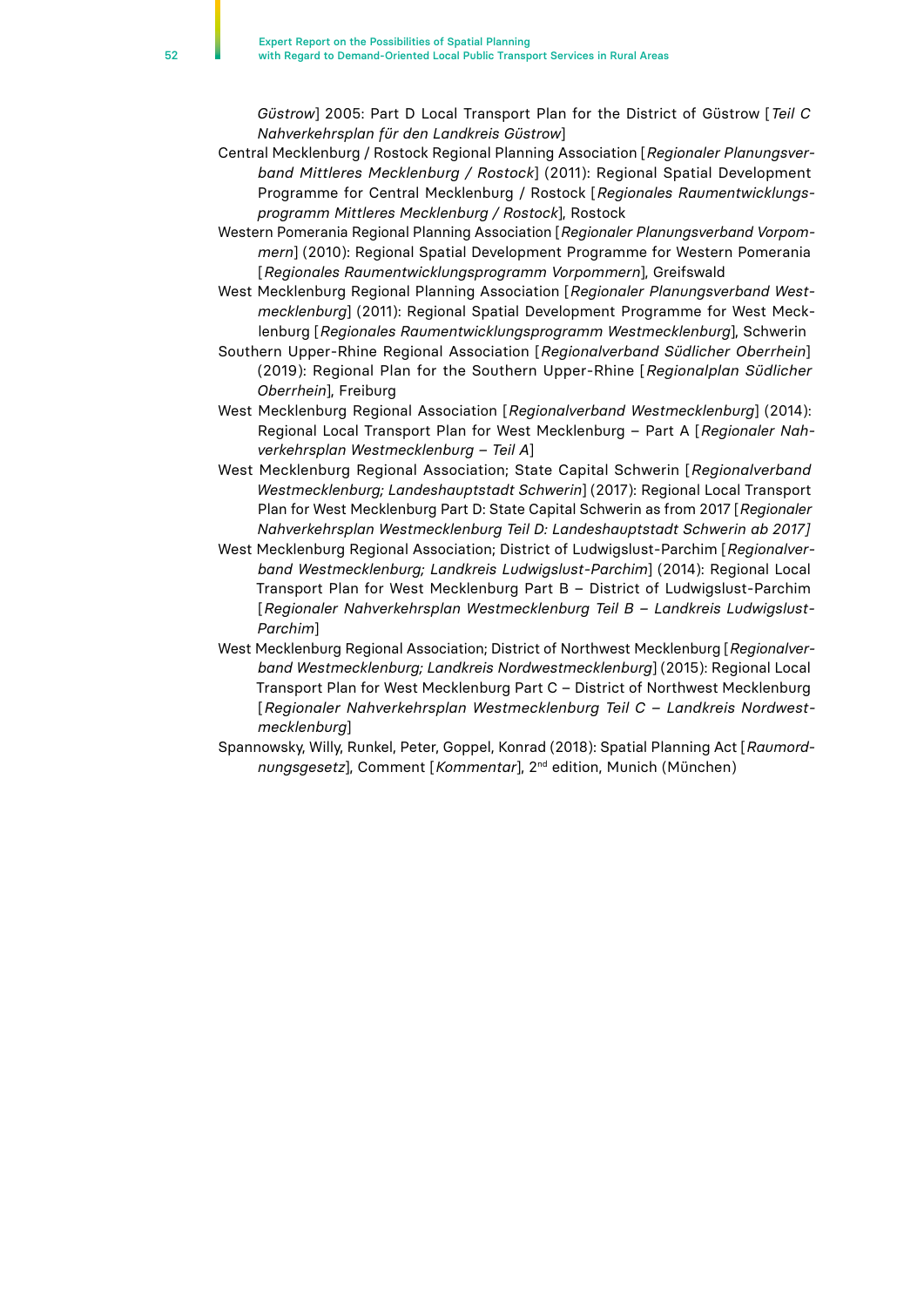*Güstrow*] 2005: Part D Local Transport Plan for the District of Güstrow [*Teil C Nahverkehrsplan für den Landkreis Güstrow*]

Central Mecklenburg / Rostock Regional Planning Association [*Regionaler Planungsverband Mittleres Mecklenburg / Rostock*] (2011): Regional Spatial Development Programme for Central Mecklenburg / Rostock [*Regionales Raumentwicklungsprogramm Mittleres Mecklenburg / Rostock*], Rostock

Western Pomerania Regional Planning Association [*Regionaler Planungsverband Vorpommern*] (2010): Regional Spatial Development Programme for Western Pomerania [*Regionales Raumentwicklungsprogramm Vorpommern*], Greifswald

West Mecklenburg Regional Planning Association [*Regionaler Planungsverband Westmecklenburg*] (2011): Regional Spatial Development Programme for West Mecklenburg [*Regionales Raumentwicklungsprogramm Westmecklenburg*], Schwerin

Southern Upper-Rhine Regional Association [*Regionalverband Südlicher Oberrhein*] (2019): Regional Plan for the Southern Upper-Rhine [*Regionalplan Südlicher Oberrhein*], Freiburg

West Mecklenburg Regional Association [*Regionalverband Westmecklenburg*] (2014): Regional Local Transport Plan for West Mecklenburg – Part A [*Regionaler Nahverkehrsplan Westmecklenburg – Teil A*]

West Mecklenburg Regional Association; State Capital Schwerin [*Regionalverband Westmecklenburg; Landeshauptstadt Schwerin*] (2017): Regional Local Transport Plan for West Mecklenburg Part D: State Capital Schwerin as from 2017 [*Regionaler Nahverkehrsplan Westmecklenburg Teil D: Landeshauptstadt Schwerin ab 2017]*

West Mecklenburg Regional Association; District of Ludwigslust-Parchim [*Regionalverband Westmecklenburg; Landkreis Ludwigslust-Parchim*] (2014): Regional Local Transport Plan for West Mecklenburg Part B – District of Ludwigslust-Parchim [*Regionaler Nahverkehrsplan Westmecklenburg Teil B – Landkreis Ludwigslust-Parchim*]

West Mecklenburg Regional Association; District of Northwest Mecklenburg [*Regionalverband Westmecklenburg; Landkreis Nordwestmecklenburg*] (2015): Regional Local Transport Plan for West Mecklenburg Part C – District of Northwest Mecklenburg [*Regionaler Nahverkehrsplan Westmecklenburg Teil C – Landkreis Nordwestmecklenburg*]

Spannowsky, Willy, Runkel, Peter, Goppel, Konrad (2018): Spatial Planning Act [*Raumordnungsgesetz*], Comment [*Kommentar*], 2nd edition, Munich (München)